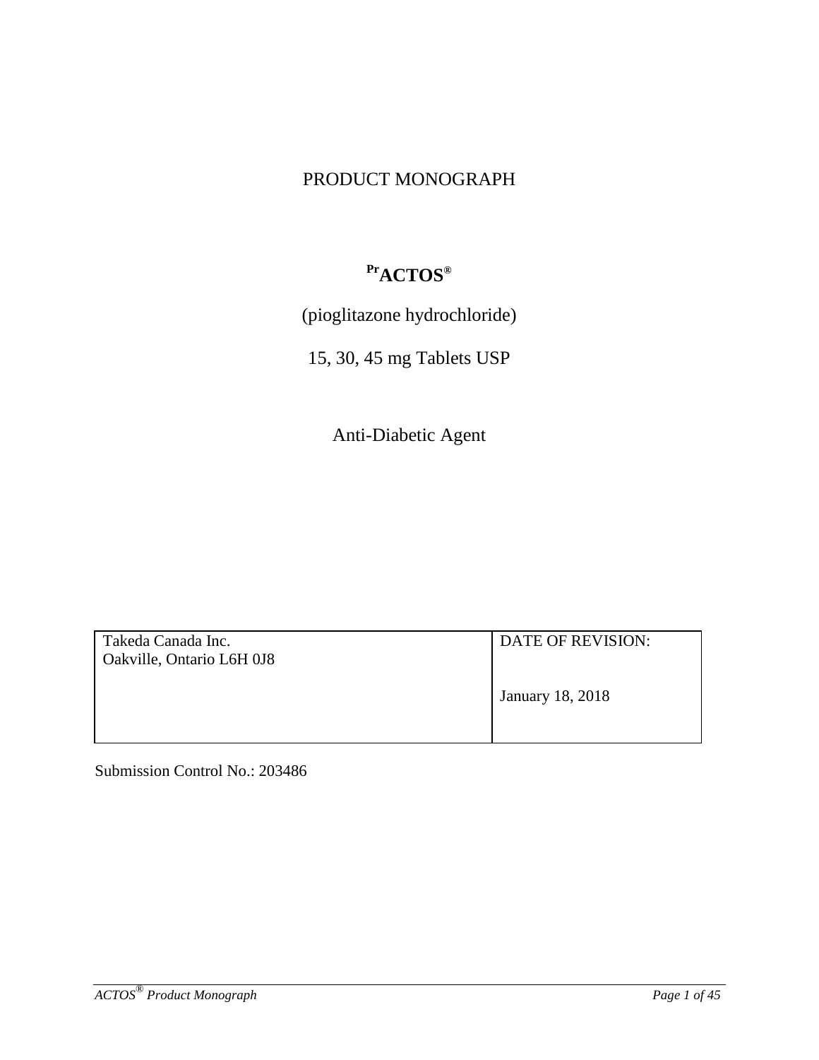# PRODUCT MONOGRAPH

## PrACTOS®

(pioglitazone hydrochloride)

15, 30, 45 mg Tablets USP

Anti-Diabetic Agent

| Takeda Canada Inc.<br>Oakville, Ontario L6H 0J8 | DATE OF REVISION:<br><br>January 18, 2018 |
|---|---|

Submission Control No.: 203486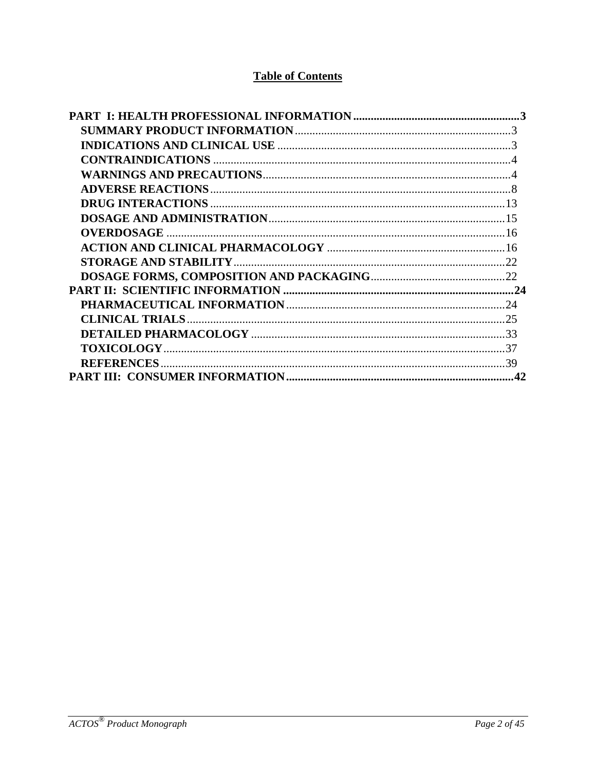## Table of Contents

**PART I: HEALTH PROFESSIONAL INFORMATION** ........................................................ **3**

- **SUMMARY PRODUCT INFORMATION** ........................................................ 3
- **INDICATIONS AND CLINICAL USE** ........................................................ 3
- **CONTRAINDICATIONS** ........................................................ 4
- **WARNINGS AND PRECAUTIONS** ........................................................ 4
- **ADVERSE REACTIONS** ........................................................ 8
- **DRUG INTERACTIONS** ........................................................ 13
- **DOSAGE AND ADMINISTRATION** ........................................................ 15
- **OVERDOSAGE** ........................................................ 16
- **ACTION AND CLINICAL PHARMACOLOGY** ........................................................ 16
- **STORAGE AND STABILITY** ........................................................ 22
- **DOSAGE FORMS, COMPOSITION AND PACKAGING** ........................................................ 22

**PART II: SCIENTIFIC INFORMATION** ........................................................ **24**

- **PHARMACEUTICAL INFORMATION** ........................................................ 24
- **CLINICAL TRIALS** ........................................................ 25
- **DETAILED PHARMACOLOGY** ........................................................ 33
- **TOXICOLOGY** ........................................................ 37
- **REFERENCES** ........................................................ 39

**PART III: CONSUMER INFORMATION** ........................................................ **42**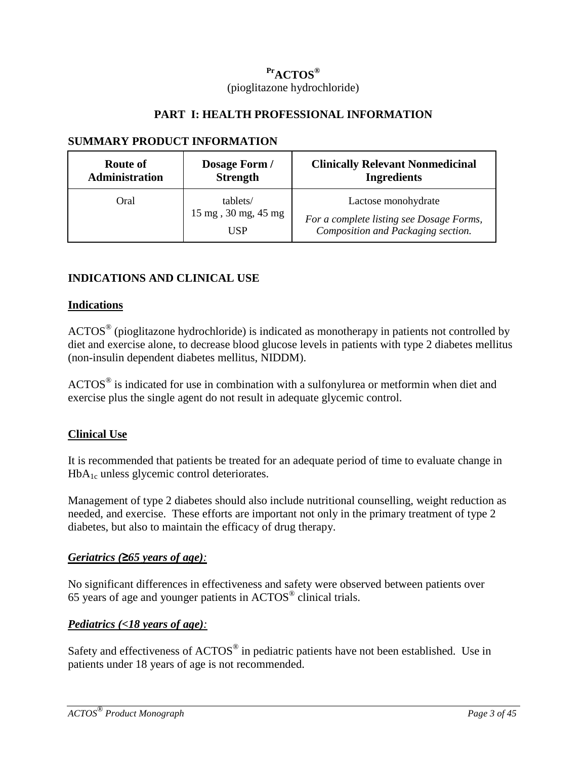<sup>Pr</sup>ACTOS®

(pioglitazone hydrochloride)

## PART I: HEALTH PROFESSIONAL INFORMATION

### SUMMARY PRODUCT INFORMATION

| Route of Administration | Dosage Form / Strength | Clinically Relevant Nonmedicinal Ingredients |
|---|---|---|
| Oral | tablets/ 15 mg , 30 mg, 45 mg USP | Lactose monohydrate *For a complete listing see Dosage Forms, Composition and Packaging section.* |

### INDICATIONS AND CLINICAL USE

#### Indications

ACTOS® (pioglitazone hydrochloride) is indicated as monotherapy in patients not controlled by diet and exercise alone, to decrease blood glucose levels in patients with type 2 diabetes mellitus (non-insulin dependent diabetes mellitus, NIDDM).

ACTOS® is indicated for use in combination with a sulfonylurea or metformin when diet and exercise plus the single agent do not result in adequate glycemic control.

#### Clinical Use

It is recommended that patients be treated for an adequate period of time to evaluate change in $HbA_{1c}$ unless glycemic control deteriorates.

Management of type 2 diabetes should also include nutritional counselling, weight reduction as needed, and exercise. These efforts are important not only in the primary treatment of type 2 diabetes, but also to maintain the efficacy of drug therapy.

***Geriatrics (≥65 years of age):***

No significant differences in effectiveness and safety were observed between patients over 65 years of age and younger patients in ACTOS® clinical trials.

***Pediatrics (<18 years of age):***

Safety and effectiveness of ACTOS® in pediatric patients have not been established. Use in patients under 18 years of age is not recommended.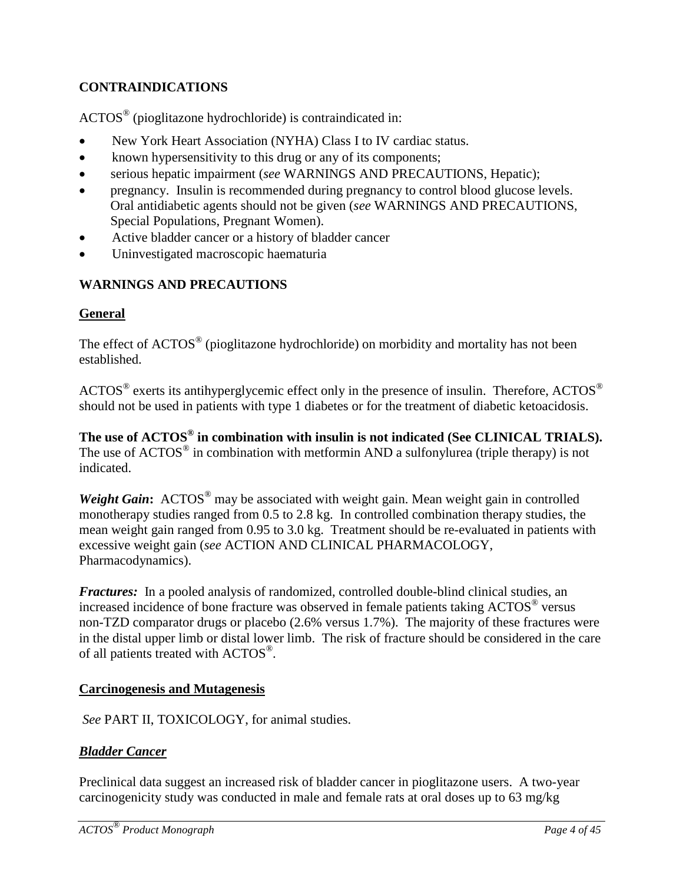## CONTRAINDICATIONS

ACTOS® (pioglitazone hydrochloride) is contraindicated in:

- New York Heart Association (NYHA) Class I to IV cardiac status.
- known hypersensitivity to this drug or any of its components;
- serious hepatic impairment (*see* WARNINGS AND PRECAUTIONS, Hepatic);
- pregnancy. Insulin is recommended during pregnancy to control blood glucose levels. Oral antidiabetic agents should not be given (*see* WARNINGS AND PRECAUTIONS, Special Populations, Pregnant Women).
- Active bladder cancer or a history of bladder cancer
- Uninvestigated macroscopic haematuria

## WARNINGS AND PRECAUTIONS

### General

The effect of ACTOS® (pioglitazone hydrochloride) on morbidity and mortality has not been established.

ACTOS® exerts its antihyperglycemic effect only in the presence of insulin. Therefore, ACTOS® should not be used in patients with type 1 diabetes or for the treatment of diabetic ketoacidosis.

**The use of ACTOS® in combination with insulin is not indicated (See CLINICAL TRIALS).** The use of ACTOS® in combination with metformin AND a sulfonylurea (triple therapy) is not indicated.

***Weight Gain*:** ACTOS® may be associated with weight gain. Mean weight gain in controlled monotherapy studies ranged from 0.5 to 2.8 kg. In controlled combination therapy studies, the mean weight gain ranged from 0.95 to 3.0 kg. Treatment should be re-evaluated in patients with excessive weight gain (*see* ACTION AND CLINICAL PHARMACOLOGY, Pharmacodynamics).

***Fractures:*** In a pooled analysis of randomized, controlled double-blind clinical studies, an increased incidence of bone fracture was observed in female patients taking ACTOS® versus non-TZD comparator drugs or placebo (2.6% versus 1.7%). The majority of these fractures were in the distal upper limb or distal lower limb. The risk of fracture should be considered in the care of all patients treated with ACTOS®.

### Carcinogenesis and Mutagenesis

*See* PART II, TOXICOLOGY, for animal studies.

#### ***Bladder Cancer***

Preclinical data suggest an increased risk of bladder cancer in pioglitazone users. A two-year carcinogenicity study was conducted in male and female rats at oral doses up to 63 mg/kg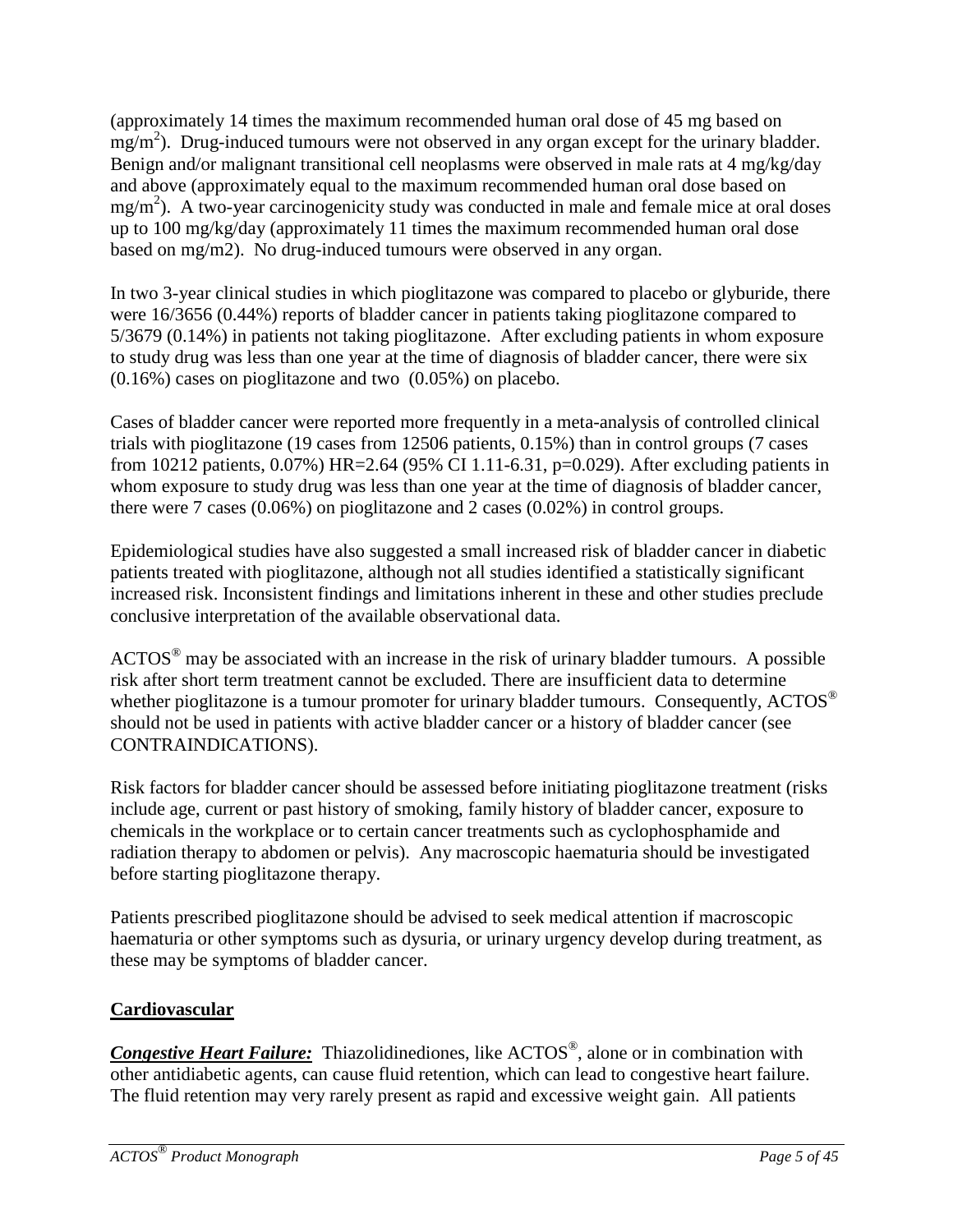(approximately 14 times the maximum recommended human oral dose of 45 mg based on $mg/m^2$). Drug-induced tumours were not observed in any organ except for the urinary bladder. Benign and/or malignant transitional cell neoplasms were observed in male rats at 4 mg/kg/day and above (approximately equal to the maximum recommended human oral dose based on $mg/m^2$). A two-year carcinogenicity study was conducted in male and female mice at oral doses up to 100 mg/kg/day (approximately 11 times the maximum recommended human oral dose based on mg/m2). No drug-induced tumours were observed in any organ.

In two 3-year clinical studies in which pioglitazone was compared to placebo or glyburide, there were 16/3656 (0.44%) reports of bladder cancer in patients taking pioglitazone compared to 5/3679 (0.14%) in patients not taking pioglitazone. After excluding patients in whom exposure to study drug was less than one year at the time of diagnosis of bladder cancer, there were six (0.16%) cases on pioglitazone and two (0.05%) on placebo.

Cases of bladder cancer were reported more frequently in a meta-analysis of controlled clinical trials with pioglitazone (19 cases from 12506 patients, 0.15%) than in control groups (7 cases from 10212 patients, 0.07%) HR=2.64 (95% CI 1.11-6.31, p=0.029). After excluding patients in whom exposure to study drug was less than one year at the time of diagnosis of bladder cancer, there were 7 cases (0.06%) on pioglitazone and 2 cases (0.02%) in control groups.

Epidemiological studies have also suggested a small increased risk of bladder cancer in diabetic patients treated with pioglitazone, although not all studies identified a statistically significant increased risk. Inconsistent findings and limitations inherent in these and other studies preclude conclusive interpretation of the available observational data.

ACTOS® may be associated with an increase in the risk of urinary bladder tumours. A possible risk after short term treatment cannot be excluded. There are insufficient data to determine whether pioglitazone is a tumour promoter for urinary bladder tumours. Consequently, ACTOS® should not be used in patients with active bladder cancer or a history of bladder cancer (see CONTRAINDICATIONS).

Risk factors for bladder cancer should be assessed before initiating pioglitazone treatment (risks include age, current or past history of smoking, family history of bladder cancer, exposure to chemicals in the workplace or to certain cancer treatments such as cyclophosphamide and radiation therapy to abdomen or pelvis). Any macroscopic haematuria should be investigated before starting pioglitazone therapy.

Patients prescribed pioglitazone should be advised to seek medical attention if macroscopic haematuria or other symptoms such as dysuria, or urinary urgency develop during treatment, as these may be symptoms of bladder cancer.

## Cardiovascular

***Congestive Heart Failure:*** Thiazolidinediones, like ACTOS®, alone or in combination with other antidiabetic agents, can cause fluid retention, which can lead to congestive heart failure. The fluid retention may very rarely present as rapid and excessive weight gain. All patients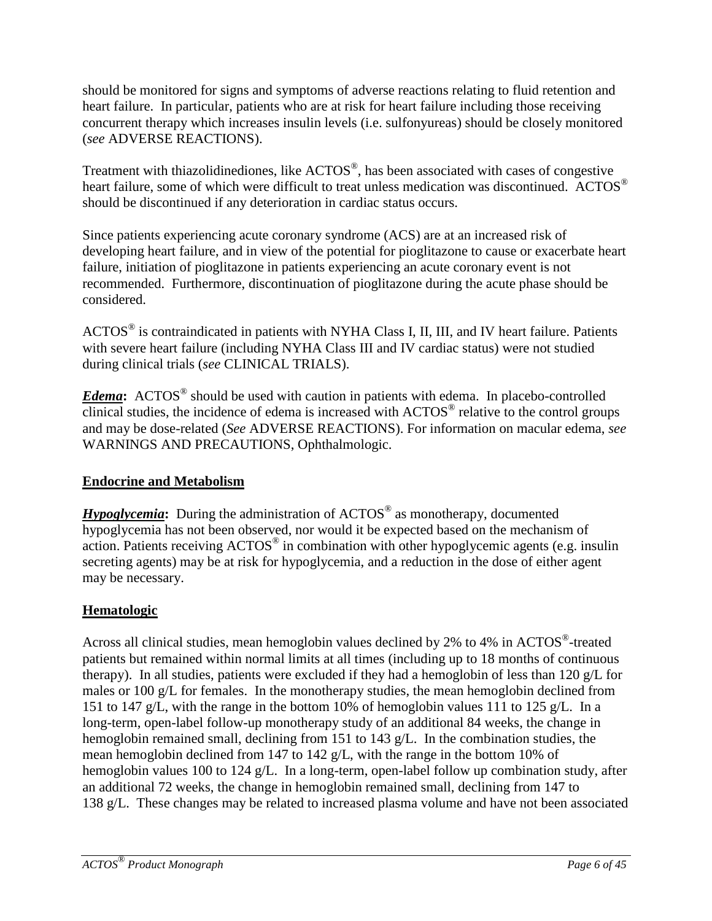should be monitored for signs and symptoms of adverse reactions relating to fluid retention and heart failure. In particular, patients who are at risk for heart failure including those receiving concurrent therapy which increases insulin levels (i.e. sulfonyureas) should be closely monitored (*see* ADVERSE REACTIONS).

Treatment with thiazolidinediones, like ACTOS®, has been associated with cases of congestive heart failure, some of which were difficult to treat unless medication was discontinued. ACTOS® should be discontinued if any deterioration in cardiac status occurs.

Since patients experiencing acute coronary syndrome (ACS) are at an increased risk of developing heart failure, and in view of the potential for pioglitazone to cause or exacerbate heart failure, initiation of pioglitazone in patients experiencing an acute coronary event is not recommended. Furthermore, discontinuation of pioglitazone during the acute phase should be considered.

ACTOS® is contraindicated in patients with NYHA Class I, II, III, and IV heart failure. Patients with severe heart failure (including NYHA Class III and IV cardiac status) were not studied during clinical trials (*see* CLINICAL TRIALS).

***Edema*:** ACTOS® should be used with caution in patients with edema. In placebo-controlled clinical studies, the incidence of edema is increased with ACTOS® relative to the control groups and may be dose-related (*See* ADVERSE REACTIONS). For information on macular edema, *see* WARNINGS AND PRECAUTIONS, Ophthalmologic.

## Endocrine and Metabolism

***Hypoglycemia*:** During the administration of ACTOS® as monotherapy, documented hypoglycemia has not been observed, nor would it be expected based on the mechanism of action. Patients receiving ACTOS® in combination with other hypoglycemic agents (e.g. insulin secreting agents) may be at risk for hypoglycemia, and a reduction in the dose of either agent may be necessary.

## Hematologic

Across all clinical studies, mean hemoglobin values declined by 2% to 4% in ACTOS®-treated patients but remained within normal limits at all times (including up to 18 months of continuous therapy). In all studies, patients were excluded if they had a hemoglobin of less than 120 g/L for males or 100 g/L for females. In the monotherapy studies, the mean hemoglobin declined from 151 to 147 g/L, with the range in the bottom 10% of hemoglobin values 111 to 125 g/L. In a long-term, open-label follow-up monotherapy study of an additional 84 weeks, the change in hemoglobin remained small, declining from 151 to 143 g/L. In the combination studies, the mean hemoglobin declined from 147 to 142 g/L, with the range in the bottom 10% of hemoglobin values 100 to 124 g/L. In a long-term, open-label follow up combination study, after an additional 72 weeks, the change in hemoglobin remained small, declining from 147 to 138 g/L. These changes may be related to increased plasma volume and have not been associated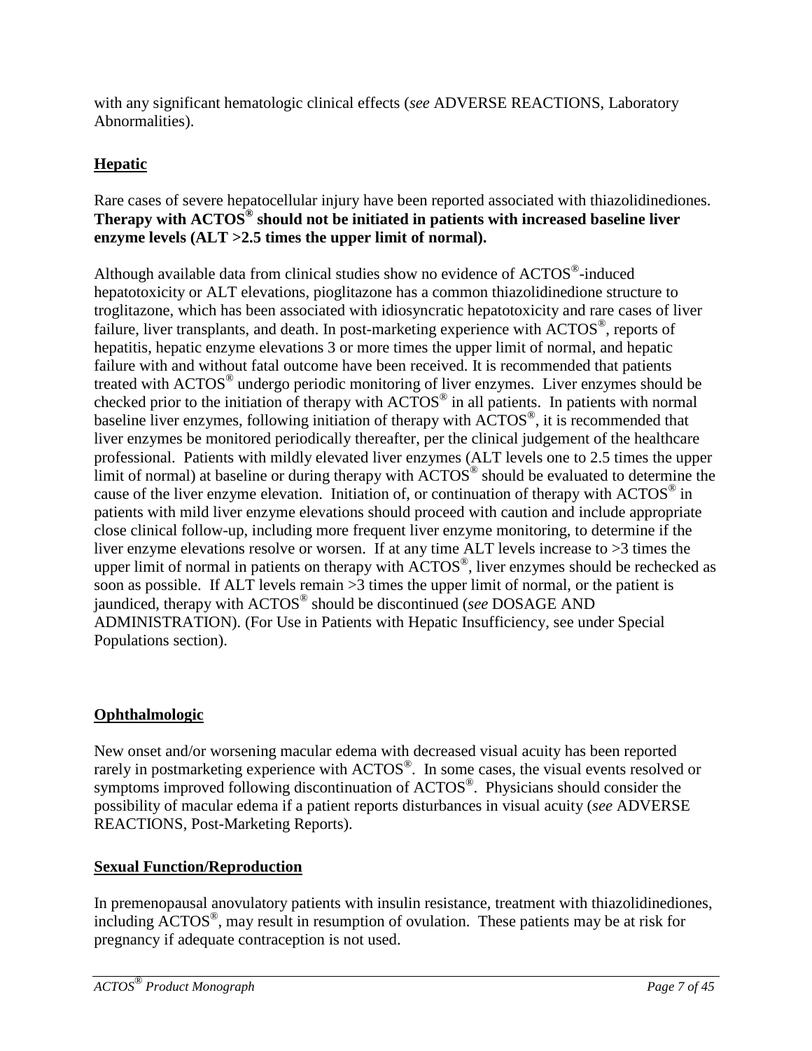with any significant hematologic clinical effects (*see* ADVERSE REACTIONS, Laboratory Abnormalities).

**Hepatic**

Rare cases of severe hepatocellular injury have been reported associated with thiazolidinediones. **Therapy with ACTOS® should not be initiated in patients with increased baseline liver enzyme levels (ALT >2.5 times the upper limit of normal).**

Although available data from clinical studies show no evidence of ACTOS®-induced hepatotoxicity or ALT elevations, pioglitazone has a common thiazolidinedione structure to troglitazone, which has been associated with idiosyncratic hepatotoxicity and rare cases of liver failure, liver transplants, and death. In post-marketing experience with ACTOS®, reports of hepatitis, hepatic enzyme elevations 3 or more times the upper limit of normal, and hepatic failure with and without fatal outcome have been received. It is recommended that patients treated with ACTOS® undergo periodic monitoring of liver enzymes. Liver enzymes should be checked prior to the initiation of therapy with ACTOS® in all patients. In patients with normal baseline liver enzymes, following initiation of therapy with ACTOS®, it is recommended that liver enzymes be monitored periodically thereafter, per the clinical judgement of the healthcare professional. Patients with mildly elevated liver enzymes (ALT levels one to 2.5 times the upper limit of normal) at baseline or during therapy with ACTOS® should be evaluated to determine the cause of the liver enzyme elevation. Initiation of, or continuation of therapy with ACTOS® in patients with mild liver enzyme elevations should proceed with caution and include appropriate close clinical follow-up, including more frequent liver enzyme monitoring, to determine if the liver enzyme elevations resolve or worsen. If at any time ALT levels increase to >3 times the upper limit of normal in patients on therapy with ACTOS®, liver enzymes should be rechecked as soon as possible. If ALT levels remain >3 times the upper limit of normal, or the patient is jaundiced, therapy with ACTOS® should be discontinued (*see* DOSAGE AND ADMINISTRATION). (For Use in Patients with Hepatic Insufficiency, see under Special Populations section).

**Ophthalmologic**

New onset and/or worsening macular edema with decreased visual acuity has been reported rarely in postmarketing experience with ACTOS®. In some cases, the visual events resolved or symptoms improved following discontinuation of ACTOS®. Physicians should consider the possibility of macular edema if a patient reports disturbances in visual acuity (*see* ADVERSE REACTIONS, Post-Marketing Reports).

**Sexual Function/Reproduction**

In premenopausal anovulatory patients with insulin resistance, treatment with thiazolidinediones, including ACTOS®, may result in resumption of ovulation. These patients may be at risk for pregnancy if adequate contraception is not used.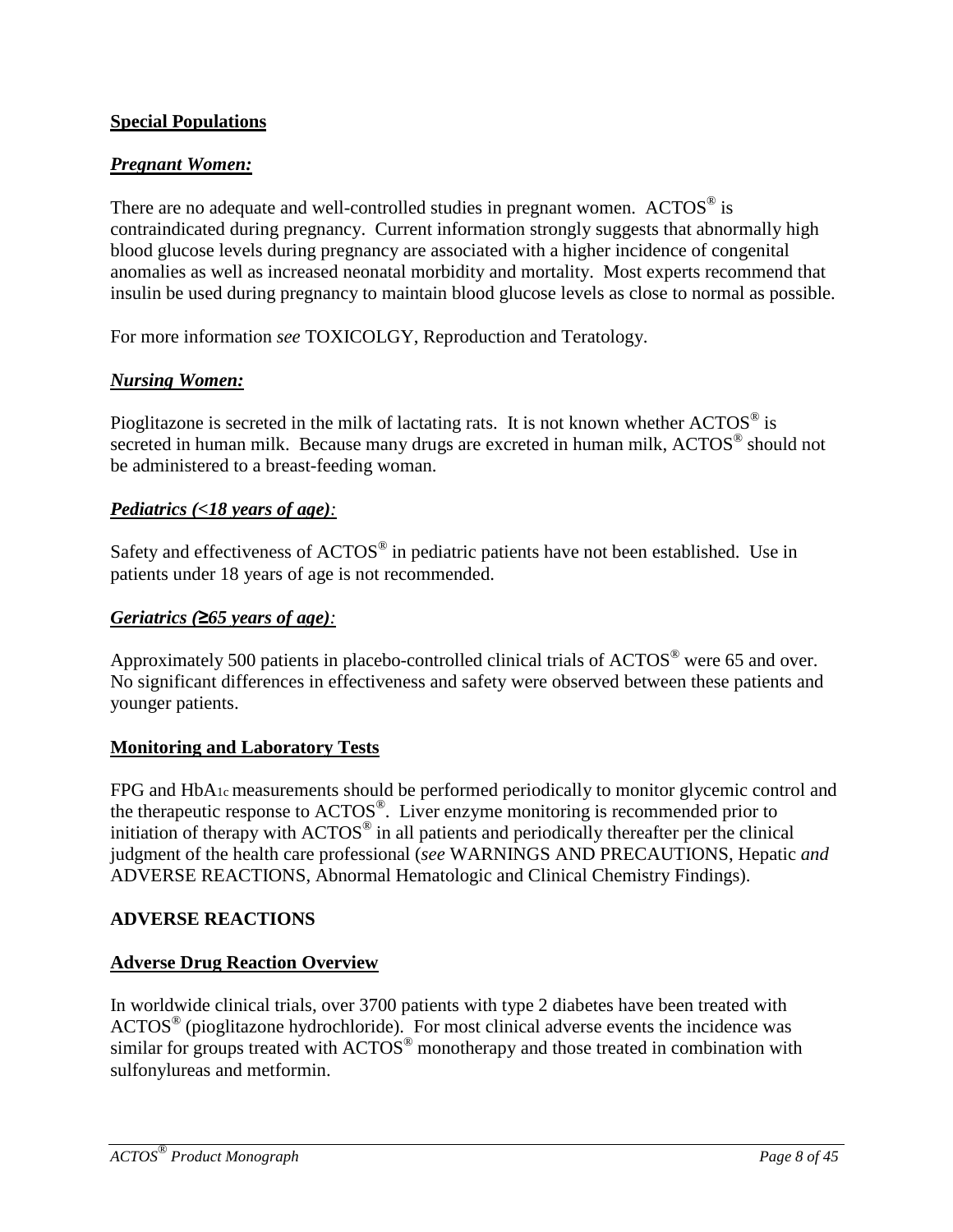### **Special Populations**

***Pregnant Women:***

There are no adequate and well-controlled studies in pregnant women. ACTOS® is contraindicated during pregnancy. Current information strongly suggests that abnormally high blood glucose levels during pregnancy are associated with a higher incidence of congenital anomalies as well as increased neonatal morbidity and mortality. Most experts recommend that insulin be used during pregnancy to maintain blood glucose levels as close to normal as possible.

For more information *see* TOXICOLGY, Reproduction and Teratology.

***Nursing Women:***

Pioglitazone is secreted in the milk of lactating rats. It is not known whether ACTOS® is secreted in human milk. Because many drugs are excreted in human milk, ACTOS® should not be administered to a breast-feeding woman.

***Pediatrics (<18 years of age):***

Safety and effectiveness of ACTOS® in pediatric patients have not been established. Use in patients under 18 years of age is not recommended.

***Geriatrics (≥65 years of age):***

Approximately 500 patients in placebo-controlled clinical trials of ACTOS® were 65 and over. No significant differences in effectiveness and safety were observed between these patients and younger patients.

### **Monitoring and Laboratory Tests**

FPG and $HbA_{1c}$ measurements should be performed periodically to monitor glycemic control and the therapeutic response to ACTOS®. Liver enzyme monitoring is recommended prior to initiation of therapy with ACTOS® in all patients and periodically thereafter per the clinical judgment of the health care professional (*see* WARNINGS AND PRECAUTIONS, Hepatic *and* ADVERSE REACTIONS, Abnormal Hematologic and Clinical Chemistry Findings).

## **ADVERSE REACTIONS**

### **Adverse Drug Reaction Overview**

In worldwide clinical trials, over 3700 patients with type 2 diabetes have been treated with ACTOS® (pioglitazone hydrochloride). For most clinical adverse events the incidence was similar for groups treated with ACTOS® monotherapy and those treated in combination with sulfonylureas and metformin.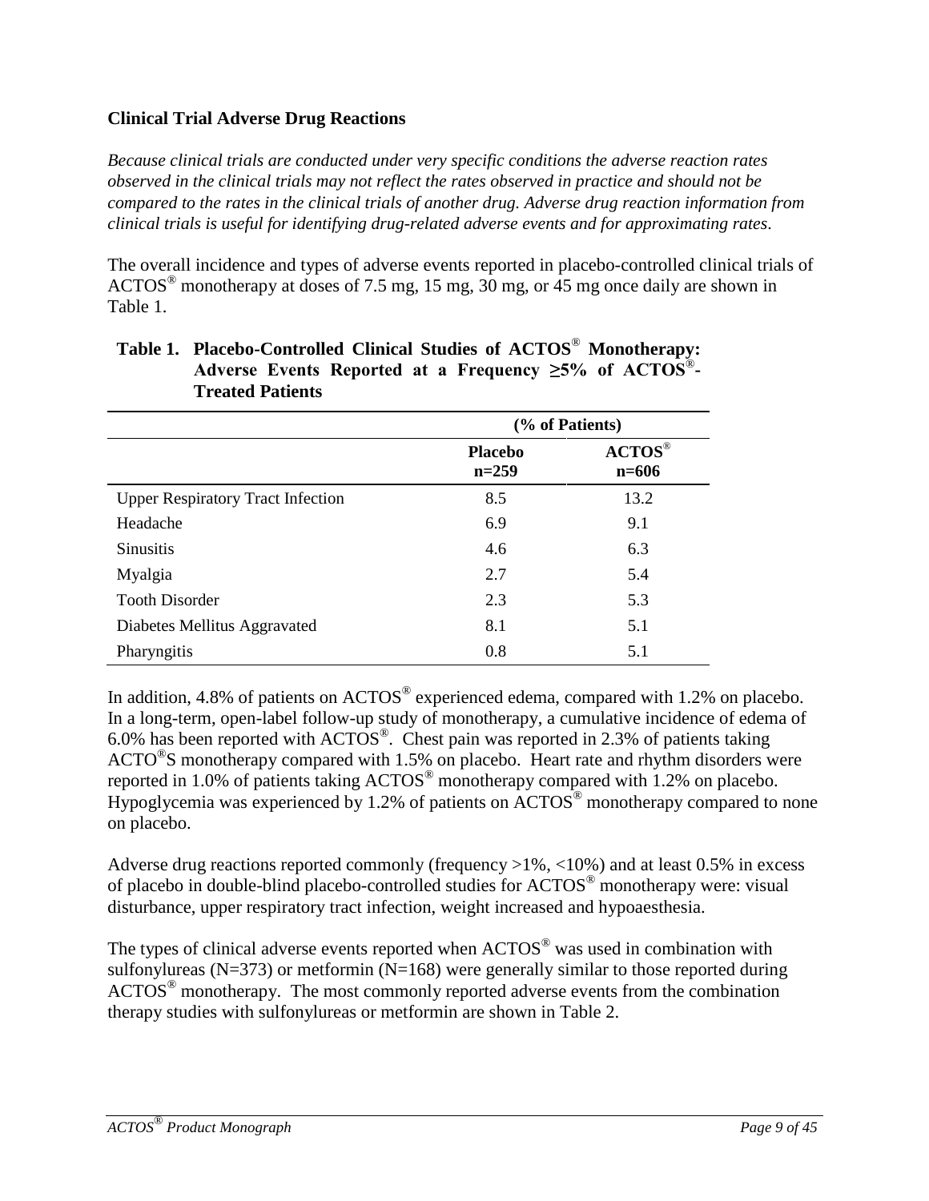### Clinical Trial Adverse Drug Reactions

*Because clinical trials are conducted under very specific conditions the adverse reaction rates observed in the clinical trials may not reflect the rates observed in practice and should not be compared to the rates in the clinical trials of another drug. Adverse drug reaction information from clinical trials is useful for identifying drug-related adverse events and for approximating rates.*

The overall incidence and types of adverse events reported in placebo-controlled clinical trials of ACTOS® monotherapy at doses of 7.5 mg, 15 mg, 30 mg, or 45 mg once daily are shown in Table 1.

**Table 1. Placebo-Controlled Clinical Studies of ACTOS® Monotherapy: Adverse Events Reported at a Frequency ≥5% of ACTOS®-Treated Patients**

| | (% of Patients) | |
|---|---|---|
| | **Placebo n=259** | **ACTOS® n=606** |
| Upper Respiratory Tract Infection | 8.5 | 13.2 |
| Headache | 6.9 | 9.1 |
| Sinusitis | 4.6 | 6.3 |
| Myalgia | 2.7 | 5.4 |
| Tooth Disorder | 2.3 | 5.3 |
| Diabetes Mellitus Aggravated | 8.1 | 5.1 |
| Pharyngitis | 0.8 | 5.1 |

In addition, 4.8% of patients on ACTOS® experienced edema, compared with 1.2% on placebo. In a long-term, open-label follow-up study of monotherapy, a cumulative incidence of edema of 6.0% has been reported with ACTOS®. Chest pain was reported in 2.3% of patients taking ACTO®S monotherapy compared with 1.5% on placebo. Heart rate and rhythm disorders were reported in 1.0% of patients taking ACTOS® monotherapy compared with 1.2% on placebo. Hypoglycemia was experienced by 1.2% of patients on ACTOS® monotherapy compared to none on placebo.

Adverse drug reactions reported commonly (frequency >1%, <10%) and at least 0.5% in excess of placebo in double-blind placebo-controlled studies for ACTOS® monotherapy were: visual disturbance, upper respiratory tract infection, weight increased and hypoaesthesia.

The types of clinical adverse events reported when ACTOS® was used in combination with sulfonylureas (N=373) or metformin (N=168) were generally similar to those reported during ACTOS® monotherapy. The most commonly reported adverse events from the combination therapy studies with sulfonylureas or metformin are shown in Table 2.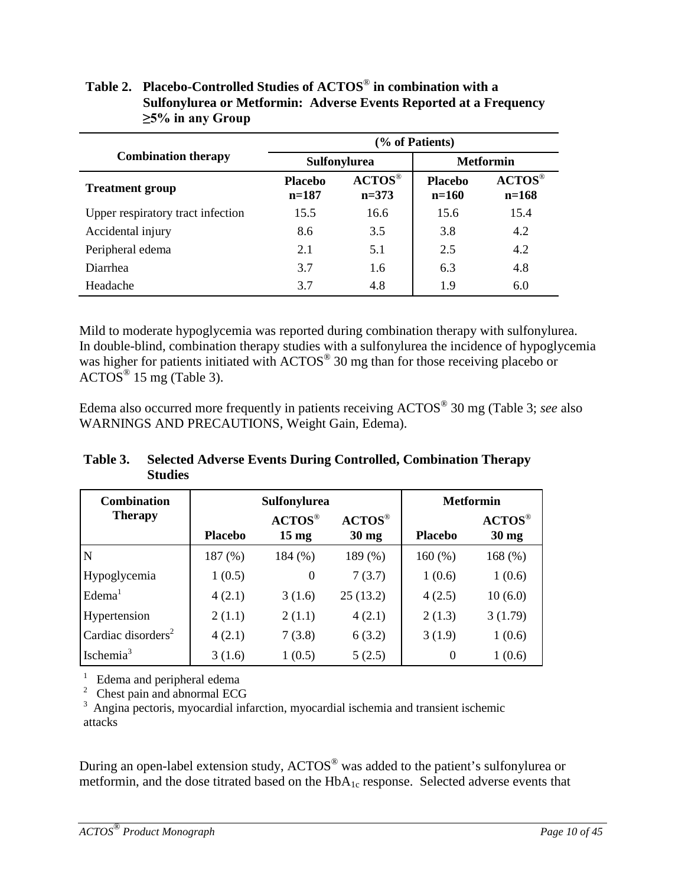**Table 2. Placebo-Controlled Studies of ACTOS® in combination with a Sulfonylurea or Metformin: Adverse Events Reported at a Frequency ≥5% in any Group**

| Combination therapy | (% of Patients) | | | |
|---|---|---|---|---|
| | Sulfonylurea | | Metformin | |
| **Treatment group** | **Placebo n=187** | **ACTOS® n=373** | **Placebo n=160** | **ACTOS® n=168** |
| Upper respiratory tract infection | 15.5 | 16.6 | 15.6 | 15.4 |
| Accidental injury | 8.6 | 3.5 | 3.8 | 4.2 |
| Peripheral edema | 2.1 | 5.1 | 2.5 | 4.2 |
| Diarrhea | 3.7 | 1.6 | 6.3 | 4.8 |
| Headache | 3.7 | 4.8 | 1.9 | 6.0 |

Mild to moderate hypoglycemia was reported during combination therapy with sulfonylurea. In double-blind, combination therapy studies with a sulfonylurea the incidence of hypoglycemia was higher for patients initiated with ACTOS® 30 mg than for those receiving placebo or ACTOS® 15 mg (Table 3).

Edema also occurred more frequently in patients receiving ACTOS® 30 mg (Table 3; *see* also WARNINGS AND PRECAUTIONS, Weight Gain, Edema).

**Table 3. Selected Adverse Events During Controlled, Combination Therapy Studies**

| Combination Therapy | Sulfonylurea | | | Metformin | |
|---|---|---|---|---|---|
| | **Placebo** | **ACTOS® 15 mg** | **ACTOS® 30 mg** | **Placebo** | **ACTOS® 30 mg** |
| N | 187 (%) | 184 (%) | 189 (%) | 160 (%) | 168 (%) |
| Hypoglycemia | 1 (0.5) | 0 | 7 (3.7) | 1 (0.6) | 1 (0.6) |
| Edema[1] | 4 (2.1) | 3 (1.6) | 25 (13.2) | 4 (2.5) | 10 (6.0) |
| Hypertension | 2 (1.1) | 2 (1.1) | 4 (2.1) | 2 (1.3) | 3 (1.79) |
| Cardiac disorders[2] | 4 (2.1) | 7 (3.8) | 6 (3.2) | 3 (1.9) | 1 (0.6) |
| Ischemia[3] | 3 (1.6) | 1 (0.5) | 5 (2.5) | 0 | 1 (0.6) |

[1] Edema and peripheral edema
[2] Chest pain and abnormal ECG
[3] Angina pectoris, myocardial infarction, myocardial ischemia and transient ischemic attacks

During an open-label extension study, ACTOS® was added to the patient's sulfonylurea or metformin, and the dose titrated based on the $HbA_{1c}$ response. Selected adverse events that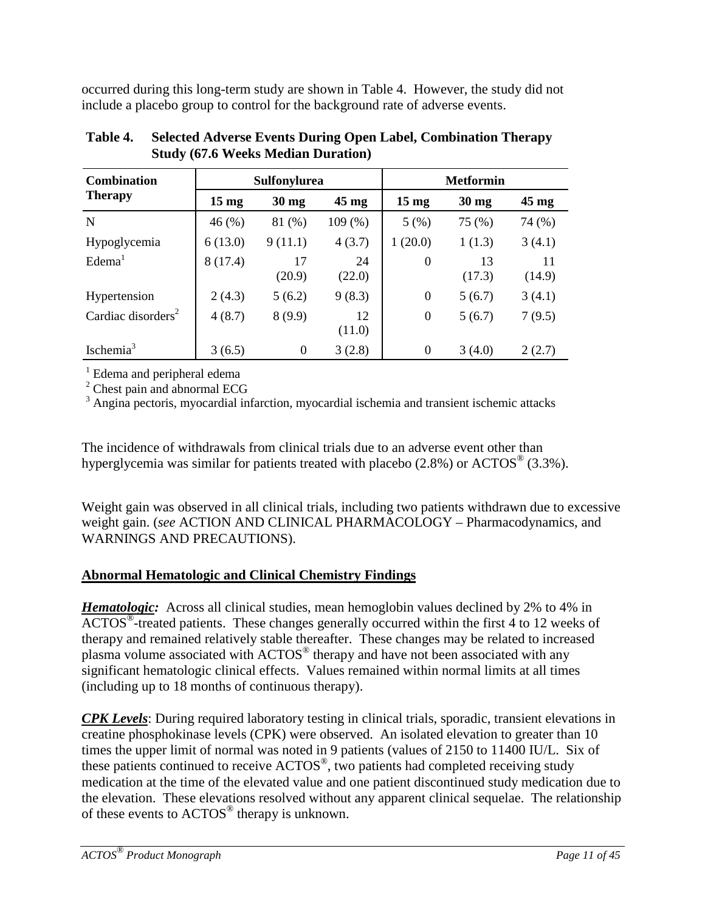occurred during this long-term study are shown in Table 4. However, the study did not include a placebo group to control for the background rate of adverse events.

**Table 4. Selected Adverse Events During Open Label, Combination Therapy Study (67.6 Weeks Median Duration)**

| Combination Therapy | Sulfonylurea | | | Metformin | | |
|---|---|---|---|---|---|---|
| | 15 mg | 30 mg | 45 mg | 15 mg | 30 mg | 45 mg |
| N | 46 (%) | 81 (%) | 109 (%) | 5 (%) | 75 (%) | 74 (%) |
| Hypoglycemia | 6 (13.0) | 9 (11.1) | 4 (3.7) | 1 (20.0) | 1 (1.3) | 3 (4.1) |
| Edema[1] | 8 (17.4) | 17 (20.9) | 24 (22.0) | 0 | 13 (17.3) | 11 (14.9) |
| Hypertension | 2 (4.3) | 5 (6.2) | 9 (8.3) | 0 | 5 (6.7) | 3 (4.1) |
| Cardiac disorders[2] | 4 (8.7) | 8 (9.9) | 12 (11.0) | 0 | 5 (6.7) | 7 (9.5) |
| Ischemia[3] | 3 (6.5) | 0 | 3 (2.8) | 0 | 3 (4.0) | 2 (2.7) |

[1] Edema and peripheral edema
[2] Chest pain and abnormal ECG
[3] Angina pectoris, myocardial infarction, myocardial ischemia and transient ischemic attacks

The incidence of withdrawals from clinical trials due to an adverse event other than hyperglycemia was similar for patients treated with placebo (2.8%) or ACTOS® (3.3%).

Weight gain was observed in all clinical trials, including two patients withdrawn due to excessive weight gain. (*see* ACTION AND CLINICAL PHARMACOLOGY – Pharmacodynamics, and WARNINGS AND PRECAUTIONS).

## Abnormal Hematologic and Clinical Chemistry Findings

***Hematologic:*** Across all clinical studies, mean hemoglobin values declined by 2% to 4% in ACTOS®-treated patients. These changes generally occurred within the first 4 to 12 weeks of therapy and remained relatively stable thereafter. These changes may be related to increased plasma volume associated with ACTOS® therapy and have not been associated with any significant hematologic clinical effects. Values remained within normal limits at all times (including up to 18 months of continuous therapy).

***CPK Levels***: During required laboratory testing in clinical trials, sporadic, transient elevations in creatine phosphokinase levels (CPK) were observed. An isolated elevation to greater than 10 times the upper limit of normal was noted in 9 patients (values of 2150 to 11400 IU/L. Six of these patients continued to receive ACTOS®, two patients had completed receiving study medication at the time of the elevated value and one patient discontinued study medication due to the elevation. These elevations resolved without any apparent clinical sequelae. The relationship of these events to ACTOS® therapy is unknown.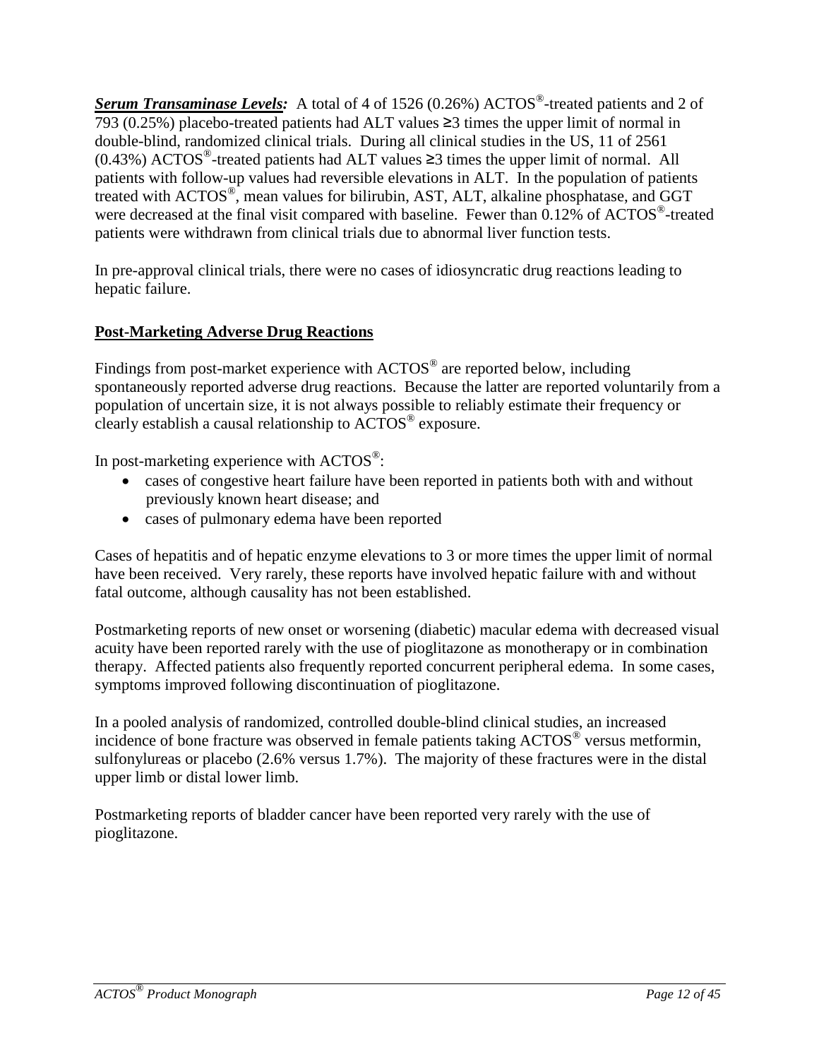***Serum Transaminase Levels:*** A total of 4 of 1526 (0.26%) ACTOS®-treated patients and 2 of 793 (0.25%) placebo-treated patients had ALT values ≥3 times the upper limit of normal in double-blind, randomized clinical trials. During all clinical studies in the US, 11 of 2561 (0.43%) ACTOS®-treated patients had ALT values ≥3 times the upper limit of normal. All patients with follow-up values had reversible elevations in ALT. In the population of patients treated with ACTOS®, mean values for bilirubin, AST, ALT, alkaline phosphatase, and GGT were decreased at the final visit compared with baseline. Fewer than 0.12% of ACTOS®-treated patients were withdrawn from clinical trials due to abnormal liver function tests.

In pre-approval clinical trials, there were no cases of idiosyncratic drug reactions leading to hepatic failure.

**Post-Marketing Adverse Drug Reactions**

Findings from post-market experience with ACTOS® are reported below, including spontaneously reported adverse drug reactions. Because the latter are reported voluntarily from a population of uncertain size, it is not always possible to reliably estimate their frequency or clearly establish a causal relationship to ACTOS® exposure.

In post-marketing experience with ACTOS®:

- cases of congestive heart failure have been reported in patients both with and without previously known heart disease; and
- cases of pulmonary edema have been reported

Cases of hepatitis and of hepatic enzyme elevations to 3 or more times the upper limit of normal have been received. Very rarely, these reports have involved hepatic failure with and without fatal outcome, although causality has not been established.

Postmarketing reports of new onset or worsening (diabetic) macular edema with decreased visual acuity have been reported rarely with the use of pioglitazone as monotherapy or in combination therapy. Affected patients also frequently reported concurrent peripheral edema. In some cases, symptoms improved following discontinuation of pioglitazone.

In a pooled analysis of randomized, controlled double-blind clinical studies, an increased incidence of bone fracture was observed in female patients taking ACTOS® versus metformin, sulfonylureas or placebo (2.6% versus 1.7%). The majority of these fractures were in the distal upper limb or distal lower limb.

Postmarketing reports of bladder cancer have been reported very rarely with the use of pioglitazone.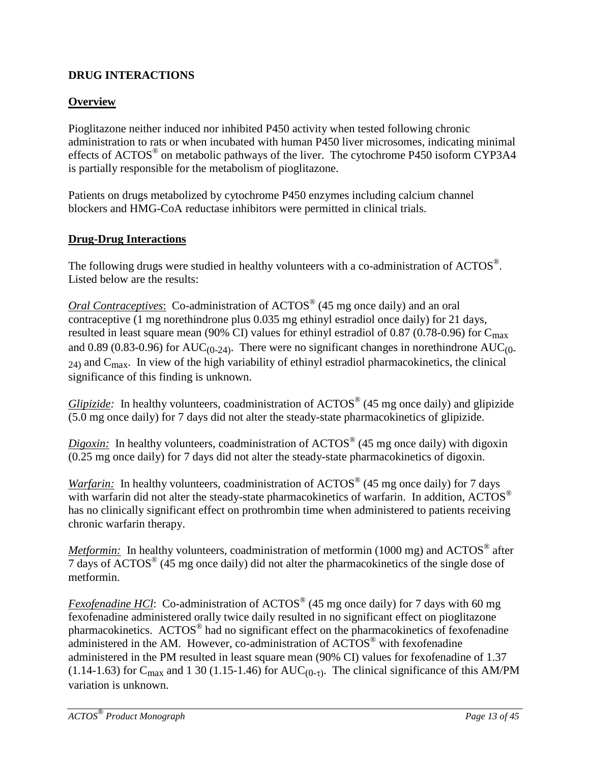# DRUG INTERACTIONS

## Overview

Pioglitazone neither induced nor inhibited P450 activity when tested following chronic administration to rats or when incubated with human P450 liver microsomes, indicating minimal effects of ACTOS® on metabolic pathways of the liver. The cytochrome P450 isoform CYP3A4 is partially responsible for the metabolism of pioglitazone.

Patients on drugs metabolized by cytochrome P450 enzymes including calcium channel blockers and HMG-CoA reductase inhibitors were permitted in clinical trials.

## Drug-Drug Interactions

The following drugs were studied in healthy volunteers with a co-administration of ACTOS®. Listed below are the results:

*Oral Contraceptives*: Co-administration of ACTOS® (45 mg once daily) and an oral contraceptive (1 mg norethindrone plus 0.035 mg ethinyl estradiol once daily) for 21 days, resulted in least square mean (90% CI) values for ethinyl estradiol of 0.87 (0.78-0.96) for $C_{max}$ and 0.89 (0.83-0.96) for $AUC_{(0-24)}$. There were no significant changes in norethindrone $AUC_{(0-24)}$ and $C_{max}$. In view of the high variability of ethinyl estradiol pharmacokinetics, the clinical significance of this finding is unknown.

*Glipizide:* In healthy volunteers, coadministration of ACTOS® (45 mg once daily) and glipizide (5.0 mg once daily) for 7 days did not alter the steady-state pharmacokinetics of glipizide.

*Digoxin:* In healthy volunteers, coadministration of ACTOS® (45 mg once daily) with digoxin (0.25 mg once daily) for 7 days did not alter the steady-state pharmacokinetics of digoxin.

*Warfarin:* In healthy volunteers, coadministration of ACTOS® (45 mg once daily) for 7 days with warfarin did not alter the steady-state pharmacokinetics of warfarin. In addition, ACTOS® has no clinically significant effect on prothrombin time when administered to patients receiving chronic warfarin therapy.

*Metformin:* In healthy volunteers, coadministration of metformin (1000 mg) and ACTOS® after 7 days of ACTOS® (45 mg once daily) did not alter the pharmacokinetics of the single dose of metformin.

*Fexofenadine HCl*: Co-administration of ACTOS® (45 mg once daily) for 7 days with 60 mg fexofenadine administered orally twice daily resulted in no significant effect on pioglitazone pharmacokinetics. ACTOS® had no significant effect on the pharmacokinetics of fexofenadine administered in the AM. However, co-administration of ACTOS® with fexofenadine administered in the PM resulted in least square mean (90% CI) values for fexofenadine of 1.37 (1.14-1.63) for $C_{max}$ and 1 30 (1.15-1.46) for $AUC_{(0-\tau)}$. The clinical significance of this AM/PM variation is unknown.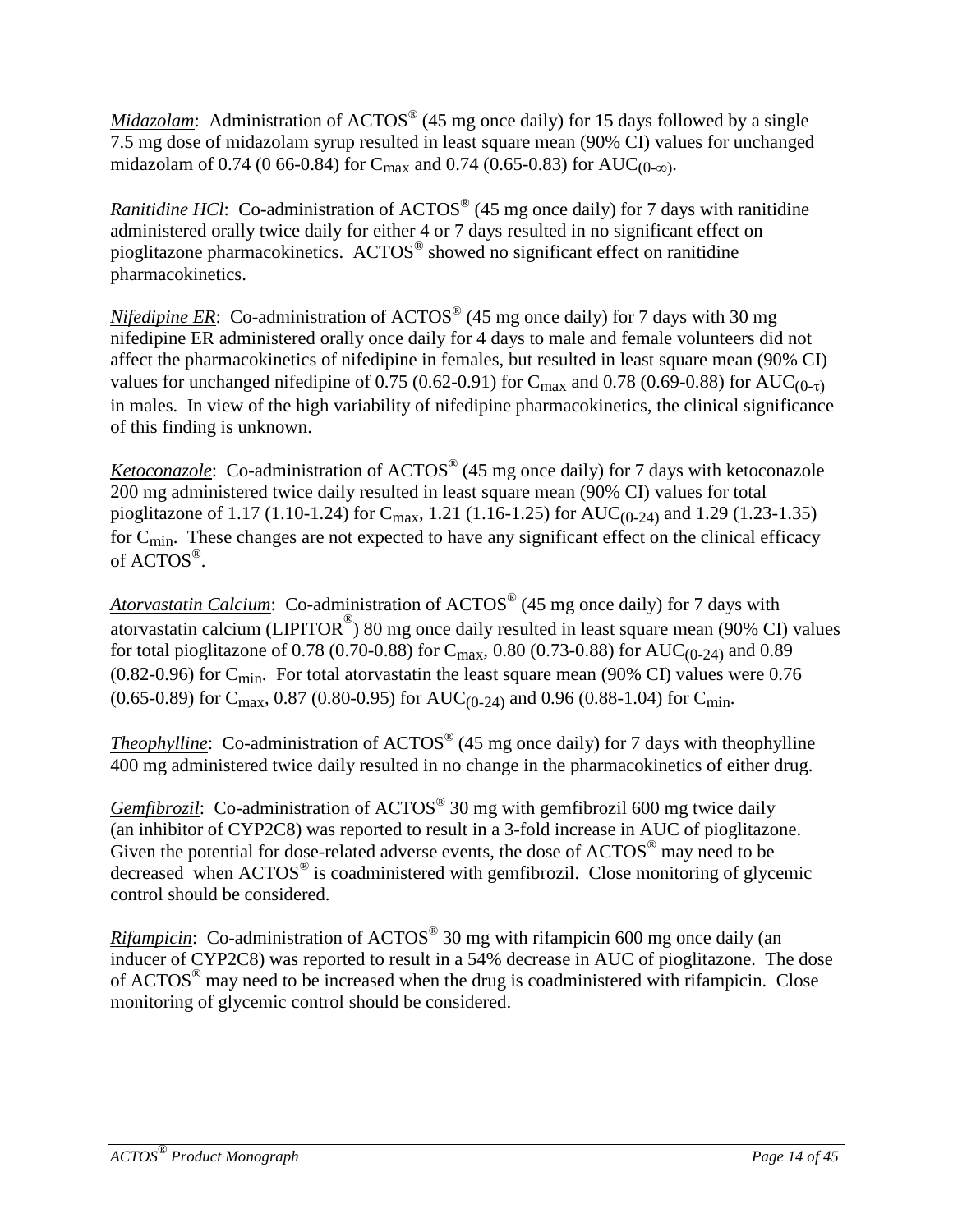*Midazolam*: Administration of ACTOS® (45 mg once daily) for 15 days followed by a single 7.5 mg dose of midazolam syrup resulted in least square mean (90% CI) values for unchanged midazolam of 0.74 (0 66-0.84) for $C_{max}$ and 0.74 (0.65-0.83) for $AUC_{(0-\infty)}$.

*Ranitidine HCl*: Co-administration of ACTOS® (45 mg once daily) for 7 days with ranitidine administered orally twice daily for either 4 or 7 days resulted in no significant effect on pioglitazone pharmacokinetics. ACTOS® showed no significant effect on ranitidine pharmacokinetics.

*Nifedipine ER*: Co-administration of ACTOS® (45 mg once daily) for 7 days with 30 mg nifedipine ER administered orally once daily for 4 days to male and female volunteers did not affect the pharmacokinetics of nifedipine in females, but resulted in least square mean (90% CI) values for unchanged nifedipine of 0.75 (0.62-0.91) for $C_{max}$ and 0.78 (0.69-0.88) for $AUC_{(0-\tau)}$ in males. In view of the high variability of nifedipine pharmacokinetics, the clinical significance of this finding is unknown.

*Ketoconazole*: Co-administration of ACTOS® (45 mg once daily) for 7 days with ketoconazole 200 mg administered twice daily resulted in least square mean (90% CI) values for total pioglitazone of 1.17 (1.10-1.24) for $C_{max}$, 1.21 (1.16-1.25) for $AUC_{(0-24)}$ and 1.29 (1.23-1.35) for $C_{min}$. These changes are not expected to have any significant effect on the clinical efficacy of ACTOS®.

*Atorvastatin Calcium*: Co-administration of ACTOS® (45 mg once daily) for 7 days with atorvastatin calcium (LIPITOR®) 80 mg once daily resulted in least square mean (90% CI) values for total pioglitazone of 0.78 (0.70-0.88) for $C_{max}$, 0.80 (0.73-0.88) for $AUC_{(0-24)}$ and 0.89 (0.82-0.96) for $C_{min}$. For total atorvastatin the least square mean (90% CI) values were 0.76 (0.65-0.89) for $C_{max}$, 0.87 (0.80-0.95) for $AUC_{(0-24)}$ and 0.96 (0.88-1.04) for $C_{min}$.

*Theophylline*: Co-administration of ACTOS® (45 mg once daily) for 7 days with theophylline 400 mg administered twice daily resulted in no change in the pharmacokinetics of either drug.

*Gemfibrozil*: Co-administration of ACTOS® 30 mg with gemfibrozil 600 mg twice daily (an inhibitor of CYP2C8) was reported to result in a 3-fold increase in AUC of pioglitazone. Given the potential for dose-related adverse events, the dose of ACTOS® may need to be decreased when ACTOS® is coadministered with gemfibrozil. Close monitoring of glycemic control should be considered.

*Rifampicin*: Co-administration of ACTOS® 30 mg with rifampicin 600 mg once daily (an inducer of CYP2C8) was reported to result in a 54% decrease in AUC of pioglitazone. The dose of ACTOS® may need to be increased when the drug is coadministered with rifampicin. Close monitoring of glycemic control should be considered.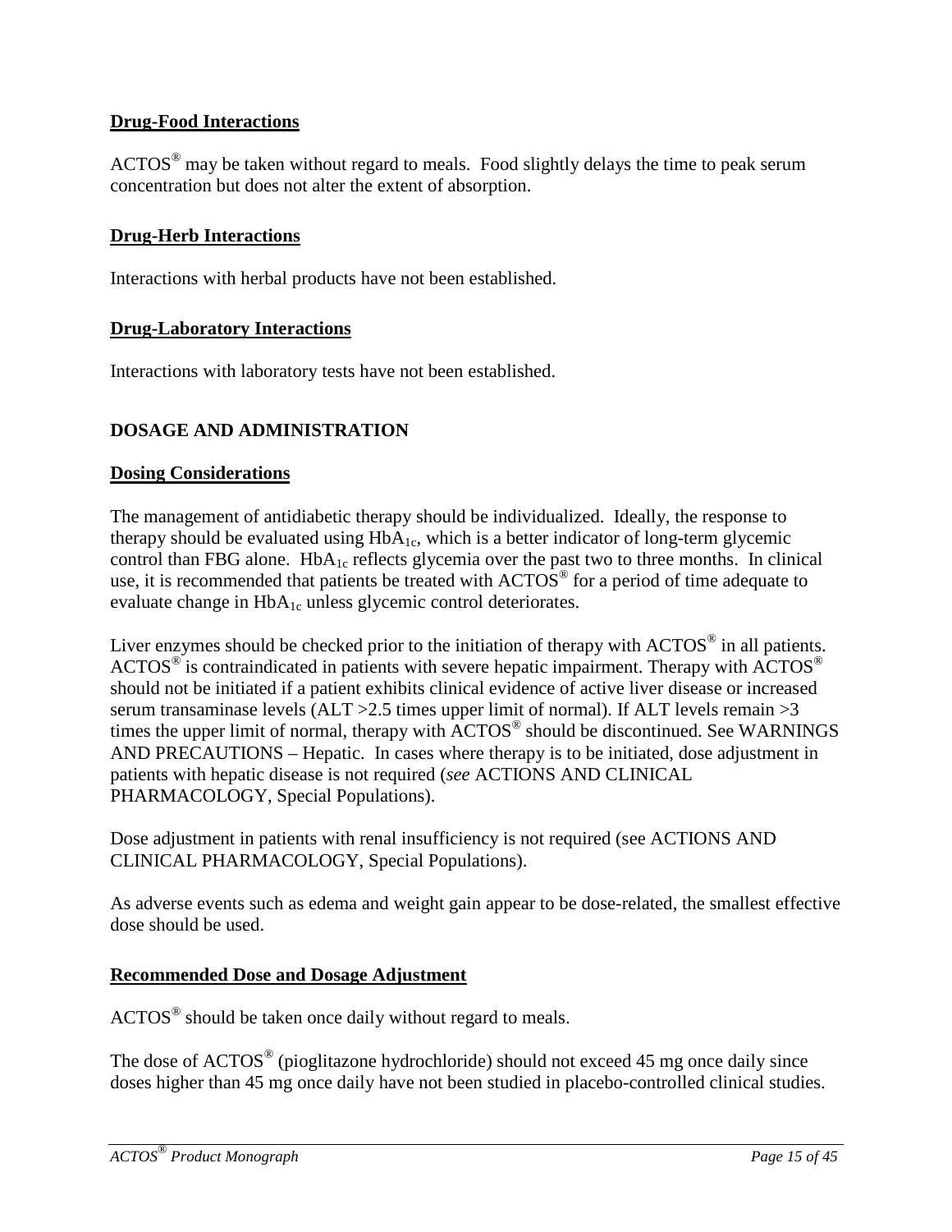**Drug-Food Interactions**

ACTOS® may be taken without regard to meals. Food slightly delays the time to peak serum concentration but does not alter the extent of absorption.

**Drug-Herb Interactions**

Interactions with herbal products have not been established.

**Drug-Laboratory Interactions**

Interactions with laboratory tests have not been established.

## DOSAGE AND ADMINISTRATION

**Dosing Considerations**

The management of antidiabetic therapy should be individualized. Ideally, the response to therapy should be evaluated using $HbA_{1c}$, which is a better indicator of long-term glycemic control than FBG alone. $HbA_{1c}$ reflects glycemia over the past two to three months. In clinical use, it is recommended that patients be treated with ACTOS® for a period of time adequate to evaluate change in $HbA_{1c}$ unless glycemic control deteriorates.

Liver enzymes should be checked prior to the initiation of therapy with ACTOS® in all patients. ACTOS® is contraindicated in patients with severe hepatic impairment. Therapy with ACTOS® should not be initiated if a patient exhibits clinical evidence of active liver disease or increased serum transaminase levels (ALT >2.5 times upper limit of normal). If ALT levels remain >3 times the upper limit of normal, therapy with ACTOS® should be discontinued. See WARNINGS AND PRECAUTIONS – Hepatic. In cases where therapy is to be initiated, dose adjustment in patients with hepatic disease is not required (*see* ACTIONS AND CLINICAL PHARMACOLOGY, Special Populations).

Dose adjustment in patients with renal insufficiency is not required (see ACTIONS AND CLINICAL PHARMACOLOGY, Special Populations).

As adverse events such as edema and weight gain appear to be dose-related, the smallest effective dose should be used.

**Recommended Dose and Dosage Adjustment**

ACTOS® should be taken once daily without regard to meals.

The dose of ACTOS® (pioglitazone hydrochloride) should not exceed 45 mg once daily since doses higher than 45 mg once daily have not been studied in placebo-controlled clinical studies.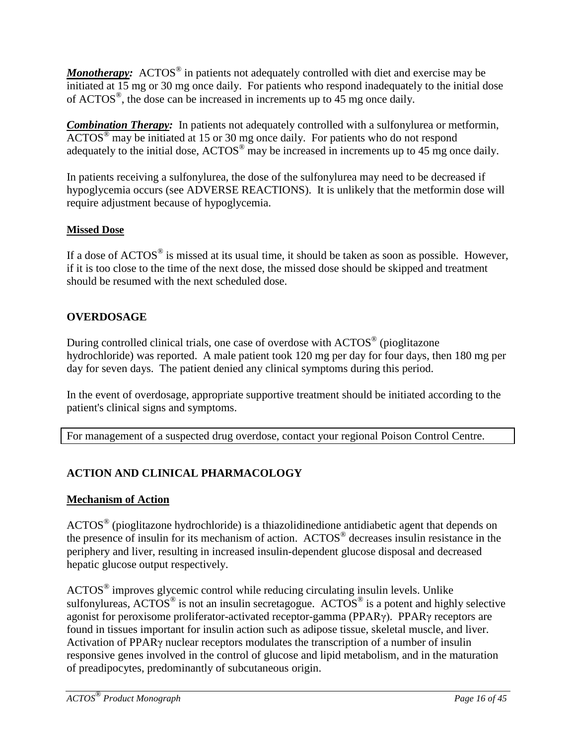***Monotherapy:*** ACTOS® in patients not adequately controlled with diet and exercise may be initiated at 15 mg or 30 mg once daily. For patients who respond inadequately to the initial dose of ACTOS®, the dose can be increased in increments up to 45 mg once daily.

***Combination Therapy:*** In patients not adequately controlled with a sulfonylurea or metformin, ACTOS® may be initiated at 15 or 30 mg once daily. For patients who do not respond adequately to the initial dose, ACTOS® may be increased in increments up to 45 mg once daily.

In patients receiving a sulfonylurea, the dose of the sulfonylurea may need to be decreased if hypoglycemia occurs (see ADVERSE REACTIONS). It is unlikely that the metformin dose will require adjustment because of hypoglycemia.

### Missed Dose

If a dose of ACTOS® is missed at its usual time, it should be taken as soon as possible. However, if it is too close to the time of the next dose, the missed dose should be skipped and treatment should be resumed with the next scheduled dose.

## OVERDOSAGE

During controlled clinical trials, one case of overdose with ACTOS® (pioglitazone hydrochloride) was reported. A male patient took 120 mg per day for four days, then 180 mg per day for seven days. The patient denied any clinical symptoms during this period.

In the event of overdosage, appropriate supportive treatment should be initiated according to the patient's clinical signs and symptoms.

| For management of a suspected drug overdose, contact your regional Poison Control Centre. |
|---|

## ACTION AND CLINICAL PHARMACOLOGY

### Mechanism of Action

ACTOS® (pioglitazone hydrochloride) is a thiazolidinedione antidiabetic agent that depends on the presence of insulin for its mechanism of action. ACTOS® decreases insulin resistance in the periphery and liver, resulting in increased insulin-dependent glucose disposal and decreased hepatic glucose output respectively.

ACTOS® improves glycemic control while reducing circulating insulin levels. Unlike sulfonylureas, ACTOS® is not an insulin secretagogue. ACTOS® is a potent and highly selective agonist for peroxisome proliferator-activated receptor-gamma (PPARγ). PPARγ receptors are found in tissues important for insulin action such as adipose tissue, skeletal muscle, and liver. Activation of PPARγ nuclear receptors modulates the transcription of a number of insulin responsive genes involved in the control of glucose and lipid metabolism, and in the maturation of preadipocytes, predominantly of subcutaneous origin.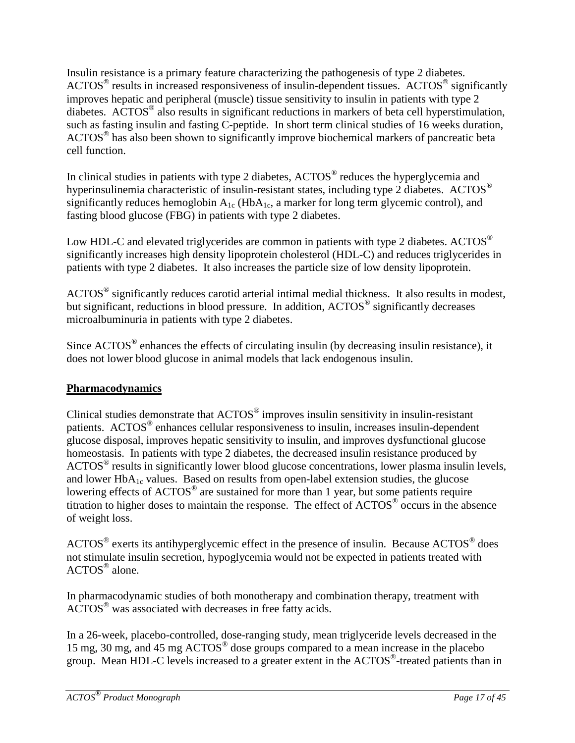Insulin resistance is a primary feature characterizing the pathogenesis of type 2 diabetes. ACTOS® results in increased responsiveness of insulin-dependent tissues. ACTOS® significantly improves hepatic and peripheral (muscle) tissue sensitivity to insulin in patients with type 2 diabetes. ACTOS® also results in significant reductions in markers of beta cell hyperstimulation, such as fasting insulin and fasting C-peptide. In short term clinical studies of 16 weeks duration, ACTOS® has also been shown to significantly improve biochemical markers of pancreatic beta cell function.

In clinical studies in patients with type 2 diabetes, ACTOS® reduces the hyperglycemia and hyperinsulinemia characteristic of insulin-resistant states, including type 2 diabetes. ACTOS® significantly reduces hemoglobin $A_{1c}$ ($HbA_{1c}$, a marker for long term glycemic control), and fasting blood glucose (FBG) in patients with type 2 diabetes.

Low HDL-C and elevated triglycerides are common in patients with type 2 diabetes. ACTOS® significantly increases high density lipoprotein cholesterol (HDL-C) and reduces triglycerides in patients with type 2 diabetes. It also increases the particle size of low density lipoprotein.

ACTOS® significantly reduces carotid arterial intimal medial thickness. It also results in modest, but significant, reductions in blood pressure. In addition, ACTOS® significantly decreases microalbuminuria in patients with type 2 diabetes.

Since ACTOS® enhances the effects of circulating insulin (by decreasing insulin resistance), it does not lower blood glucose in animal models that lack endogenous insulin.

## Pharmacodynamics

Clinical studies demonstrate that ACTOS® improves insulin sensitivity in insulin-resistant patients. ACTOS® enhances cellular responsiveness to insulin, increases insulin-dependent glucose disposal, improves hepatic sensitivity to insulin, and improves dysfunctional glucose homeostasis. In patients with type 2 diabetes, the decreased insulin resistance produced by ACTOS® results in significantly lower blood glucose concentrations, lower plasma insulin levels, and lower $HbA_{1c}$ values. Based on results from open-label extension studies, the glucose lowering effects of ACTOS® are sustained for more than 1 year, but some patients require titration to higher doses to maintain the response. The effect of ACTOS® occurs in the absence of weight loss.

ACTOS® exerts its antihyperglycemic effect in the presence of insulin. Because ACTOS® does not stimulate insulin secretion, hypoglycemia would not be expected in patients treated with ACTOS® alone.

In pharmacodynamic studies of both monotherapy and combination therapy, treatment with ACTOS® was associated with decreases in free fatty acids.

In a 26-week, placebo-controlled, dose-ranging study, mean triglyceride levels decreased in the 15 mg, 30 mg, and 45 mg ACTOS® dose groups compared to a mean increase in the placebo group. Mean HDL-C levels increased to a greater extent in the ACTOS®-treated patients than in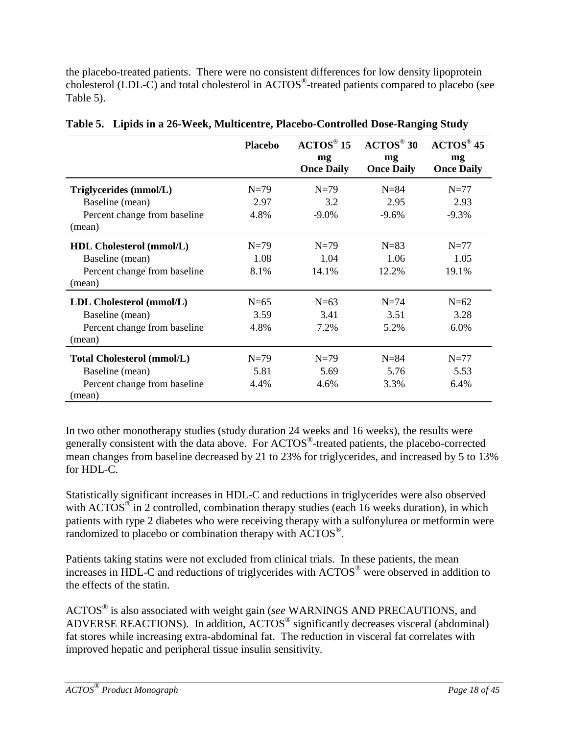the placebo-treated patients. There were no consistent differences for low density lipoprotein cholesterol (LDL-C) and total cholesterol in ACTOS®-treated patients compared to placebo (see Table 5).

**Table 5. Lipids in a 26-Week, Multicentre, Placebo-Controlled Dose-Ranging Study**

| | Placebo | ACTOS® 15 mg Once Daily | ACTOS® 30 mg Once Daily | ACTOS® 45 mg Once Daily |
|---|---|---|---|---|
| **Triglycerides (mmol/L)** | N=79 | N=79 | N=84 | N=77 |
| Baseline (mean) | 2.97 | 3.2 | 2.95 | 2.93 |
| Percent change from baseline (mean) | 4.8% | -9.0% | -9.6% | -9.3% |
| **HDL Cholesterol (mmol/L)** | N=79 | N=79 | N=83 | N=77 |
| Baseline (mean) | 1.08 | 1.04 | 1.06 | 1.05 |
| Percent change from baseline (mean) | 8.1% | 14.1% | 12.2% | 19.1% |
| **LDL Cholesterol (mmol/L)** | N=65 | N=63 | N=74 | N=62 |
| Baseline (mean) | 3.59 | 3.41 | 3.51 | 3.28 |
| Percent change from baseline (mean) | 4.8% | 7.2% | 5.2% | 6.0% |
| **Total Cholesterol (mmol/L)** | N=79 | N=79 | N=84 | N=77 |
| Baseline (mean) | 5.81 | 5.69 | 5.76 | 5.53 |
| Percent change from baseline (mean) | 4.4% | 4.6% | 3.3% | 6.4% |

In two other monotherapy studies (study duration 24 weeks and 16 weeks), the results were generally consistent with the data above. For ACTOS®-treated patients, the placebo-corrected mean changes from baseline decreased by 21 to 23% for triglycerides, and increased by 5 to 13% for HDL-C.

Statistically significant increases in HDL-C and reductions in triglycerides were also observed with ACTOS® in 2 controlled, combination therapy studies (each 16 weeks duration), in which patients with type 2 diabetes who were receiving therapy with a sulfonylurea or metformin were randomized to placebo or combination therapy with ACTOS®.

Patients taking statins were not excluded from clinical trials. In these patients, the mean increases in HDL-C and reductions of triglycerides with ACTOS® were observed in addition to the effects of the statin.

ACTOS® is also associated with weight gain (*see* WARNINGS AND PRECAUTIONS, and ADVERSE REACTIONS). In addition, ACTOS® significantly decreases visceral (abdominal) fat stores while increasing extra-abdominal fat. The reduction in visceral fat correlates with improved hepatic and peripheral tissue insulin sensitivity.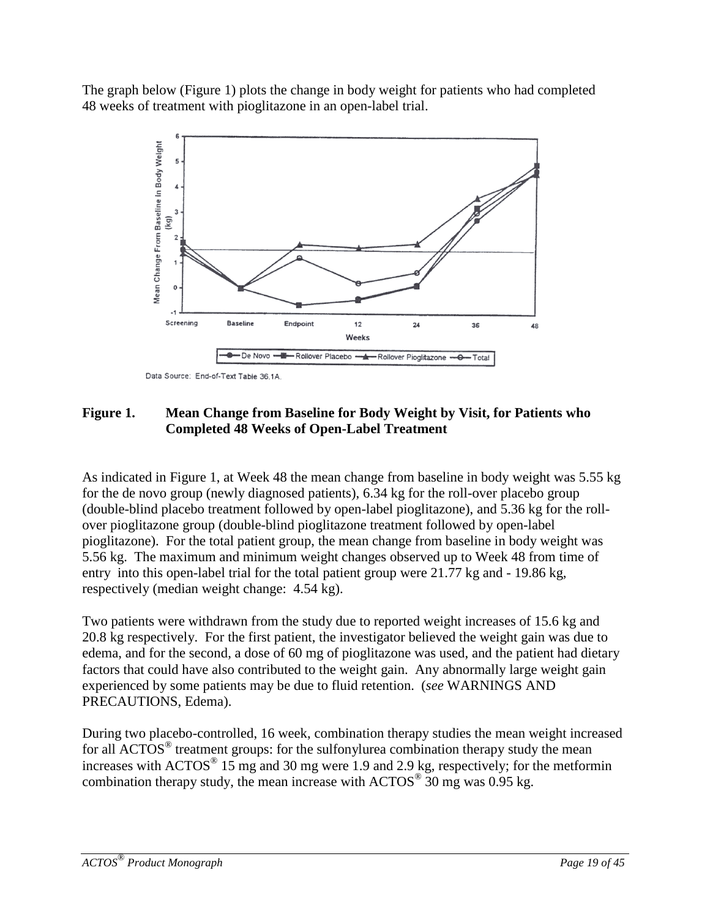The graph below (Figure 1) plots the change in body weight for patients who had completed 48 weeks of treatment with pioglitazone in an open-label trial.

Data Source: End-of-Text Table 36.1A.

**Figure 1. Mean Change from Baseline for Body Weight by Visit, for Patients who Completed 48 Weeks of Open-Label Treatment**

As indicated in Figure 1, at Week 48 the mean change from baseline in body weight was 5.55 kg for the de novo group (newly diagnosed patients), 6.34 kg for the roll-over placebo group (double-blind placebo treatment followed by open-label pioglitazone), and 5.36 kg for the roll-over pioglitazone group (double-blind pioglitazone treatment followed by open-label pioglitazone). For the total patient group, the mean change from baseline in body weight was 5.56 kg. The maximum and minimum weight changes observed up to Week 48 from time of entry into this open-label trial for the total patient group were 21.77 kg and - 19.86 kg, respectively (median weight change: 4.54 kg).

Two patients were withdrawn from the study due to reported weight increases of 15.6 kg and 20.8 kg respectively. For the first patient, the investigator believed the weight gain was due to edema, and for the second, a dose of 60 mg of pioglitazone was used, and the patient had dietary factors that could have also contributed to the weight gain. Any abnormally large weight gain experienced by some patients may be due to fluid retention. (*see* WARNINGS AND PRECAUTIONS, Edema).

During two placebo-controlled, 16 week, combination therapy studies the mean weight increased for all ACTOS® treatment groups: for the sulfonylurea combination therapy study the mean increases with ACTOS® 15 mg and 30 mg were 1.9 and 2.9 kg, respectively; for the metformin combination therapy study, the mean increase with ACTOS® 30 mg was 0.95 kg.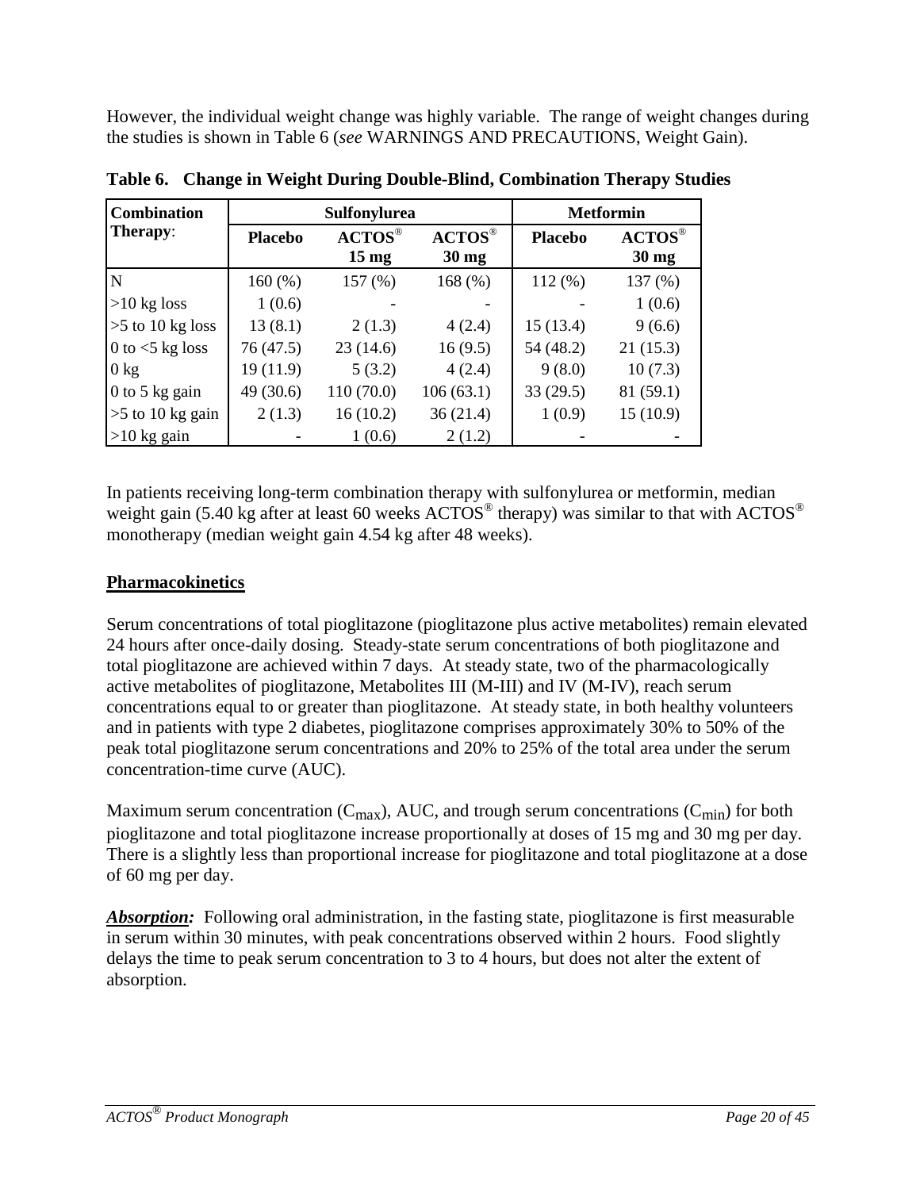However, the individual weight change was highly variable. The range of weight changes during the studies is shown in Table 6 (*see* WARNINGS AND PRECAUTIONS, Weight Gain).

**Table 6. Change in Weight During Double-Blind, Combination Therapy Studies**

| Combination Therapy: | Sulfonylurea | | | Metformin | |
|---|---|---|---|---|---|
| | **Placebo** | **ACTOS® 15 mg** | **ACTOS® 30 mg** | **Placebo** | **ACTOS® 30 mg** |
| N | 160 (%) | 157 (%) | 168 (%) | 112 (%) | 137 (%) |
| >10 kg loss | 1 (0.6) | - | - | - | 1 (0.6) |
| >5 to 10 kg loss | 13 (8.1) | 2 (1.3) | 4 (2.4) | 15 (13.4) | 9 (6.6) |
| 0 to <5 kg loss | 76 (47.5) | 23 (14.6) | 16 (9.5) | 54 (48.2) | 21 (15.3) |
| 0 kg | 19 (11.9) | 5 (3.2) | 4 (2.4) | 9 (8.0) | 10 (7.3) |
| 0 to 5 kg gain | 49 (30.6) | 110 (70.0) | 106 (63.1) | 33 (29.5) | 81 (59.1) |
| >5 to 10 kg gain | 2 (1.3) | 16 (10.2) | 36 (21.4) | 1 (0.9) | 15 (10.9) |
| >10 kg gain | - | 1 (0.6) | 2 (1.2) | - | - |

In patients receiving long-term combination therapy with sulfonylurea or metformin, median weight gain (5.40 kg after at least 60 weeks ACTOS® therapy) was similar to that with ACTOS® monotherapy (median weight gain 4.54 kg after 48 weeks).

## Pharmacokinetics

Serum concentrations of total pioglitazone (pioglitazone plus active metabolites) remain elevated 24 hours after once-daily dosing. Steady-state serum concentrations of both pioglitazone and total pioglitazone are achieved within 7 days. At steady state, two of the pharmacologically active metabolites of pioglitazone, Metabolites III (M-III) and IV (M-IV), reach serum concentrations equal to or greater than pioglitazone. At steady state, in both healthy volunteers and in patients with type 2 diabetes, pioglitazone comprises approximately 30% to 50% of the peak total pioglitazone serum concentrations and 20% to 25% of the total area under the serum concentration-time curve (AUC).

Maximum serum concentration ($C_{max}$), AUC, and trough serum concentrations ($C_{min}$) for both pioglitazone and total pioglitazone increase proportionally at doses of 15 mg and 30 mg per day. There is a slightly less than proportional increase for pioglitazone and total pioglitazone at a dose of 60 mg per day.

***Absorption:*** Following oral administration, in the fasting state, pioglitazone is first measurable in serum within 30 minutes, with peak concentrations observed within 2 hours. Food slightly delays the time to peak serum concentration to 3 to 4 hours, but does not alter the extent of absorption.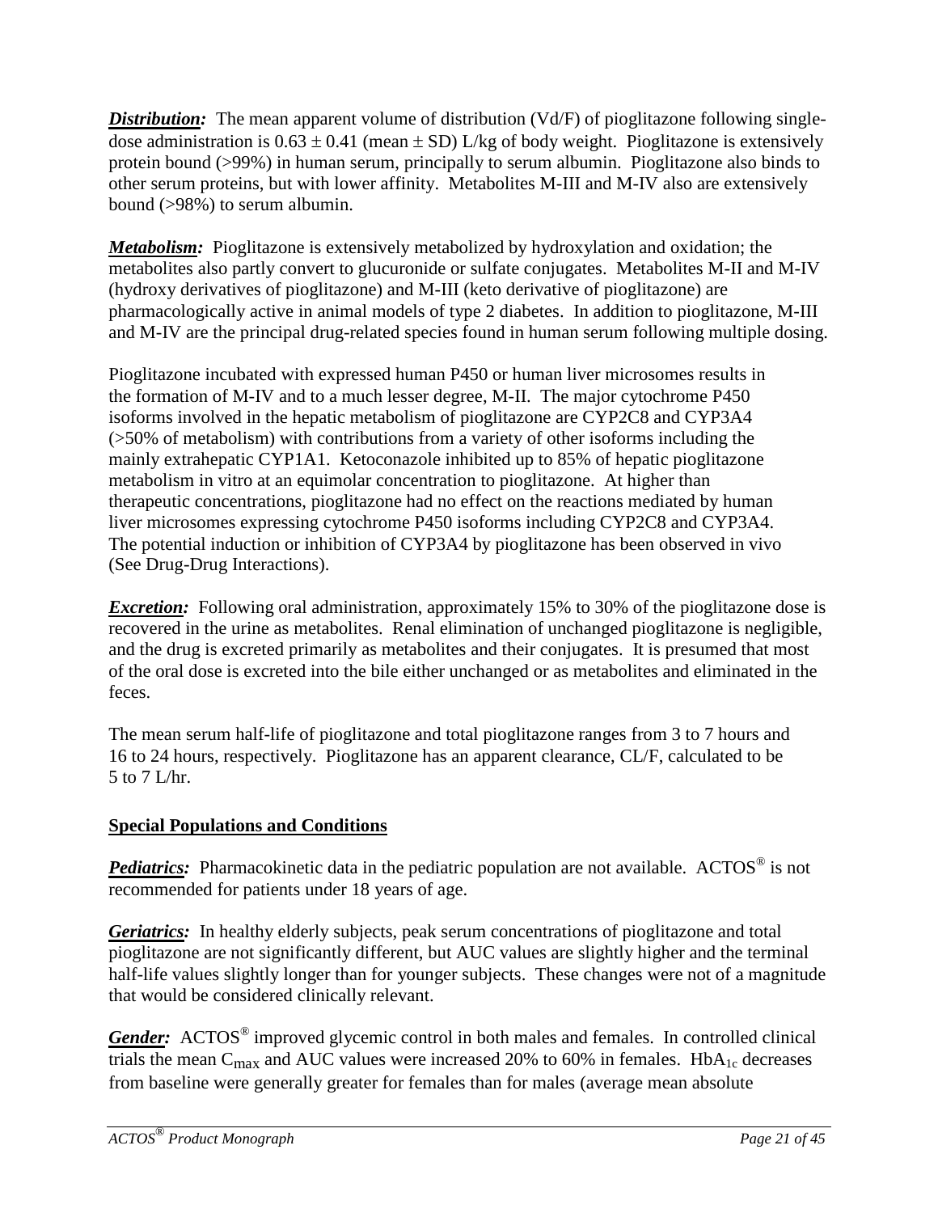***Distribution:*** The mean apparent volume of distribution (Vd/F) of pioglitazone following single-dose administration is $0.63 \pm 0.41$ (mean $\pm$ SD) L/kg of body weight. Pioglitazone is extensively protein bound (>99%) in human serum, principally to serum albumin. Pioglitazone also binds to other serum proteins, but with lower affinity. Metabolites M-III and M-IV also are extensively bound (>98%) to serum albumin.

***Metabolism:*** Pioglitazone is extensively metabolized by hydroxylation and oxidation; the metabolites also partly convert to glucuronide or sulfate conjugates. Metabolites M-II and M-IV (hydroxy derivatives of pioglitazone) and M-III (keto derivative of pioglitazone) are pharmacologically active in animal models of type 2 diabetes. In addition to pioglitazone, M-III and M-IV are the principal drug-related species found in human serum following multiple dosing.

Pioglitazone incubated with expressed human P450 or human liver microsomes results in the formation of M-IV and to a much lesser degree, M-II. The major cytochrome P450 isoforms involved in the hepatic metabolism of pioglitazone are CYP2C8 and CYP3A4 (>50% of metabolism) with contributions from a variety of other isoforms including the mainly extrahepatic CYP1A1. Ketoconazole inhibited up to 85% of hepatic pioglitazone metabolism in vitro at an equimolar concentration to pioglitazone. At higher than therapeutic concentrations, pioglitazone had no effect on the reactions mediated by human liver microsomes expressing cytochrome P450 isoforms including CYP2C8 and CYP3A4. The potential induction or inhibition of CYP3A4 by pioglitazone has been observed in vivo (See Drug-Drug Interactions).

***Excretion:*** Following oral administration, approximately 15% to 30% of the pioglitazone dose is recovered in the urine as metabolites. Renal elimination of unchanged pioglitazone is negligible, and the drug is excreted primarily as metabolites and their conjugates. It is presumed that most of the oral dose is excreted into the bile either unchanged or as metabolites and eliminated in the feces.

The mean serum half-life of pioglitazone and total pioglitazone ranges from 3 to 7 hours and 16 to 24 hours, respectively. Pioglitazone has an apparent clearance, CL/F, calculated to be 5 to 7 L/hr.

## Special Populations and Conditions

***Pediatrics:*** Pharmacokinetic data in the pediatric population are not available. ACTOS® is not recommended for patients under 18 years of age.

***Geriatrics:*** In healthy elderly subjects, peak serum concentrations of pioglitazone and total pioglitazone are not significantly different, but AUC values are slightly higher and the terminal half-life values slightly longer than for younger subjects. These changes were not of a magnitude that would be considered clinically relevant.

***Gender:*** ACTOS® improved glycemic control in both males and females. In controlled clinical trials the mean $C_{max}$ and AUC values were increased 20% to 60% in females. $HbA_{1c}$ decreases from baseline were generally greater for females than for males (average mean absolute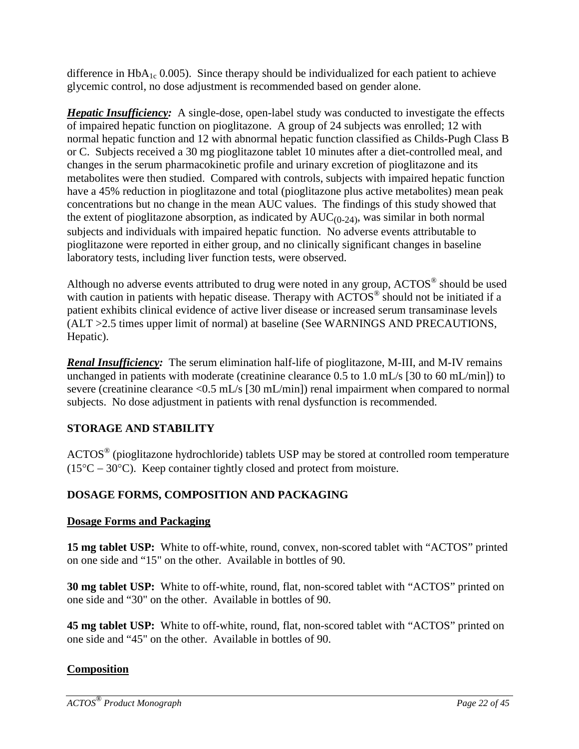difference in $HbA_{1c}$ 0.005). Since therapy should be individualized for each patient to achieve glycemic control, no dose adjustment is recommended based on gender alone.

***Hepatic Insufficiency:*** A single-dose, open-label study was conducted to investigate the effects of impaired hepatic function on pioglitazone. A group of 24 subjects was enrolled; 12 with normal hepatic function and 12 with abnormal hepatic function classified as Childs-Pugh Class B or C. Subjects received a 30 mg pioglitazone tablet 10 minutes after a diet-controlled meal, and changes in the serum pharmacokinetic profile and urinary excretion of pioglitazone and its metabolites were then studied. Compared with controls, subjects with impaired hepatic function have a 45% reduction in pioglitazone and total (pioglitazone plus active metabolites) mean peak concentrations but no change in the mean AUC values. The findings of this study showed that the extent of pioglitazone absorption, as indicated by $AUC_{(0-24)}$, was similar in both normal subjects and individuals with impaired hepatic function. No adverse events attributable to pioglitazone were reported in either group, and no clinically significant changes in baseline laboratory tests, including liver function tests, were observed.

Although no adverse events attributed to drug were noted in any group, ACTOS® should be used with caution in patients with hepatic disease. Therapy with ACTOS® should not be initiated if a patient exhibits clinical evidence of active liver disease or increased serum transaminase levels (ALT >2.5 times upper limit of normal) at baseline (See WARNINGS AND PRECAUTIONS, Hepatic).

***Renal Insufficiency:*** The serum elimination half-life of pioglitazone, M-III, and M-IV remains unchanged in patients with moderate (creatinine clearance 0.5 to 1.0 mL/s [30 to 60 mL/min]) to severe (creatinine clearance <0.5 mL/s [30 mL/min]) renal impairment when compared to normal subjects. No dose adjustment in patients with renal dysfunction is recommended.

## STORAGE AND STABILITY

ACTOS® (pioglitazone hydrochloride) tablets USP may be stored at controlled room temperature (15°C – 30°C). Keep container tightly closed and protect from moisture.

## DOSAGE FORMS, COMPOSITION AND PACKAGING

### Dosage Forms and Packaging

**15 mg tablet USP:** White to off-white, round, convex, non-scored tablet with "ACTOS" printed on one side and "15" on the other. Available in bottles of 90.

**30 mg tablet USP:** White to off-white, round, flat, non-scored tablet with "ACTOS" printed on one side and "30" on the other. Available in bottles of 90.

**45 mg tablet USP:** White to off-white, round, flat, non-scored tablet with "ACTOS" printed on one side and "45" on the other. Available in bottles of 90.

### Composition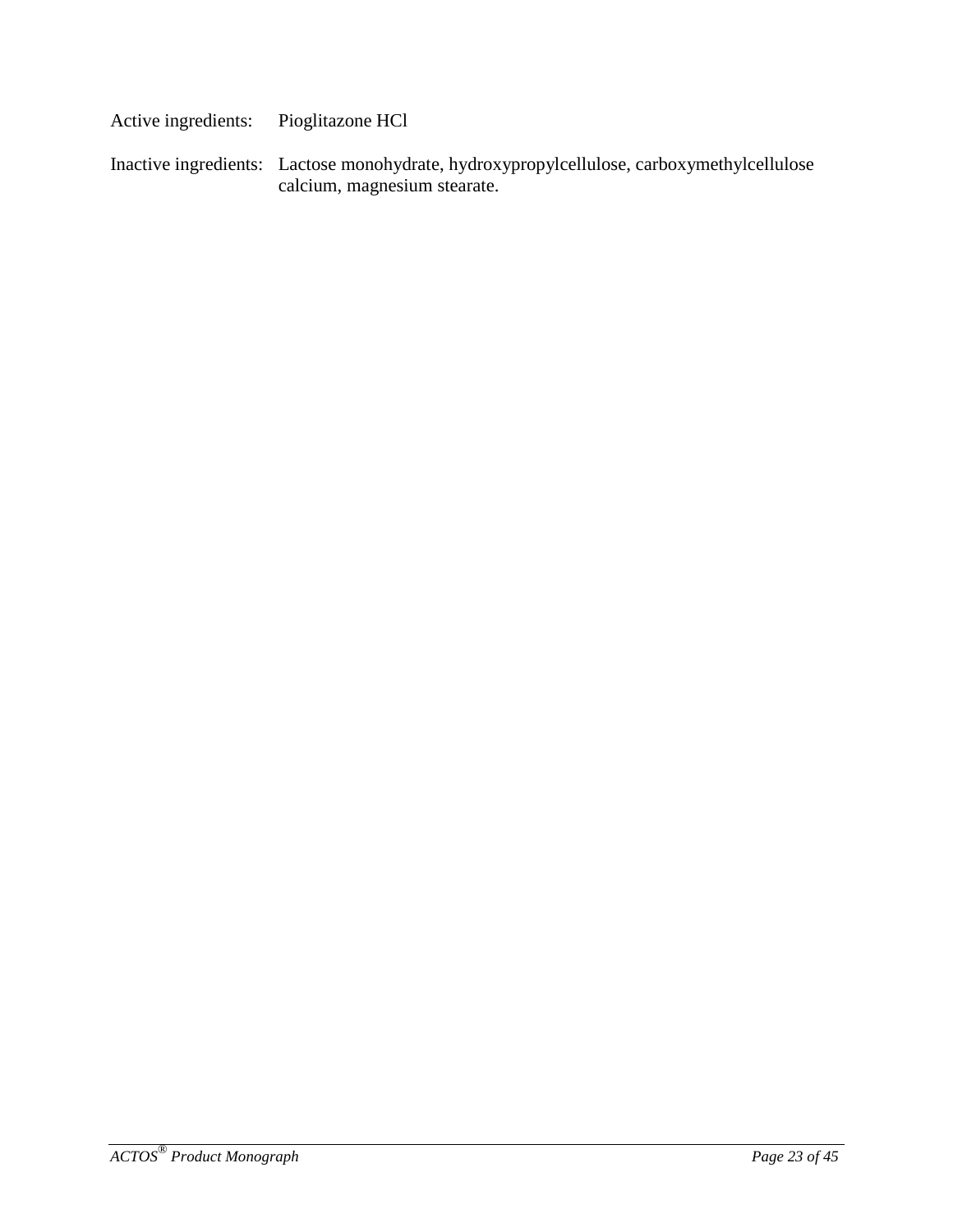| | |
|---|---|
| Active ingredients: | Pioglitazone HCl |
| Inactive ingredients: | Lactose monohydrate, hydroxypropylcellulose, carboxymethylcellulose calcium, magnesium stearate. |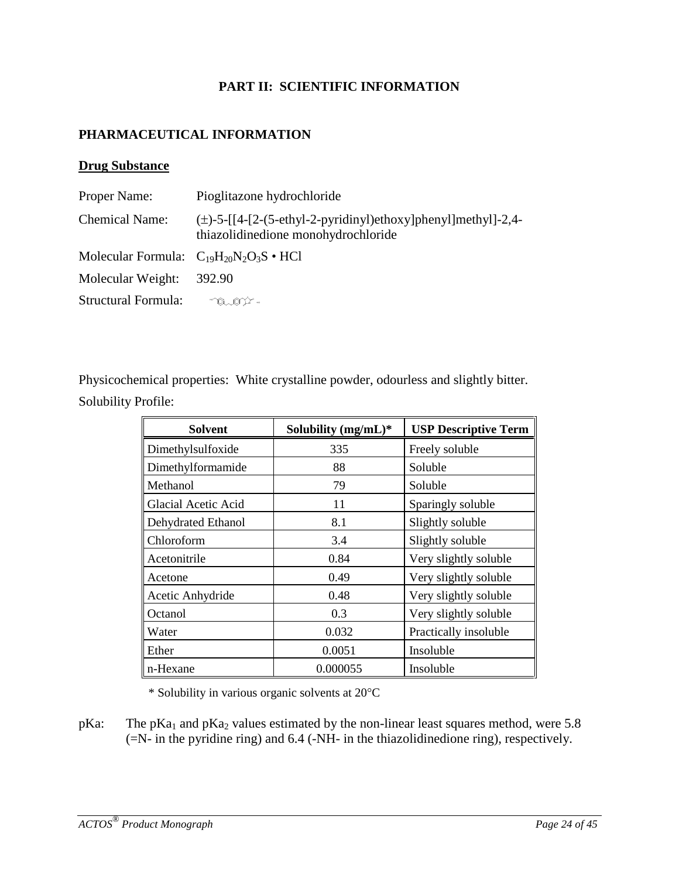# PART II: SCIENTIFIC INFORMATION

## PHARMACEUTICAL INFORMATION

### Drug Substance

Proper Name: Pioglitazone hydrochloride

Chemical Name: (±)-5-[[4-[2-(5-ethyl-2-pyridinyl)ethoxy]phenyl]methyl]-2,4-thiazolidinedione monohydrochloride

Molecular Formula: $C_{19}H_{20}N_2O_3S \cdot HCl$

Molecular Weight: 392.90

Structural Formula:

Physicochemical properties: White crystalline powder, odourless and slightly bitter.

Solubility Profile:

| Solvent | Solubility (mg/mL)* | USP Descriptive Term |
|---|---|---|
| Dimethylsulfoxide | 335 | Freely soluble |
| Dimethylformamide | 88 | Soluble |
| Methanol | 79 | Soluble |
| Glacial Acetic Acid | 11 | Sparingly soluble |
| Dehydrated Ethanol | 8.1 | Slightly soluble |
| Chloroform | 3.4 | Slightly soluble |
| Acetonitrile | 0.84 | Very slightly soluble |
| Acetone | 0.49 | Very slightly soluble |
| Acetic Anhydride | 0.48 | Very slightly soluble |
| Octanol | 0.3 | Very slightly soluble |
| Water | 0.032 | Practically insoluble |
| Ether | 0.0051 | Insoluble |
| n-Hexane | 0.000055 | Insoluble |

\* Solubility in various organic solvents at 20°C

pKa: The $pKa_1$ and $pKa_2$ values estimated by the non-linear least squares method, were 5.8 (=N- in the pyridine ring) and 6.4 (-NH- in the thiazolidinedione ring), respectively.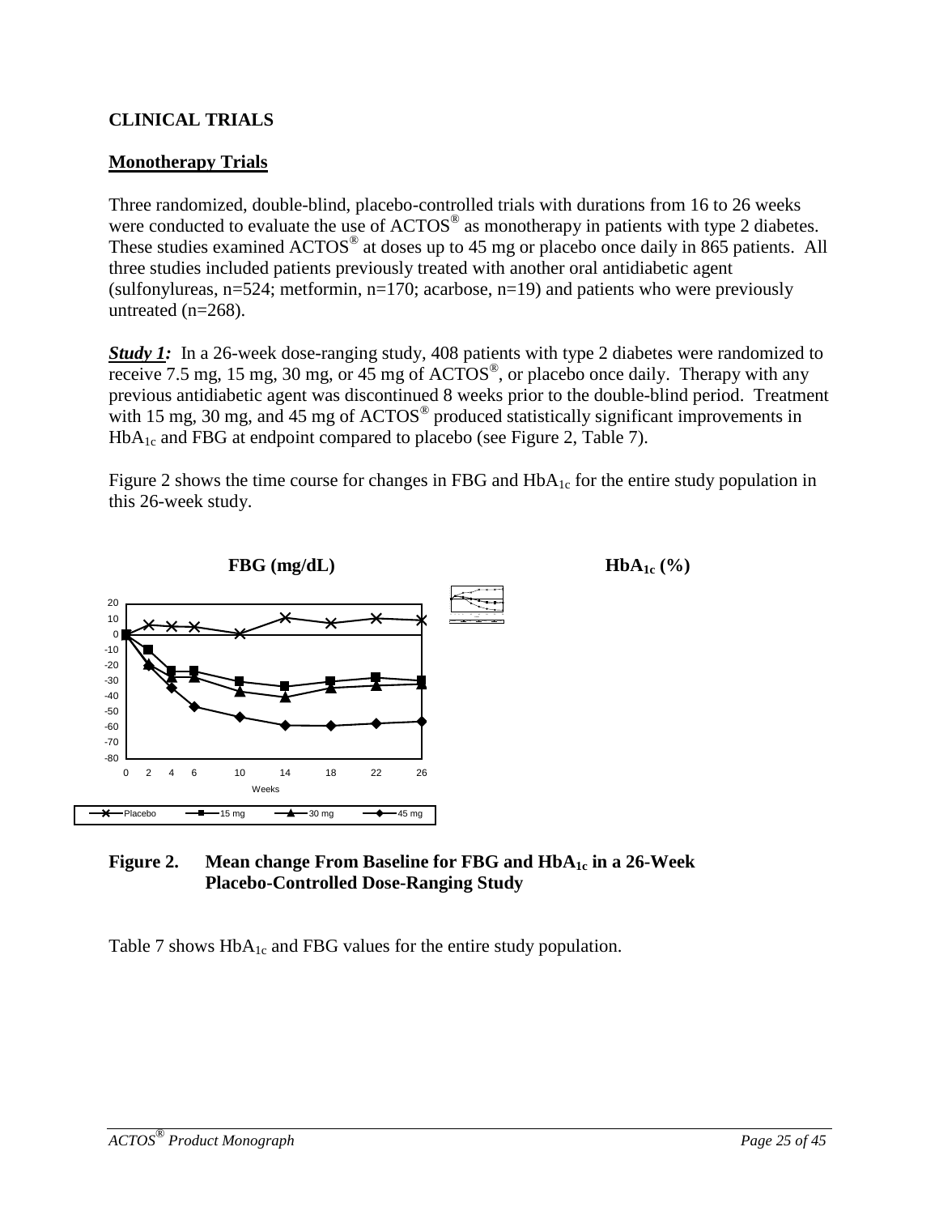## CLINICAL TRIALS

### Monotherapy Trials

Three randomized, double-blind, placebo-controlled trials with durations from 16 to 26 weeks were conducted to evaluate the use of ACTOS® as monotherapy in patients with type 2 diabetes. These studies examined ACTOS® at doses up to 45 mg or placebo once daily in 865 patients. All three studies included patients previously treated with another oral antidiabetic agent (sulfonylureas, n=524; metformin, n=170; acarbose, n=19) and patients who were previously untreated (n=268).

***Study 1:*** In a 26-week dose-ranging study, 408 patients with type 2 diabetes were randomized to receive 7.5 mg, 15 mg, 30 mg, or 45 mg of ACTOS®, or placebo once daily. Therapy with any previous antidiabetic agent was discontinued 8 weeks prior to the double-blind period. Treatment with 15 mg, 30 mg, and 45 mg of ACTOS® produced statistically significant improvements in $HbA_{1c}$ and FBG at endpoint compared to placebo (see Figure 2, Table 7).

Figure 2 shows the time course for changes in FBG and $HbA_{1c}$ for the entire study population in this 26-week study.

**FBG (mg/dL)** **$HbA_{1c}$ (%)**

**Figure 2. Mean change From Baseline for FBG and $HbA_{1c}$ in a 26-Week Placebo-Controlled Dose-Ranging Study**

Table 7 shows $HbA_{1c}$ and FBG values for the entire study population.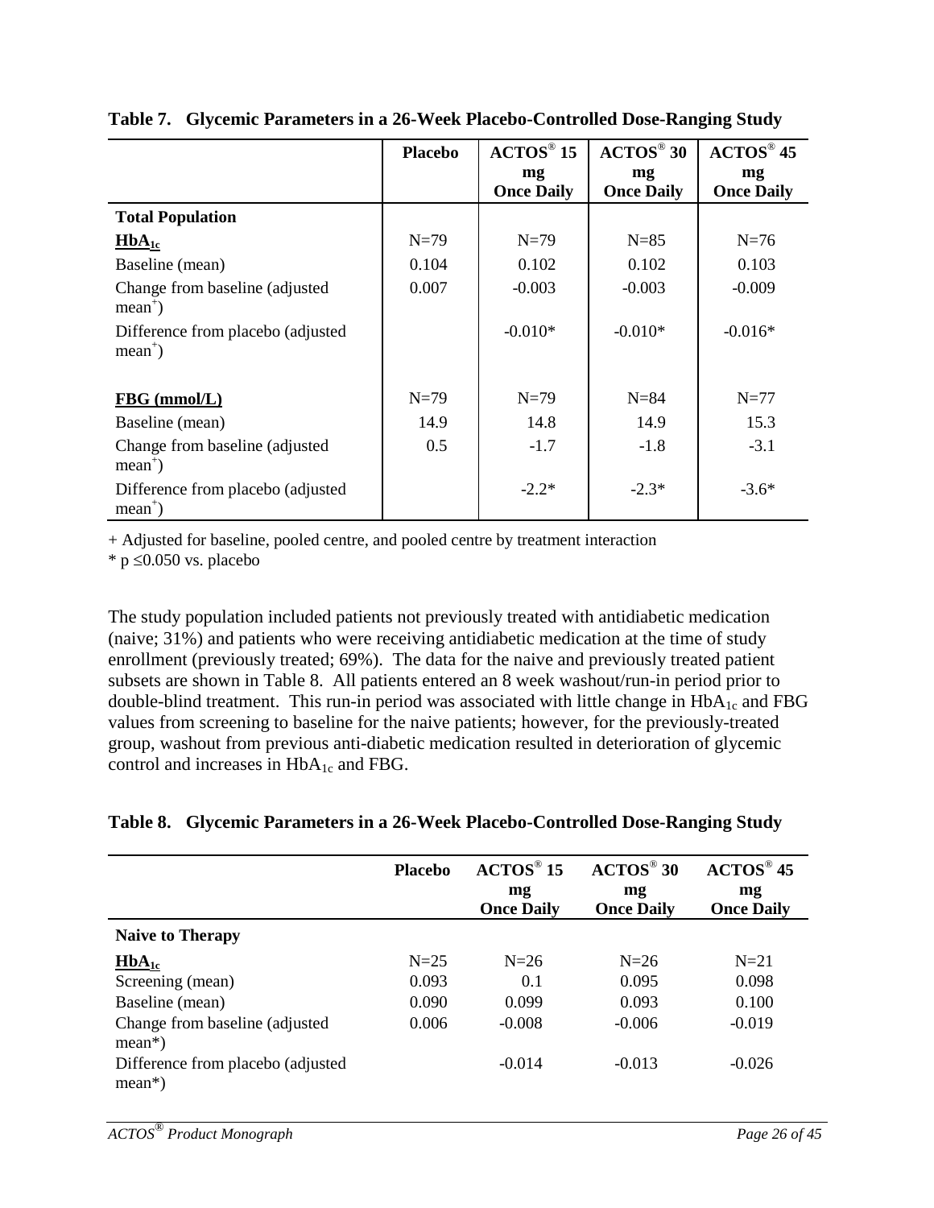**Table 7. Glycemic Parameters in a 26-Week Placebo-Controlled Dose-Ranging Study**

| | Placebo | ACTOS® 15 mg Once Daily | ACTOS® 30 mg Once Daily | ACTOS® 45 mg Once Daily |
|---|---|---|---|---|
| **Total Population** | | | | |
| **$HbA_{1c}$** | N=79 | N=79 | N=85 | N=76 |
| Baseline (mean) | 0.104 | 0.102 | 0.102 | 0.103 |
| Change from baseline (adjusted mean+) | 0.007 | -0.003 | -0.003 | -0.009 |
| Difference from placebo (adjusted mean+) | | -0.010* | -0.010* | -0.016* |
| **FBG (mmol/L)** | N=79 | N=79 | N=84 | N=77 |
| Baseline (mean) | 14.9 | 14.8 | 14.9 | 15.3 |
| Change from baseline (adjusted mean+) | 0.5 | -1.7 | -1.8 | -3.1 |
| Difference from placebo (adjusted mean+) | | -2.2* | -2.3* | -3.6* |

+ Adjusted for baseline, pooled centre, and pooled centre by treatment interaction

* $p \leq 0.050$ vs. placebo

The study population included patients not previously treated with antidiabetic medication (naive; 31%) and patients who were receiving antidiabetic medication at the time of study enrollment (previously treated; 69%). The data for the naive and previously treated patient subsets are shown in Table 8. All patients entered an 8 week washout/run-in period prior to double-blind treatment. This run-in period was associated with little change in $HbA_{1c}$ and FBG values from screening to baseline for the naive patients; however, for the previously-treated group, washout from previous anti-diabetic medication resulted in deterioration of glycemic control and increases in $HbA_{1c}$ and FBG.

**Table 8. Glycemic Parameters in a 26-Week Placebo-Controlled Dose-Ranging Study**

| | Placebo | ACTOS® 15 mg Once Daily | ACTOS® 30 mg Once Daily | ACTOS® 45 mg Once Daily |
|---|---|---|---|---|
| **Naive to Therapy** | | | | |
| **$HbA_{1c}$** | N=25 | N=26 | N=26 | N=21 |
| Screening (mean) | 0.093 | 0.1 | 0.095 | 0.098 |
| Baseline (mean) | 0.090 | 0.099 | 0.093 | 0.100 |
| Change from baseline (adjusted mean*) | 0.006 | -0.008 | -0.006 | -0.019 |
| Difference from placebo (adjusted mean*) | | -0.014 | -0.013 | -0.026 |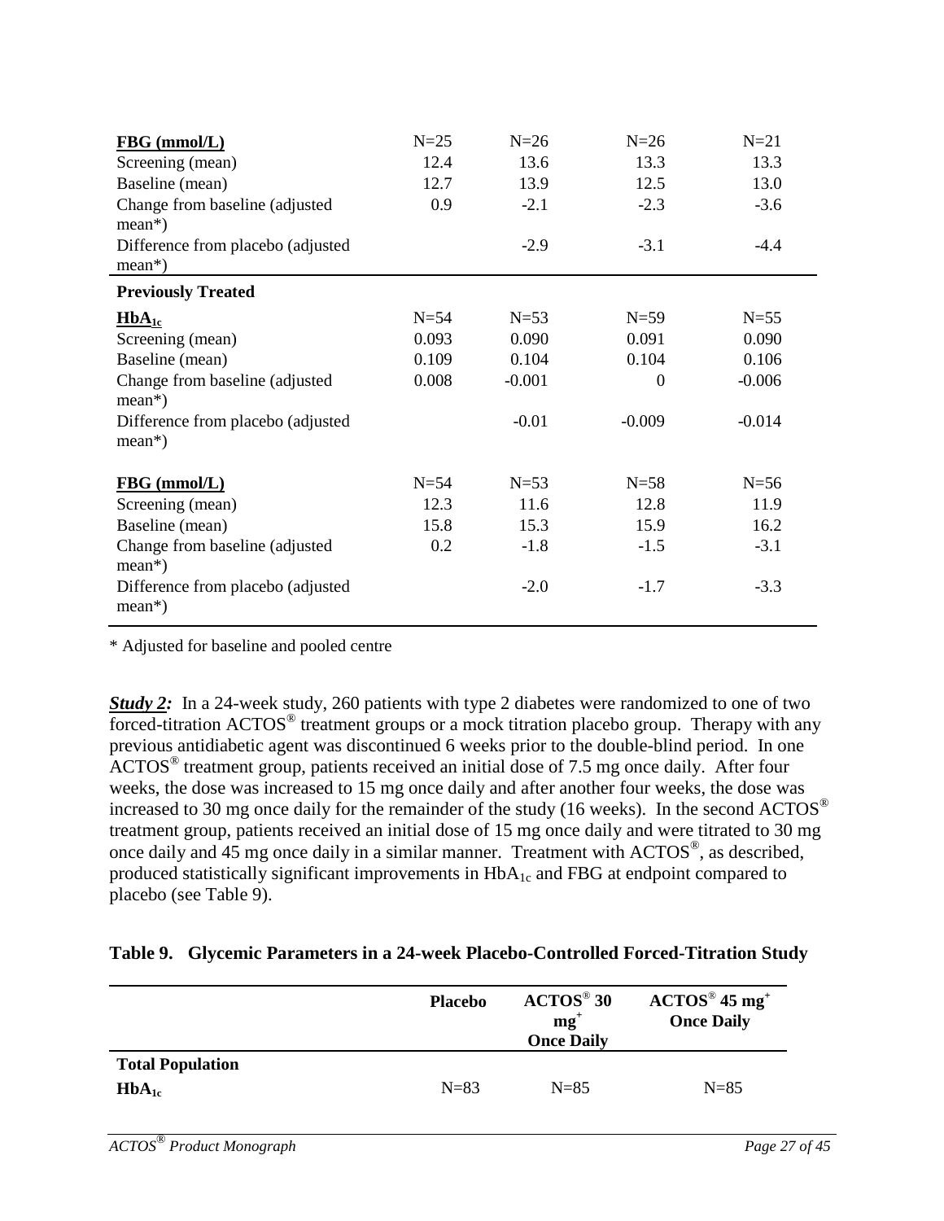| | | | | |
|---|---|---|---|---|
| **FBG (mmol/L)** | N=25 | N=26 | N=26 | N=21 |
| Screening (mean) | 12.4 | 13.6 | 13.3 | 13.3 |
| Baseline (mean) | 12.7 | 13.9 | 12.5 | 13.0 |
| Change from baseline (adjusted mean*) | 0.9 | -2.1 | -2.3 | -3.6 |
| Difference from placebo (adjusted mean*) | | -2.9 | -3.1 | -4.4 |
| **Previously Treated** | | | | |
| **$HbA_{1c}$** | N=54 | N=53 | N=59 | N=55 |
| Screening (mean) | 0.093 | 0.090 | 0.091 | 0.090 |
| Baseline (mean) | 0.109 | 0.104 | 0.104 | 0.106 |
| Change from baseline (adjusted mean*) | 0.008 | -0.001 | 0 | -0.006 |
| Difference from placebo (adjusted mean*) | | -0.01 | -0.009 | -0.014 |
| **FBG (mmol/L)** | N=54 | N=53 | N=58 | N=56 |
| Screening (mean) | 12.3 | 11.6 | 12.8 | 11.9 |
| Baseline (mean) | 15.8 | 15.3 | 15.9 | 16.2 |
| Change from baseline (adjusted mean*) | 0.2 | -1.8 | -1.5 | -3.1 |
| Difference from placebo (adjusted mean*) | | -2.0 | -1.7 | -3.3 |

* Adjusted for baseline and pooled centre

***Study 2:*** In a 24-week study, 260 patients with type 2 diabetes were randomized to one of two forced-titration ACTOS® treatment groups or a mock titration placebo group. Therapy with any previous antidiabetic agent was discontinued 6 weeks prior to the double-blind period. In one ACTOS® treatment group, patients received an initial dose of 7.5 mg once daily. After four weeks, the dose was increased to 15 mg once daily and after another four weeks, the dose was increased to 30 mg once daily for the remainder of the study (16 weeks). In the second ACTOS® treatment group, patients received an initial dose of 15 mg once daily and were titrated to 30 mg once daily and 45 mg once daily in a similar manner. Treatment with ACTOS®, as described, produced statistically significant improvements in $HbA_{1c}$ and FBG at endpoint compared to placebo (see Table 9).

**Table 9. Glycemic Parameters in a 24-week Placebo-Controlled Forced-Titration Study**

| | Placebo | ACTOS® 30 mg⁺ Once Daily | ACTOS® 45 mg⁺ Once Daily |
|---|---|---|---|
| **Total Population** | | | |
| **$HbA_{1c}$** | N=83 | N=85 | N=85 |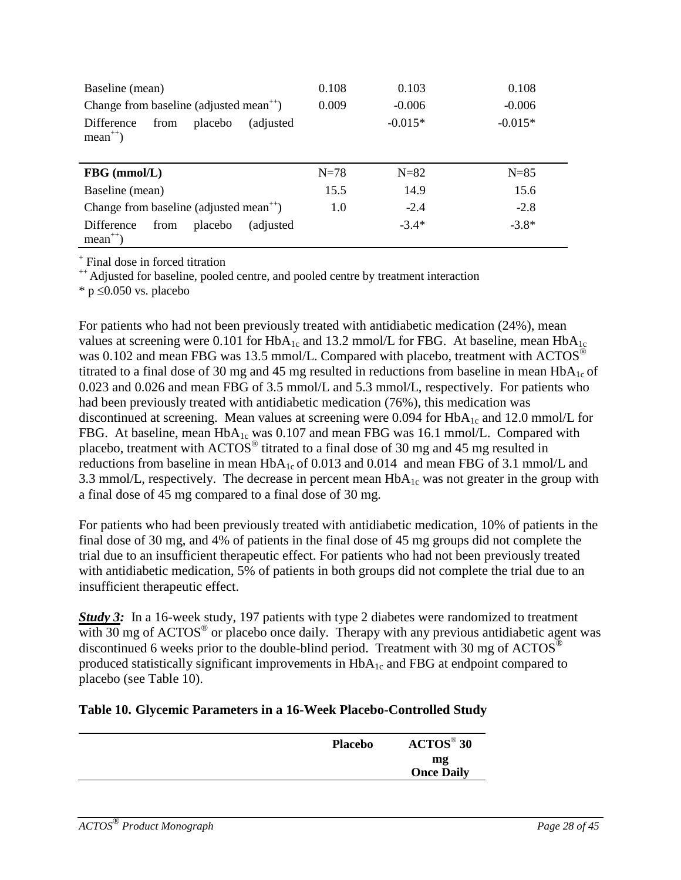| | | | |
|---|---|---|---|
| Baseline (mean) | 0.108 | 0.103 | 0.108 |
| Change from baseline (adjusted mean++) | 0.009 | -0.006 | -0.006 |
| Difference from placebo (adjusted mean++) | | -0.015* | -0.015* |
| **FBG (mmol/L)** | N=78 | N=82 | N=85 |
| Baseline (mean) | 15.5 | 14.9 | 15.6 |
| Change from baseline (adjusted mean++) | 1.0 | -2.4 | -2.8 |
| Difference from placebo (adjusted mean++) | | -3.4* | -3.8* |

+ Final dose in forced titration

++ Adjusted for baseline, pooled centre, and pooled centre by treatment interaction

* p ≤0.050 vs. placebo

For patients who had not been previously treated with antidiabetic medication (24%), mean values at screening were 0.101 for $HbA_{1c}$ and 13.2 mmol/L for FBG. At baseline, mean $HbA_{1c}$ was 0.102 and mean FBG was 13.5 mmol/L. Compared with placebo, treatment with ACTOS® titrated to a final dose of 30 mg and 45 mg resulted in reductions from baseline in mean $HbA_{1c}$ of 0.023 and 0.026 and mean FBG of 3.5 mmol/L and 5.3 mmol/L, respectively. For patients who had been previously treated with antidiabetic medication (76%), this medication was discontinued at screening. Mean values at screening were 0.094 for $HbA_{1c}$ and 12.0 mmol/L for FBG. At baseline, mean $HbA_{1c}$ was 0.107 and mean FBG was 16.1 mmol/L. Compared with placebo, treatment with ACTOS® titrated to a final dose of 30 mg and 45 mg resulted in reductions from baseline in mean $HbA_{1c}$ of 0.013 and 0.014 and mean FBG of 3.1 mmol/L and 3.3 mmol/L, respectively. The decrease in percent mean $HbA_{1c}$ was not greater in the group with a final dose of 45 mg compared to a final dose of 30 mg.

For patients who had been previously treated with antidiabetic medication, 10% of patients in the final dose of 30 mg, and 4% of patients in the final dose of 45 mg groups did not complete the trial due to an insufficient therapeutic effect. For patients who had not been previously treated with antidiabetic medication, 5% of patients in both groups did not complete the trial due to an insufficient therapeutic effect.

***Study 3:*** In a 16-week study, 197 patients with type 2 diabetes were randomized to treatment with 30 mg of ACTOS® or placebo once daily. Therapy with any previous antidiabetic agent was discontinued 6 weeks prior to the double-blind period. Treatment with 30 mg of ACTOS® produced statistically significant improvements in $HbA_{1c}$ and FBG at endpoint compared to placebo (see Table 10).

**Table 10. Glycemic Parameters in a 16-Week Placebo-Controlled Study**

| | **Placebo** | **ACTOS® 30 mg Once Daily** |
|---|---|---|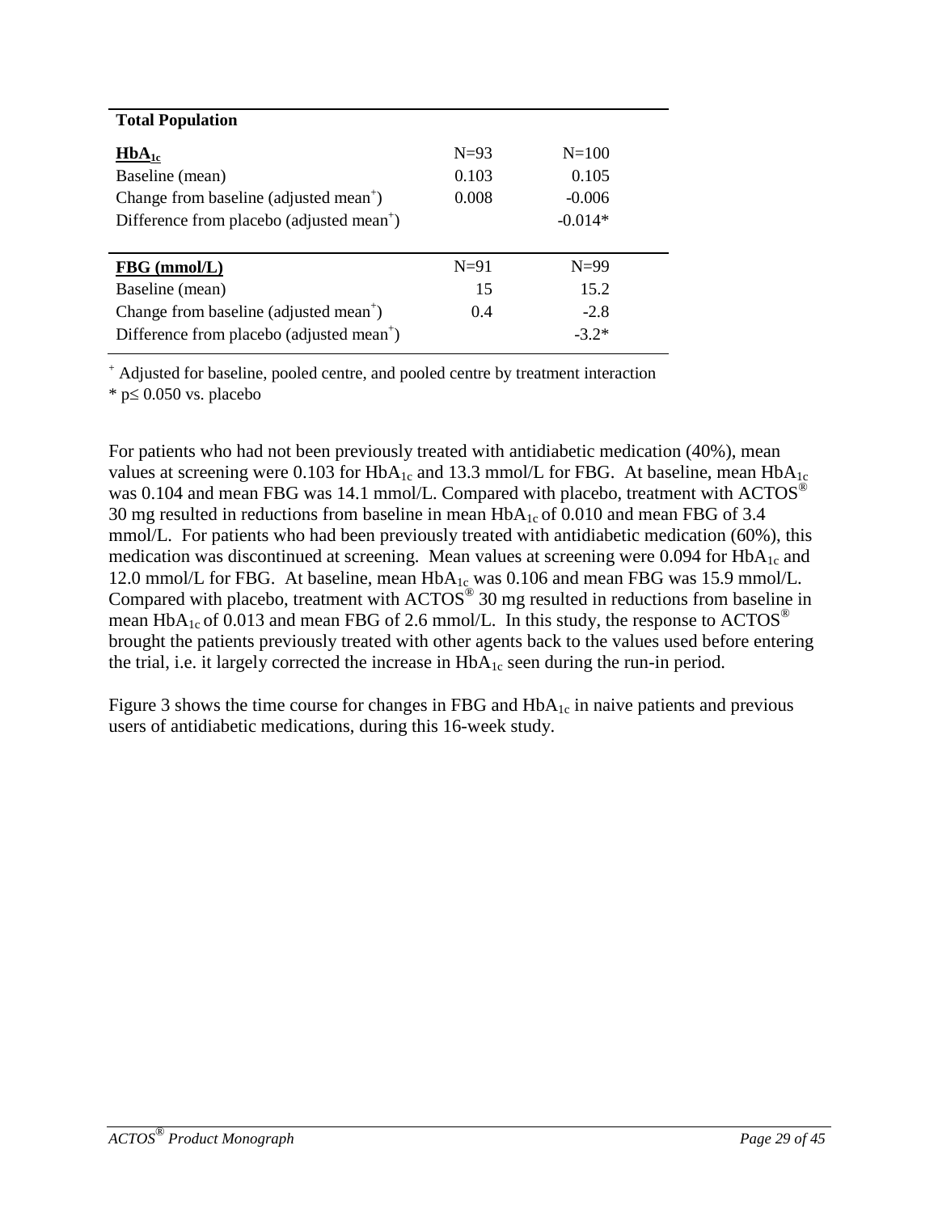| **Total Population** | | |
|---|---|---|
| **$HbA_{1c}$** | N=93 | N=100 |
| Baseline (mean) | 0.103 | 0.105 |
| Change from baseline (adjusted mean$^{+}$) | 0.008 | -0.006 |
| Difference from placebo (adjusted mean$^{+}$) | | -0.014* |
| **FBG (mmol/L)** | N=91 | N=99 |
| Baseline (mean) | 15 | 15.2 |
| Change from baseline (adjusted mean$^{+}$) | 0.4 | -2.8 |
| Difference from placebo (adjusted mean$^{+}$) | | -3.2* |

$^{+}$ Adjusted for baseline, pooled centre, and pooled centre by treatment interaction

* $p \leq 0.050$ vs. placebo

For patients who had not been previously treated with antidiabetic medication (40%), mean values at screening were 0.103 for $HbA_{1c}$ and 13.3 mmol/L for FBG. At baseline, mean $HbA_{1c}$ was 0.104 and mean FBG was 14.1 mmol/L. Compared with placebo, treatment with ACTOS® 30 mg resulted in reductions from baseline in mean $HbA_{1c}$ of 0.010 and mean FBG of 3.4 mmol/L. For patients who had been previously treated with antidiabetic medication (60%), this medication was discontinued at screening. Mean values at screening were 0.094 for $HbA_{1c}$ and 12.0 mmol/L for FBG. At baseline, mean $HbA_{1c}$ was 0.106 and mean FBG was 15.9 mmol/L. Compared with placebo, treatment with ACTOS® 30 mg resulted in reductions from baseline in mean $HbA_{1c}$ of 0.013 and mean FBG of 2.6 mmol/L. In this study, the response to ACTOS® brought the patients previously treated with other agents back to the values used before entering the trial, i.e. it largely corrected the increase in $HbA_{1c}$ seen during the run-in period.

Figure 3 shows the time course for changes in FBG and $HbA_{1c}$ in naive patients and previous users of antidiabetic medications, during this 16-week study.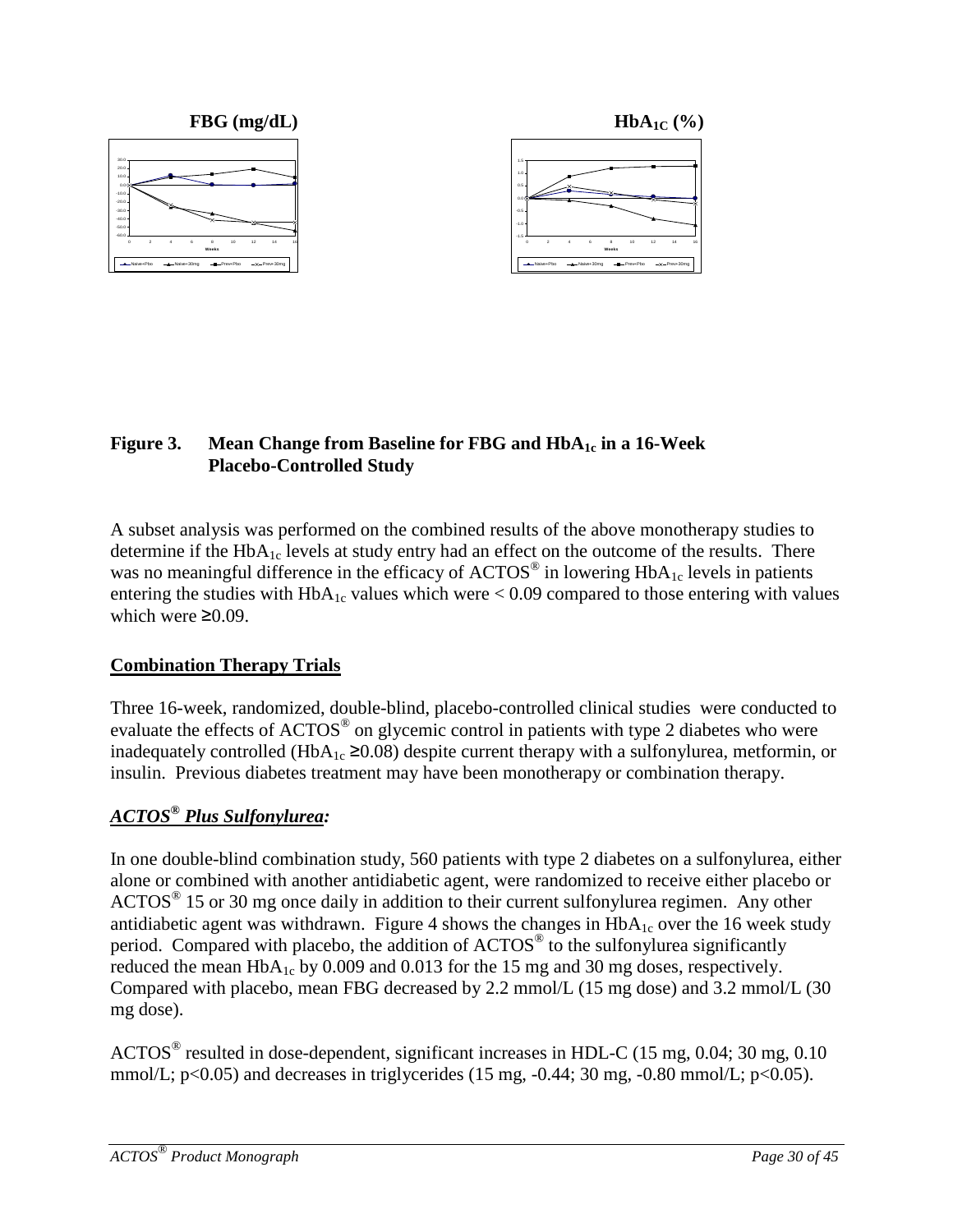FBG (mg/dL)

$HbA_{1C}$ (%)

**Figure 3. Mean Change from Baseline for FBG and $HbA_{1c}$ in a 16-Week Placebo-Controlled Study**

A subset analysis was performed on the combined results of the above monotherapy studies to determine if the $HbA_{1c}$ levels at study entry had an effect on the outcome of the results. There was no meaningful difference in the efficacy of ACTOS® in lowering $HbA_{1c}$ levels in patients entering the studies with $HbA_{1c}$ values which were < 0.09 compared to those entering with values which were ≥0.09.

## Combination Therapy Trials

Three 16-week, randomized, double-blind, placebo-controlled clinical studies were conducted to evaluate the effects of ACTOS® on glycemic control in patients with type 2 diabetes who were inadequately controlled ($HbA_{1c}$ ≥0.08) despite current therapy with a sulfonylurea, metformin, or insulin. Previous diabetes treatment may have been monotherapy or combination therapy.

### *ACTOS® Plus Sulfonylurea:*

In one double-blind combination study, 560 patients with type 2 diabetes on a sulfonylurea, either alone or combined with another antidiabetic agent, were randomized to receive either placebo or ACTOS® 15 or 30 mg once daily in addition to their current sulfonylurea regimen. Any other antidiabetic agent was withdrawn. Figure 4 shows the changes in $HbA_{1c}$ over the 16 week study period. Compared with placebo, the addition of ACTOS® to the sulfonylurea significantly reduced the mean $HbA_{1c}$ by 0.009 and 0.013 for the 15 mg and 30 mg doses, respectively. Compared with placebo, mean FBG decreased by 2.2 mmol/L (15 mg dose) and 3.2 mmol/L (30 mg dose).

ACTOS® resulted in dose-dependent, significant increases in HDL-C (15 mg, 0.04; 30 mg, 0.10 mmol/L; $p<0.05$) and decreases in triglycerides (15 mg, -0.44; 30 mg, -0.80 mmol/L; $p<0.05$).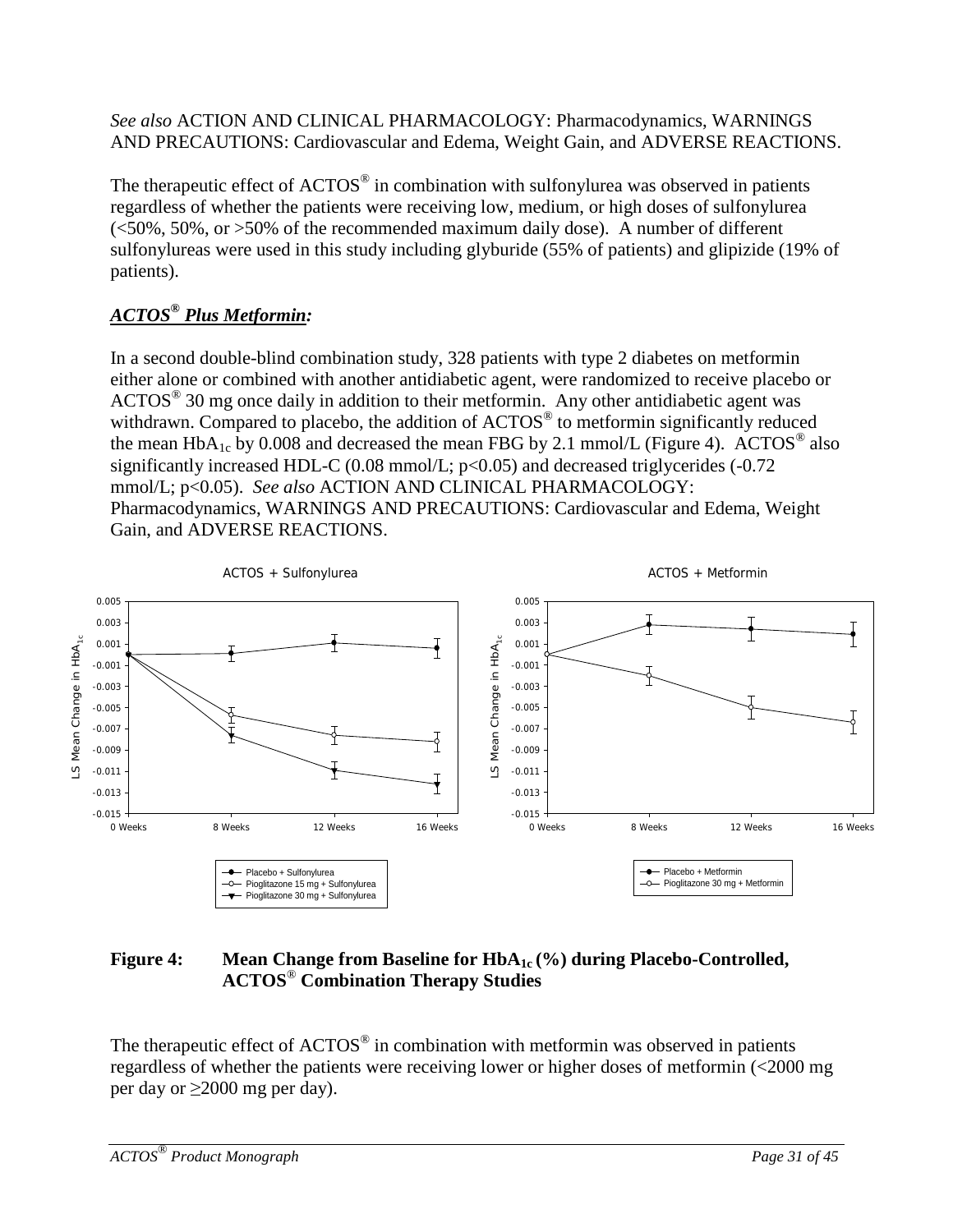*See also* ACTION AND CLINICAL PHARMACOLOGY: Pharmacodynamics, WARNINGS AND PRECAUTIONS: Cardiovascular and Edema, Weight Gain, and ADVERSE REACTIONS.

The therapeutic effect of ACTOS® in combination with sulfonylurea was observed in patients regardless of whether the patients were receiving low, medium, or high doses of sulfonylurea (<50%, 50%, or >50% of the recommended maximum daily dose). A number of different sulfonylureas were used in this study including glyburide (55% of patients) and glipizide (19% of patients).

### *ACTOS® Plus Metformin:*

In a second double-blind combination study, 328 patients with type 2 diabetes on metformin either alone or combined with another antidiabetic agent, were randomized to receive placebo or ACTOS® 30 mg once daily in addition to their metformin. Any other antidiabetic agent was withdrawn. Compared to placebo, the addition of ACTOS® to metformin significantly reduced the mean $HbA_{1c}$ by 0.008 and decreased the mean FBG by 2.1 mmol/L (Figure 4). ACTOS® also significantly increased HDL-C (0.08 mmol/L; $p<0.05$) and decreased triglycerides (-0.72 mmol/L; $p<0.05$). *See also* ACTION AND CLINICAL PHARMACOLOGY: Pharmacodynamics, WARNINGS AND PRECAUTIONS: Cardiovascular and Edema, Weight Gain, and ADVERSE REACTIONS.

**Figure 4: Mean Change from Baseline for $HbA_{1c}$ (%) during Placebo-Controlled, ACTOS® Combination Therapy Studies**

The therapeutic effect of ACTOS® in combination with metformin was observed in patients regardless of whether the patients were receiving lower or higher doses of metformin (<2000 mg per day or ≥2000 mg per day).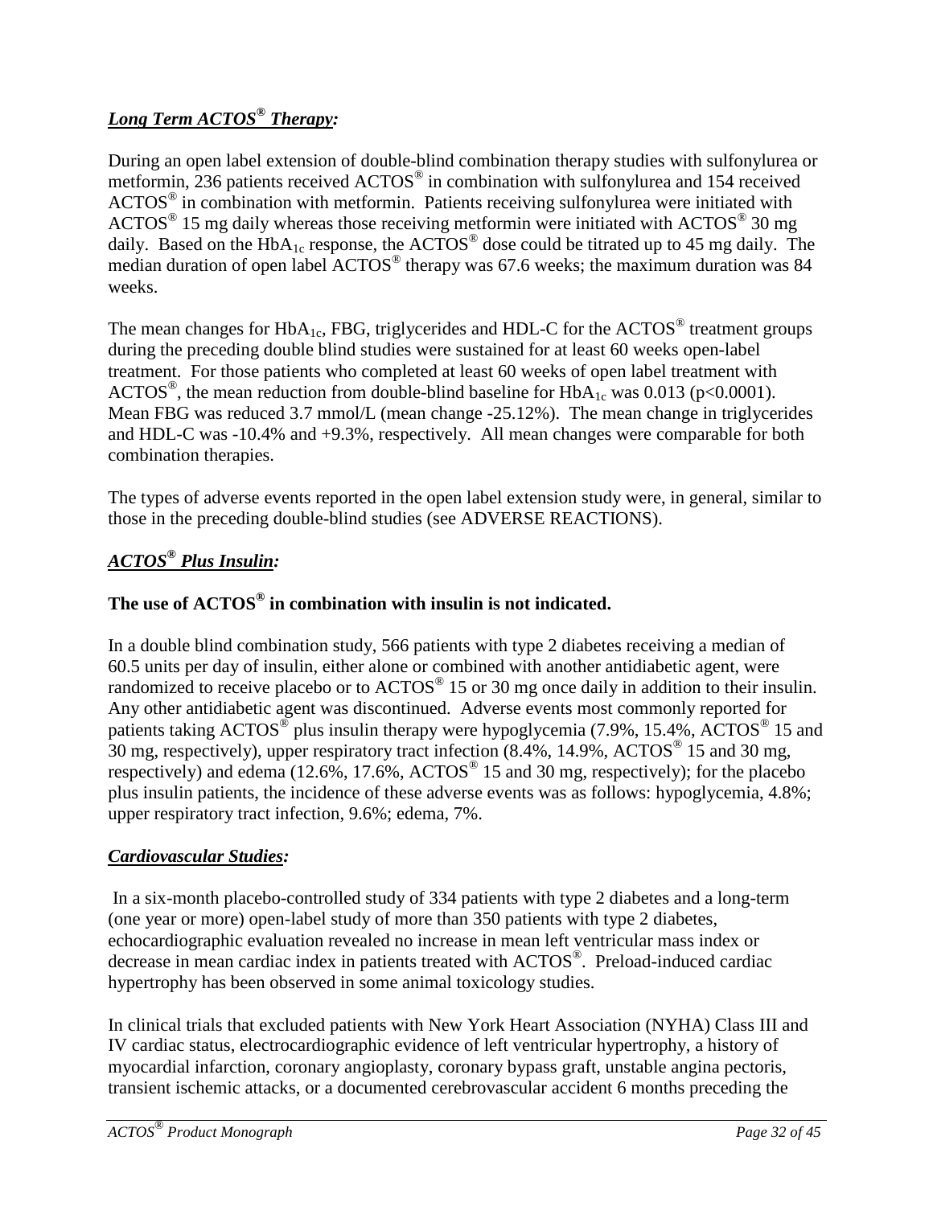### ***Long Term ACTOS® Therapy:***

During an open label extension of double-blind combination therapy studies with sulfonylurea or metformin, 236 patients received ACTOS® in combination with sulfonylurea and 154 received ACTOS® in combination with metformin. Patients receiving sulfonylurea were initiated with ACTOS® 15 mg daily whereas those receiving metformin were initiated with ACTOS® 30 mg daily. Based on the $HbA_{1c}$ response, the ACTOS® dose could be titrated up to 45 mg daily. The median duration of open label ACTOS® therapy was 67.6 weeks; the maximum duration was 84 weeks.

The mean changes for $HbA_{1c}$, FBG, triglycerides and HDL-C for the ACTOS® treatment groups during the preceding double blind studies were sustained for at least 60 weeks open-label treatment. For those patients who completed at least 60 weeks of open label treatment with ACTOS®, the mean reduction from double-blind baseline for $HbA_{1c}$ was 0.013 ($p<0.0001$). Mean FBG was reduced 3.7 mmol/L (mean change -25.12%). The mean change in triglycerides and HDL-C was -10.4% and +9.3%, respectively. All mean changes were comparable for both combination therapies.

The types of adverse events reported in the open label extension study were, in general, similar to those in the preceding double-blind studies (see ADVERSE REACTIONS).

### ***ACTOS® Plus Insulin:***

**The use of ACTOS® in combination with insulin is not indicated.**

In a double blind combination study, 566 patients with type 2 diabetes receiving a median of 60.5 units per day of insulin, either alone or combined with another antidiabetic agent, were randomized to receive placebo or to ACTOS® 15 or 30 mg once daily in addition to their insulin. Any other antidiabetic agent was discontinued. Adverse events most commonly reported for patients taking ACTOS® plus insulin therapy were hypoglycemia (7.9%, 15.4%, ACTOS® 15 and 30 mg, respectively), upper respiratory tract infection (8.4%, 14.9%, ACTOS® 15 and 30 mg, respectively) and edema (12.6%, 17.6%, ACTOS® 15 and 30 mg, respectively); for the placebo plus insulin patients, the incidence of these adverse events was as follows: hypoglycemia, 4.8%; upper respiratory tract infection, 9.6%; edema, 7%.

### ***Cardiovascular Studies:***

In a six-month placebo-controlled study of 334 patients with type 2 diabetes and a long-term (one year or more) open-label study of more than 350 patients with type 2 diabetes, echocardiographic evaluation revealed no increase in mean left ventricular mass index or decrease in mean cardiac index in patients treated with ACTOS®. Preload-induced cardiac hypertrophy has been observed in some animal toxicology studies.

In clinical trials that excluded patients with New York Heart Association (NYHA) Class III and IV cardiac status, electrocardiographic evidence of left ventricular hypertrophy, a history of myocardial infarction, coronary angioplasty, coronary bypass graft, unstable angina pectoris, transient ischemic attacks, or a documented cerebrovascular accident 6 months preceding the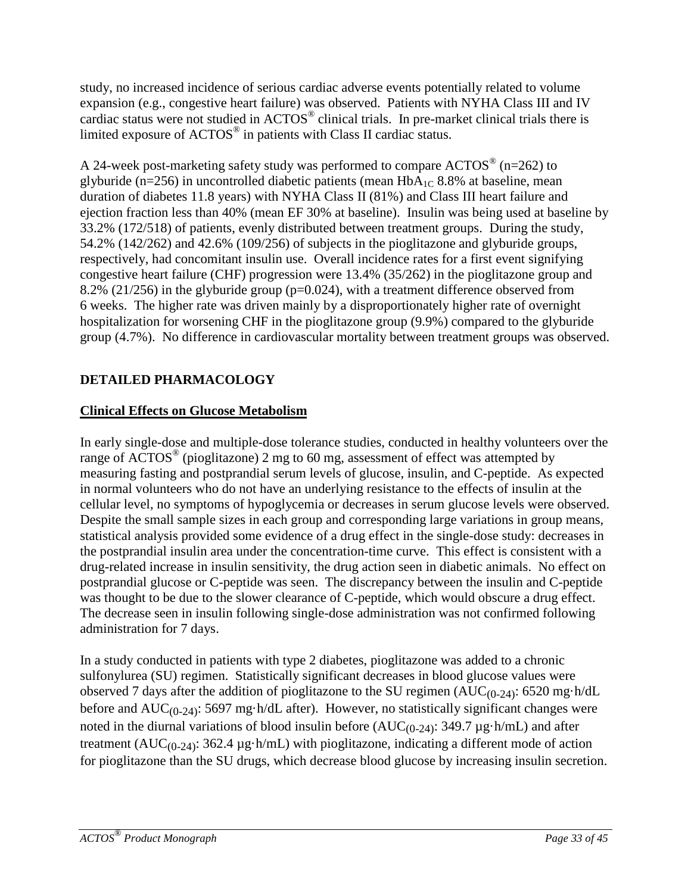study, no increased incidence of serious cardiac adverse events potentially related to volume expansion (e.g., congestive heart failure) was observed. Patients with NYHA Class III and IV cardiac status were not studied in ACTOS® clinical trials. In pre-market clinical trials there is limited exposure of ACTOS® in patients with Class II cardiac status.

A 24-week post-marketing safety study was performed to compare ACTOS® (n=262) to glyburide (n=256) in uncontrolled diabetic patients (mean $HbA_{1C}$ 8.8% at baseline, mean duration of diabetes 11.8 years) with NYHA Class II (81%) and Class III heart failure and ejection fraction less than 40% (mean EF 30% at baseline). Insulin was being used at baseline by 33.2% (172/518) of patients, evenly distributed between treatment groups. During the study, 54.2% (142/262) and 42.6% (109/256) of subjects in the pioglitazone and glyburide groups, respectively, had concomitant insulin use. Overall incidence rates for a first event signifying congestive heart failure (CHF) progression were 13.4% (35/262) in the pioglitazone group and 8.2% (21/256) in the glyburide group (p=0.024), with a treatment difference observed from 6 weeks. The higher rate was driven mainly by a disproportionately higher rate of overnight hospitalization for worsening CHF in the pioglitazone group (9.9%) compared to the glyburide group (4.7%). No difference in cardiovascular mortality between treatment groups was observed.

## DETAILED PHARMACOLOGY

### Clinical Effects on Glucose Metabolism

In early single-dose and multiple-dose tolerance studies, conducted in healthy volunteers over the range of ACTOS® (pioglitazone) 2 mg to 60 mg, assessment of effect was attempted by measuring fasting and postprandial serum levels of glucose, insulin, and C-peptide. As expected in normal volunteers who do not have an underlying resistance to the effects of insulin at the cellular level, no symptoms of hypoglycemia or decreases in serum glucose levels were observed. Despite the small sample sizes in each group and corresponding large variations in group means, statistical analysis provided some evidence of a drug effect in the single-dose study: decreases in the postprandial insulin area under the concentration-time curve. This effect is consistent with a drug-related increase in insulin sensitivity, the drug action seen in diabetic animals. No effect on postprandial glucose or C-peptide was seen. The discrepancy between the insulin and C-peptide was thought to be due to the slower clearance of C-peptide, which would obscure a drug effect. The decrease seen in insulin following single-dose administration was not confirmed following administration for 7 days.

In a study conducted in patients with type 2 diabetes, pioglitazone was added to a chronic sulfonylurea (SU) regimen. Statistically significant decreases in blood glucose values were observed 7 days after the addition of pioglitazone to the SU regimen ($AUC_{(0-24)}$: 6520 mg·h/dL before and $AUC_{(0-24)}$: 5697 mg·h/dL after). However, no statistically significant changes were noted in the diurnal variations of blood insulin before ($AUC_{(0-24)}$: 349.7 µg·h/mL) and after treatment ($AUC_{(0-24)}$: 362.4 µg·h/mL) with pioglitazone, indicating a different mode of action for pioglitazone than the SU drugs, which decrease blood glucose by increasing insulin secretion.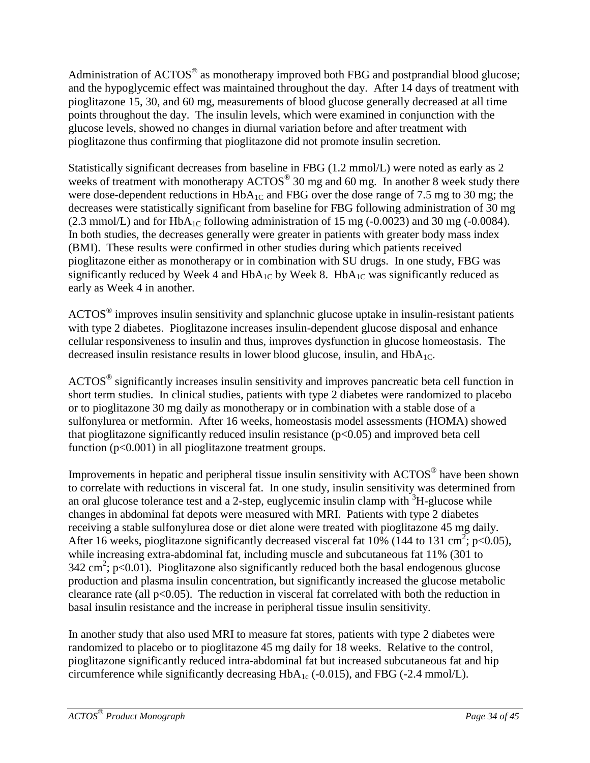Administration of ACTOS® as monotherapy improved both FBG and postprandial blood glucose; and the hypoglycemic effect was maintained throughout the day. After 14 days of treatment with pioglitazone 15, 30, and 60 mg, measurements of blood glucose generally decreased at all time points throughout the day. The insulin levels, which were examined in conjunction with the glucose levels, showed no changes in diurnal variation before and after treatment with pioglitazone thus confirming that pioglitazone did not promote insulin secretion.

Statistically significant decreases from baseline in FBG (1.2 mmol/L) were noted as early as 2 weeks of treatment with monotherapy ACTOS® 30 mg and 60 mg. In another 8 week study there were dose-dependent reductions in $HbA_{1C}$ and FBG over the dose range of 7.5 mg to 30 mg; the decreases were statistically significant from baseline for FBG following administration of 30 mg (2.3 mmol/L) and for $HbA_{1C}$ following administration of 15 mg (-0.0023) and 30 mg (-0.0084). In both studies, the decreases generally were greater in patients with greater body mass index (BMI). These results were confirmed in other studies during which patients received pioglitazone either as monotherapy or in combination with SU drugs. In one study, FBG was significantly reduced by Week 4 and $HbA_{1C}$ by Week 8. $HbA_{1C}$ was significantly reduced as early as Week 4 in another.

ACTOS® improves insulin sensitivity and splanchnic glucose uptake in insulin-resistant patients with type 2 diabetes. Pioglitazone increases insulin-dependent glucose disposal and enhance cellular responsiveness to insulin and thus, improves dysfunction in glucose homeostasis. The decreased insulin resistance results in lower blood glucose, insulin, and $HbA_{1C}$.

ACTOS® significantly increases insulin sensitivity and improves pancreatic beta cell function in short term studies. In clinical studies, patients with type 2 diabetes were randomized to placebo or to pioglitazone 30 mg daily as monotherapy or in combination with a stable dose of a sulfonylurea or metformin. After 16 weeks, homeostasis model assessments (HOMA) showed that pioglitazone significantly reduced insulin resistance ($p<0.05$) and improved beta cell function ($p<0.001$) in all pioglitazone treatment groups.

Improvements in hepatic and peripheral tissue insulin sensitivity with ACTOS® have been shown to correlate with reductions in visceral fat. In one study, insulin sensitivity was determined from an oral glucose tolerance test and a 2-step, euglycemic insulin clamp with $^3$H-glucose while changes in abdominal fat depots were measured with MRI. Patients with type 2 diabetes receiving a stable sulfonylurea dose or diet alone were treated with pioglitazone 45 mg daily. After 16 weeks, pioglitazone significantly decreased visceral fat 10% (144 to 131 $cm^2$; $p<0.05$), while increasing extra-abdominal fat, including muscle and subcutaneous fat 11% (301 to 342 $cm^2$; $p<0.01$). Pioglitazone also significantly reduced both the basal endogenous glucose production and plasma insulin concentration, but significantly increased the glucose metabolic clearance rate (all $p<0.05$). The reduction in visceral fat correlated with both the reduction in basal insulin resistance and the increase in peripheral tissue insulin sensitivity.

In another study that also used MRI to measure fat stores, patients with type 2 diabetes were randomized to placebo or to pioglitazone 45 mg daily for 18 weeks. Relative to the control, pioglitazone significantly reduced intra-abdominal fat but increased subcutaneous fat and hip circumference while significantly decreasing $HbA_{1c}$ (-0.015), and FBG (-2.4 mmol/L).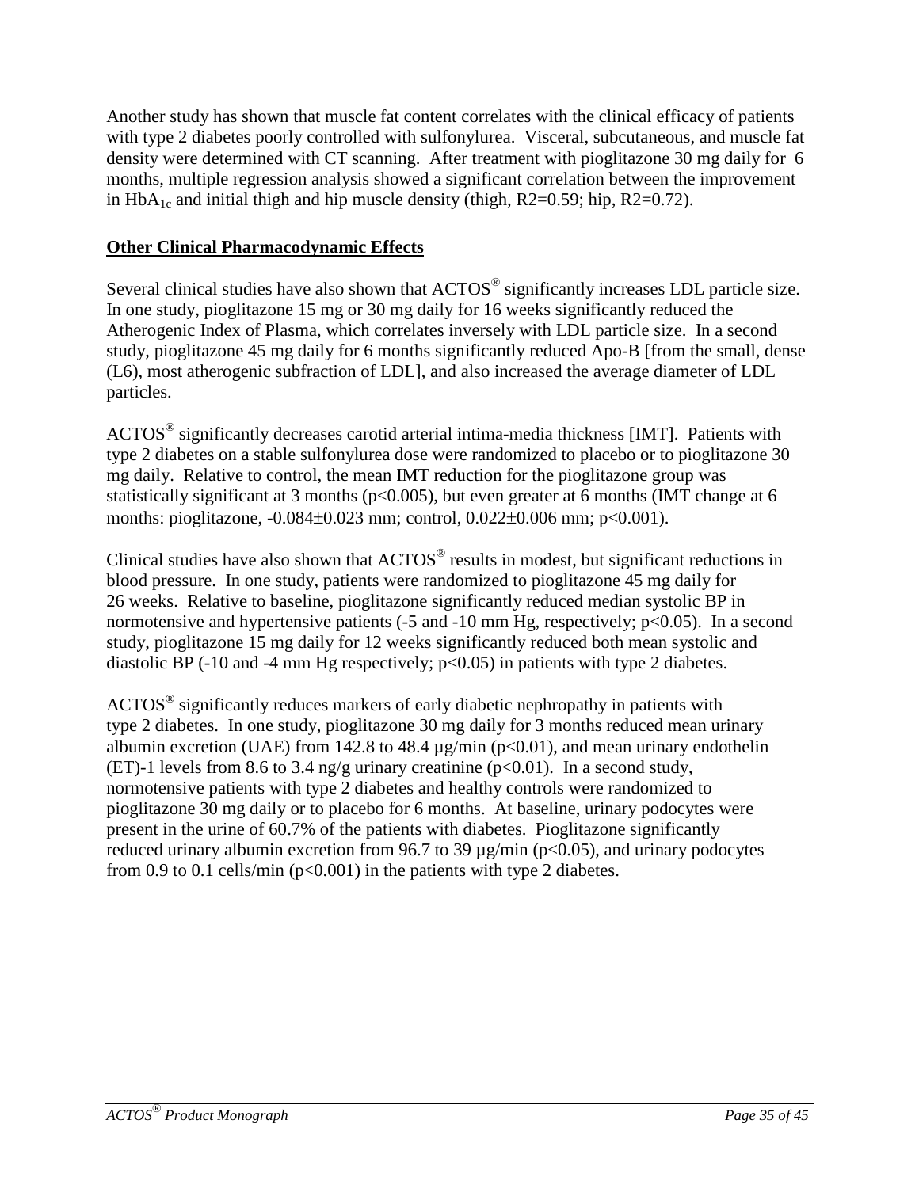Another study has shown that muscle fat content correlates with the clinical efficacy of patients with type 2 diabetes poorly controlled with sulfonylurea. Visceral, subcutaneous, and muscle fat density were determined with CT scanning. After treatment with pioglitazone 30 mg daily for 6 months, multiple regression analysis showed a significant correlation between the improvement in $HbA_{1c}$ and initial thigh and hip muscle density (thigh, $R2=0.59$; hip, $R2=0.72$).

## Other Clinical Pharmacodynamic Effects

Several clinical studies have also shown that ACTOS® significantly increases LDL particle size. In one study, pioglitazone 15 mg or 30 mg daily for 16 weeks significantly reduced the Atherogenic Index of Plasma, which correlates inversely with LDL particle size. In a second study, pioglitazone 45 mg daily for 6 months significantly reduced Apo-B [from the small, dense (L6), most atherogenic subfraction of LDL], and also increased the average diameter of LDL particles.

ACTOS® significantly decreases carotid arterial intima-media thickness [IMT]. Patients with type 2 diabetes on a stable sulfonylurea dose were randomized to placebo or to pioglitazone 30 mg daily. Relative to control, the mean IMT reduction for the pioglitazone group was statistically significant at 3 months ($p<0.005$), but even greater at 6 months (IMT change at 6 months: pioglitazone, $-0.084\pm0.023$ mm; control, $0.022\pm0.006$ mm; $p<0.001$).

Clinical studies have also shown that ACTOS® results in modest, but significant reductions in blood pressure. In one study, patients were randomized to pioglitazone 45 mg daily for 26 weeks. Relative to baseline, pioglitazone significantly reduced median systolic BP in normotensive and hypertensive patients (-5 and -10 mm Hg, respectively; $p<0.05$). In a second study, pioglitazone 15 mg daily for 12 weeks significantly reduced both mean systolic and diastolic BP (-10 and -4 mm Hg respectively; $p<0.05$) in patients with type 2 diabetes.

ACTOS® significantly reduces markers of early diabetic nephropathy in patients with type 2 diabetes. In one study, pioglitazone 30 mg daily for 3 months reduced mean urinary albumin excretion (UAE) from 142.8 to 48.4 µg/min ($p<0.01$), and mean urinary endothelin (ET)-1 levels from 8.6 to 3.4 ng/g urinary creatinine ($p<0.01$). In a second study, normotensive patients with type 2 diabetes and healthy controls were randomized to pioglitazone 30 mg daily or to placebo for 6 months. At baseline, urinary podocytes were present in the urine of 60.7% of the patients with diabetes. Pioglitazone significantly reduced urinary albumin excretion from 96.7 to 39 µg/min ($p<0.05$), and urinary podocytes from 0.9 to 0.1 cells/min ($p<0.001$) in the patients with type 2 diabetes.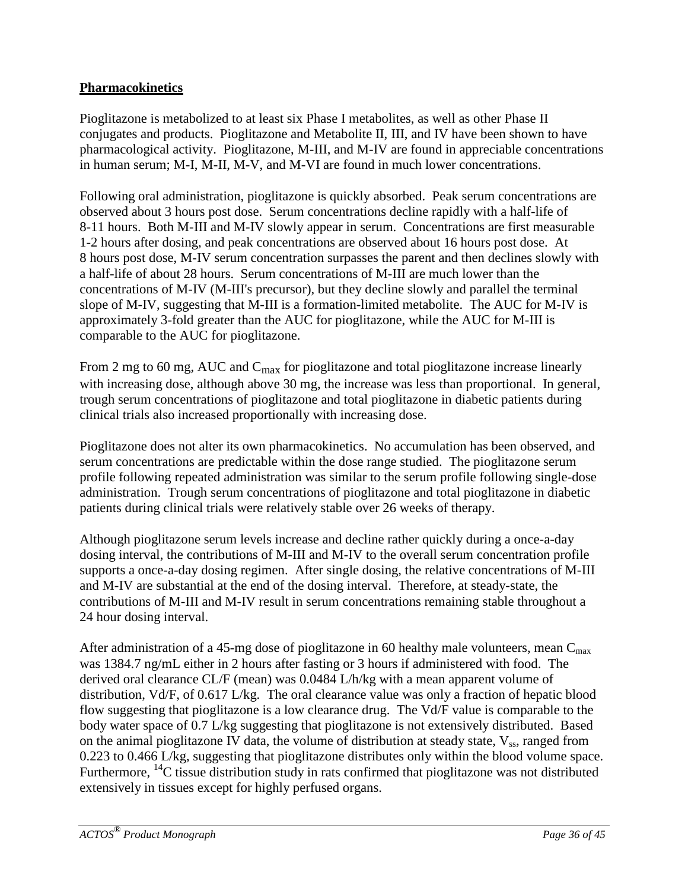**Pharmacokinetics**

Pioglitazone is metabolized to at least six Phase I metabolites, as well as other Phase II conjugates and products. Pioglitazone and Metabolite II, III, and IV have been shown to have pharmacological activity. Pioglitazone, M-III, and M-IV are found in appreciable concentrations in human serum; M-I, M-II, M-V, and M-VI are found in much lower concentrations.

Following oral administration, pioglitazone is quickly absorbed. Peak serum concentrations are observed about 3 hours post dose. Serum concentrations decline rapidly with a half-life of 8-11 hours. Both M-III and M-IV slowly appear in serum. Concentrations are first measurable 1-2 hours after dosing, and peak concentrations are observed about 16 hours post dose. At 8 hours post dose, M-IV serum concentration surpasses the parent and then declines slowly with a half-life of about 28 hours. Serum concentrations of M-III are much lower than the concentrations of M-IV (M-III's precursor), but they decline slowly and parallel the terminal slope of M-IV, suggesting that M-III is a formation-limited metabolite. The AUC for M-IV is approximately 3-fold greater than the AUC for pioglitazone, while the AUC for M-III is comparable to the AUC for pioglitazone.

From 2 mg to 60 mg, AUC and $C_{max}$ for pioglitazone and total pioglitazone increase linearly with increasing dose, although above 30 mg, the increase was less than proportional. In general, trough serum concentrations of pioglitazone and total pioglitazone in diabetic patients during clinical trials also increased proportionally with increasing dose.

Pioglitazone does not alter its own pharmacokinetics. No accumulation has been observed, and serum concentrations are predictable within the dose range studied. The pioglitazone serum profile following repeated administration was similar to the serum profile following single-dose administration. Trough serum concentrations of pioglitazone and total pioglitazone in diabetic patients during clinical trials were relatively stable over 26 weeks of therapy.

Although pioglitazone serum levels increase and decline rather quickly during a once-a-day dosing interval, the contributions of M-III and M-IV to the overall serum concentration profile supports a once-a-day dosing regimen. After single dosing, the relative concentrations of M-III and M-IV are substantial at the end of the dosing interval. Therefore, at steady-state, the contributions of M-III and M-IV result in serum concentrations remaining stable throughout a 24 hour dosing interval.

After administration of a 45-mg dose of pioglitazone in 60 healthy male volunteers, mean $C_{max}$ was 1384.7 ng/mL either in 2 hours after fasting or 3 hours if administered with food. The derived oral clearance CL/F (mean) was 0.0484 L/h/kg with a mean apparent volume of distribution, Vd/F, of 0.617 L/kg. The oral clearance value was only a fraction of hepatic blood flow suggesting that pioglitazone is a low clearance drug. The Vd/F value is comparable to the body water space of 0.7 L/kg suggesting that pioglitazone is not extensively distributed. Based on the animal pioglitazone IV data, the volume of distribution at steady state, $V_{ss}$, ranged from 0.223 to 0.466 L/kg, suggesting that pioglitazone distributes only within the blood volume space. Furthermore, $^{14}C$ tissue distribution study in rats confirmed that pioglitazone was not distributed extensively in tissues except for highly perfused organs.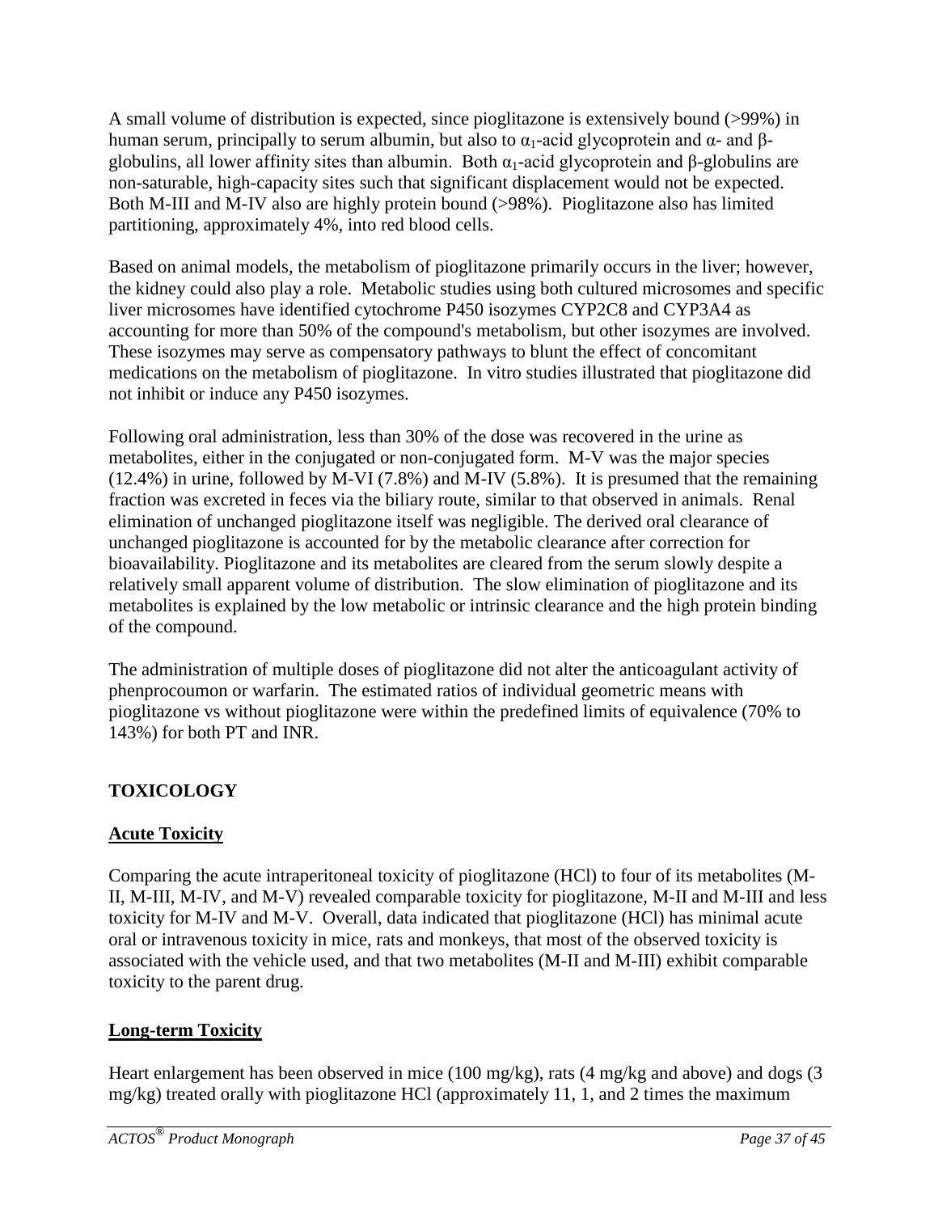A small volume of distribution is expected, since pioglitazone is extensively bound (>99%) in human serum, principally to serum albumin, but also to $\alpha_1$-acid glycoprotein and α- and β-globulins, all lower affinity sites than albumin. Both $\alpha_1$-acid glycoprotein and β-globulins are non-saturable, high-capacity sites such that significant displacement would not be expected. Both M-III and M-IV also are highly protein bound (>98%). Pioglitazone also has limited partitioning, approximately 4%, into red blood cells.

Based on animal models, the metabolism of pioglitazone primarily occurs in the liver; however, the kidney could also play a role. Metabolic studies using both cultured microsomes and specific liver microsomes have identified cytochrome P450 isozymes CYP2C8 and CYP3A4 as accounting for more than 50% of the compound's metabolism, but other isozymes are involved. These isozymes may serve as compensatory pathways to blunt the effect of concomitant medications on the metabolism of pioglitazone. In vitro studies illustrated that pioglitazone did not inhibit or induce any P450 isozymes.

Following oral administration, less than 30% of the dose was recovered in the urine as metabolites, either in the conjugated or non-conjugated form. M-V was the major species (12.4%) in urine, followed by M-VI (7.8%) and M-IV (5.8%). It is presumed that the remaining fraction was excreted in feces via the biliary route, similar to that observed in animals. Renal elimination of unchanged pioglitazone itself was negligible. The derived oral clearance of unchanged pioglitazone is accounted for by the metabolic clearance after correction for bioavailability. Pioglitazone and its metabolites are cleared from the serum slowly despite a relatively small apparent volume of distribution. The slow elimination of pioglitazone and its metabolites is explained by the low metabolic or intrinsic clearance and the high protein binding of the compound.

The administration of multiple doses of pioglitazone did not alter the anticoagulant activity of phenprocoumon or warfarin. The estimated ratios of individual geometric means with pioglitazone vs without pioglitazone were within the predefined limits of equivalence (70% to 143%) for both PT and INR.

## TOXICOLOGY

### Acute Toxicity

Comparing the acute intraperitoneal toxicity of pioglitazone (HCl) to four of its metabolites (M-II, M-III, M-IV, and M-V) revealed comparable toxicity for pioglitazone, M-II and M-III and less toxicity for M-IV and M-V. Overall, data indicated that pioglitazone (HCl) has minimal acute oral or intravenous toxicity in mice, rats and monkeys, that most of the observed toxicity is associated with the vehicle used, and that two metabolites (M-II and M-III) exhibit comparable toxicity to the parent drug.

### Long-term Toxicity

Heart enlargement has been observed in mice (100 mg/kg), rats (4 mg/kg and above) and dogs (3 mg/kg) treated orally with pioglitazone HCl (approximately 11, 1, and 2 times the maximum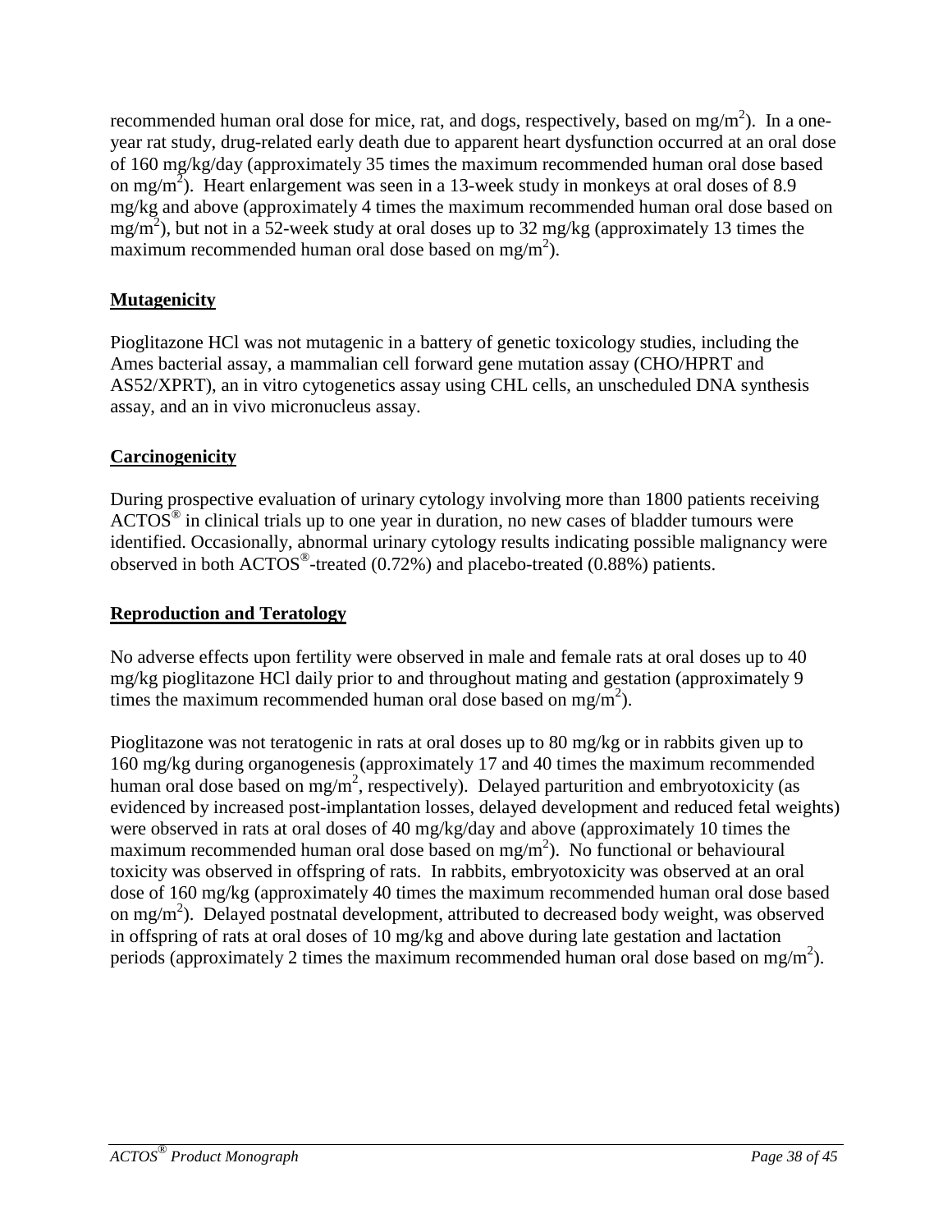recommended human oral dose for mice, rat, and dogs, respectively, based on $mg/m^2$). In a one-year rat study, drug-related early death due to apparent heart dysfunction occurred at an oral dose of 160 mg/kg/day (approximately 35 times the maximum recommended human oral dose based on $mg/m^2$). Heart enlargement was seen in a 13-week study in monkeys at oral doses of 8.9 mg/kg and above (approximately 4 times the maximum recommended human oral dose based on $mg/m^2$), but not in a 52-week study at oral doses up to 32 mg/kg (approximately 13 times the maximum recommended human oral dose based on $mg/m^2$).

## Mutagenicity

Pioglitazone HCl was not mutagenic in a battery of genetic toxicology studies, including the Ames bacterial assay, a mammalian cell forward gene mutation assay (CHO/HPRT and AS52/XPRT), an in vitro cytogenetics assay using CHL cells, an unscheduled DNA synthesis assay, and an in vivo micronucleus assay.

## Carcinogenicity

During prospective evaluation of urinary cytology involving more than 1800 patients receiving ACTOS® in clinical trials up to one year in duration, no new cases of bladder tumours were identified. Occasionally, abnormal urinary cytology results indicating possible malignancy were observed in both ACTOS®-treated (0.72%) and placebo-treated (0.88%) patients.

## Reproduction and Teratology

No adverse effects upon fertility were observed in male and female rats at oral doses up to 40 mg/kg pioglitazone HCl daily prior to and throughout mating and gestation (approximately 9 times the maximum recommended human oral dose based on $mg/m^2$).

Pioglitazone was not teratogenic in rats at oral doses up to 80 mg/kg or in rabbits given up to 160 mg/kg during organogenesis (approximately 17 and 40 times the maximum recommended human oral dose based on $mg/m^2$, respectively). Delayed parturition and embryotoxicity (as evidenced by increased post-implantation losses, delayed development and reduced fetal weights) were observed in rats at oral doses of 40 mg/kg/day and above (approximately 10 times the maximum recommended human oral dose based on $mg/m^2$). No functional or behavioural toxicity was observed in offspring of rats. In rabbits, embryotoxicity was observed at an oral dose of 160 mg/kg (approximately 40 times the maximum recommended human oral dose based on $mg/m^2$). Delayed postnatal development, attributed to decreased body weight, was observed in offspring of rats at oral doses of 10 mg/kg and above during late gestation and lactation periods (approximately 2 times the maximum recommended human oral dose based on $mg/m^2$).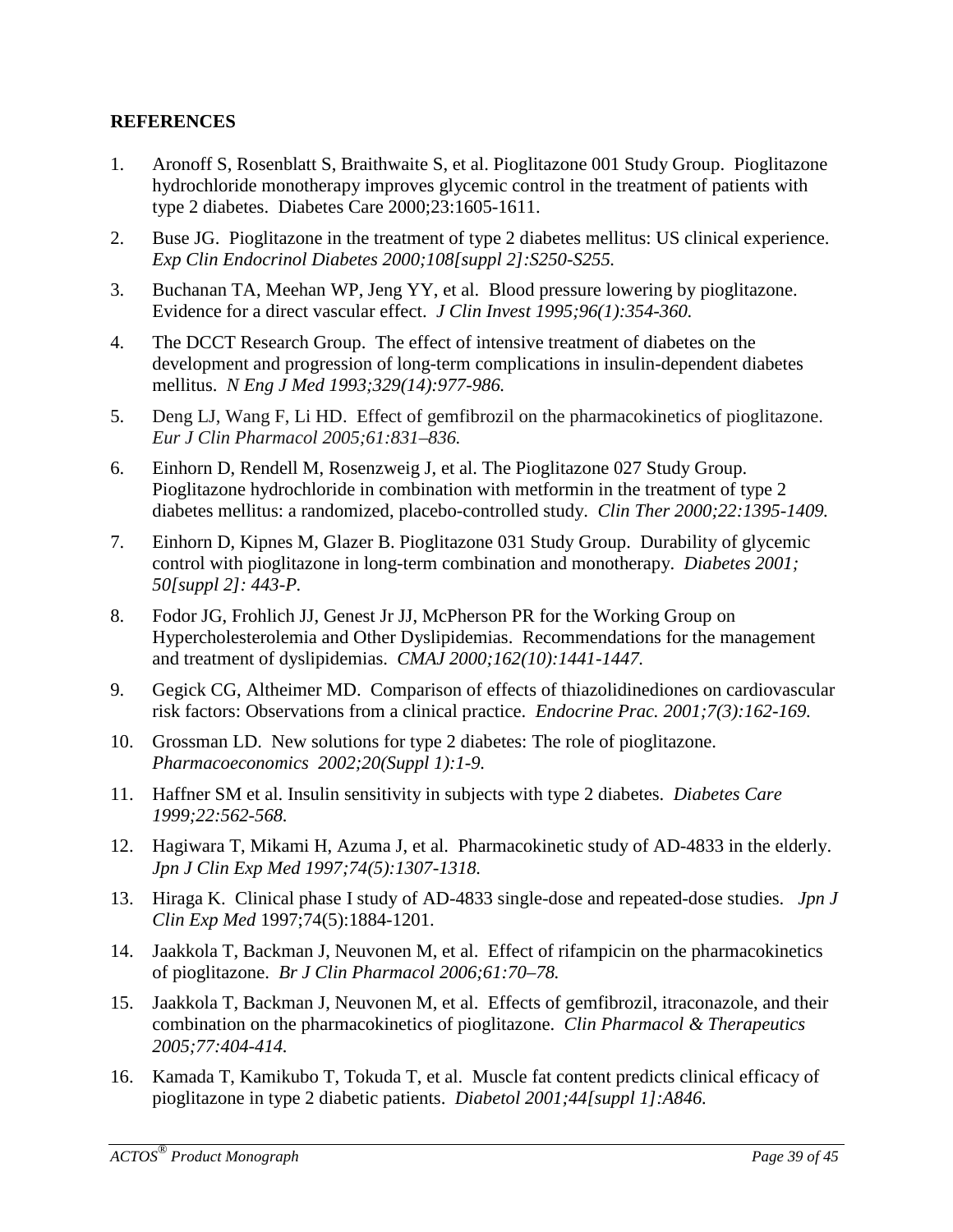## REFERENCES

1. Aronoff S, Rosenblatt S, Braithwaite S, et al. Pioglitazone 001 Study Group. Pioglitazone hydrochloride monotherapy improves glycemic control in the treatment of patients with type 2 diabetes. Diabetes Care 2000;23:1605-1611.
2. Buse JG. Pioglitazone in the treatment of type 2 diabetes mellitus: US clinical experience. *Exp Clin Endocrinol Diabetes 2000;108[suppl 2]:S250-S255.*
3. Buchanan TA, Meehan WP, Jeng YY, et al. Blood pressure lowering by pioglitazone. Evidence for a direct vascular effect. *J Clin Invest 1995;96(1):354-360.*
4. The DCCT Research Group. The effect of intensive treatment of diabetes on the development and progression of long-term complications in insulin-dependent diabetes mellitus. *N Eng J Med 1993;329(14):977-986.*
5. Deng LJ, Wang F, Li HD. Effect of gemfibrozil on the pharmacokinetics of pioglitazone. *Eur J Clin Pharmacol 2005;61:831–836.*
6. Einhorn D, Rendell M, Rosenzweig J, et al. The Pioglitazone 027 Study Group. Pioglitazone hydrochloride in combination with metformin in the treatment of type 2 diabetes mellitus: a randomized, placebo-controlled study. *Clin Ther 2000;22:1395-1409.*
7. Einhorn D, Kipnes M, Glazer B. Pioglitazone 031 Study Group. Durability of glycemic control with pioglitazone in long-term combination and monotherapy. *Diabetes 2001; 50[suppl 2]: 443-P.*
8. Fodor JG, Frohlich JJ, Genest Jr JJ, McPherson PR for the Working Group on Hypercholesterolemia and Other Dyslipidemias. Recommendations for the management and treatment of dyslipidemias. *CMAJ 2000;162(10):1441-1447.*
9. Gegick CG, Altheimer MD. Comparison of effects of thiazolidinediones on cardiovascular risk factors: Observations from a clinical practice. *Endocrine Prac. 2001;7(3):162-169.*
10. Grossman LD. New solutions for type 2 diabetes: The role of pioglitazone. *Pharmacoeconomics 2002;20(Suppl 1):1-9.*
11. Haffner SM et al. Insulin sensitivity in subjects with type 2 diabetes. *Diabetes Care 1999;22:562-568.*
12. Hagiwara T, Mikami H, Azuma J, et al. Pharmacokinetic study of AD-4833 in the elderly. *Jpn J Clin Exp Med 1997;74(5):1307-1318.*
13. Hiraga K. Clinical phase I study of AD-4833 single-dose and repeated-dose studies. *Jpn J Clin Exp Med* 1997;74(5):1884-1201.
14. Jaakkola T, Backman J, Neuvonen M, et al. Effect of rifampicin on the pharmacokinetics of pioglitazone. *Br J Clin Pharmacol 2006;61:70–78.*
15. Jaakkola T, Backman J, Neuvonen M, et al. Effects of gemfibrozil, itraconazole, and their combination on the pharmacokinetics of pioglitazone. *Clin Pharmacol & Therapeutics 2005;77:404-414.*
16. Kamada T, Kamikubo T, Tokuda T, et al. Muscle fat content predicts clinical efficacy of pioglitazone in type 2 diabetic patients. *Diabetol 2001;44[suppl 1]:A846.*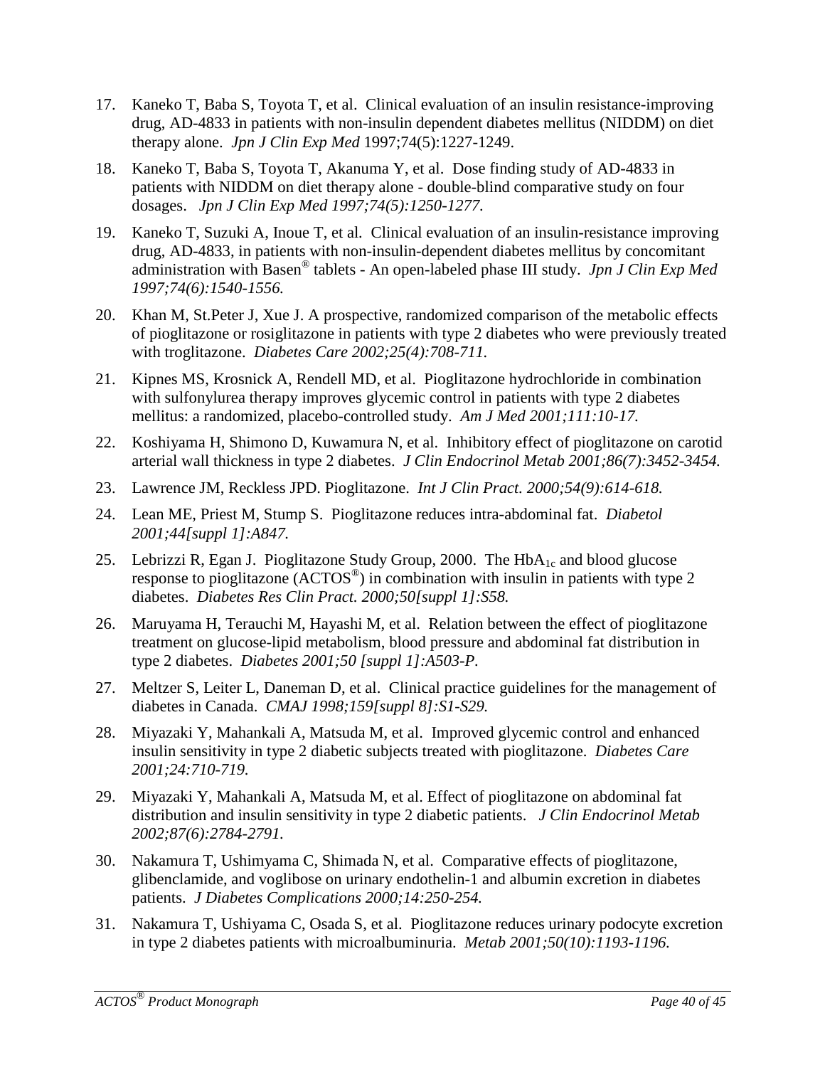17. Kaneko T, Baba S, Toyota T, et al. Clinical evaluation of an insulin resistance-improving drug, AD-4833 in patients with non-insulin dependent diabetes mellitus (NIDDM) on diet therapy alone. *Jpn J Clin Exp Med* 1997;74(5):1227-1249.

18. Kaneko T, Baba S, Toyota T, Akanuma Y, et al. Dose finding study of AD-4833 in patients with NIDDM on diet therapy alone - double-blind comparative study on four dosages. *Jpn J Clin Exp Med 1997;74(5):1250-1277.*

19. Kaneko T, Suzuki A, Inoue T, et al. Clinical evaluation of an insulin-resistance improving drug, AD-4833, in patients with non-insulin-dependent diabetes mellitus by concomitant administration with Basen® tablets - An open-labeled phase III study. *Jpn J Clin Exp Med 1997;74(6):1540-1556.*

20. Khan M, St.Peter J, Xue J. A prospective, randomized comparison of the metabolic effects of pioglitazone or rosiglitazone in patients with type 2 diabetes who were previously treated with troglitazone. *Diabetes Care 2002;25(4):708-711.*

21. Kipnes MS, Krosnick A, Rendell MD, et al. Pioglitazone hydrochloride in combination with sulfonylurea therapy improves glycemic control in patients with type 2 diabetes mellitus: a randomized, placebo-controlled study. *Am J Med 2001;111:10-17.*

22. Koshiyama H, Shimono D, Kuwamura N, et al. Inhibitory effect of pioglitazone on carotid arterial wall thickness in type 2 diabetes. *J Clin Endocrinol Metab 2001;86(7):3452-3454.*

23. Lawrence JM, Reckless JPD. Pioglitazone. *Int J Clin Pract. 2000;54(9):614-618.*

24. Lean ME, Priest M, Stump S. Pioglitazone reduces intra-abdominal fat. *Diabetol 2001;44[suppl 1]:A847.*

25. Lebrizzi R, Egan J. Pioglitazone Study Group, 2000. The $HbA_{1c}$ and blood glucose response to pioglitazone (ACTOS®) in combination with insulin in patients with type 2 diabetes. *Diabetes Res Clin Pract. 2000;50[suppl 1]:S58.*

26. Maruyama H, Terauchi M, Hayashi M, et al. Relation between the effect of pioglitazone treatment on glucose-lipid metabolism, blood pressure and abdominal fat distribution in type 2 diabetes. *Diabetes 2001;50 [suppl 1]:A503-P.*

27. Meltzer S, Leiter L, Daneman D, et al. Clinical practice guidelines for the management of diabetes in Canada. *CMAJ 1998;159[suppl 8]:S1-S29.*

28. Miyazaki Y, Mahankali A, Matsuda M, et al. Improved glycemic control and enhanced insulin sensitivity in type 2 diabetic subjects treated with pioglitazone. *Diabetes Care 2001;24:710-719.*

29. Miyazaki Y, Mahankali A, Matsuda M, et al. Effect of pioglitazone on abdominal fat distribution and insulin sensitivity in type 2 diabetic patients. *J Clin Endocrinol Metab 2002;87(6):2784-2791.*

30. Nakamura T, Ushimyama C, Shimada N, et al. Comparative effects of pioglitazone, glibenclamide, and voglibose on urinary endothelin-1 and albumin excretion in diabetes patients. *J Diabetes Complications 2000;14:250-254.*

31. Nakamura T, Ushiyama C, Osada S, et al. Pioglitazone reduces urinary podocyte excretion in type 2 diabetes patients with microalbuminuria. *Metab 2001;50(10):1193-1196.*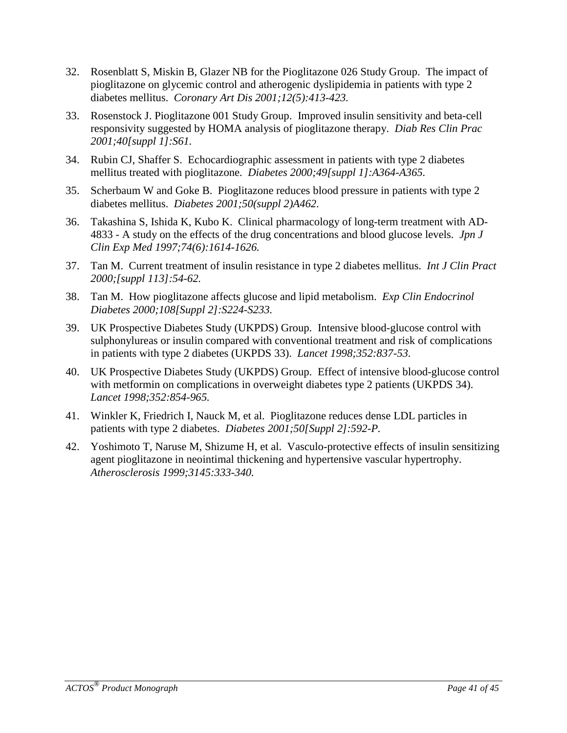32. Rosenblatt S, Miskin B, Glazer NB for the Pioglitazone 026 Study Group. The impact of pioglitazone on glycemic control and atherogenic dyslipidemia in patients with type 2 diabetes mellitus. *Coronary Art Dis 2001;12(5):413-423.*

33. Rosenstock J. Pioglitazone 001 Study Group. Improved insulin sensitivity and beta-cell responsivity suggested by HOMA analysis of pioglitazone therapy. *Diab Res Clin Prac 2001;40[suppl 1]:S61.*

34. Rubin CJ, Shaffer S. Echocardiographic assessment in patients with type 2 diabetes mellitus treated with pioglitazone. *Diabetes 2000;49[suppl 1]:A364-A365.*

35. Scherbaum W and Goke B. Pioglitazone reduces blood pressure in patients with type 2 diabetes mellitus. *Diabetes 2001;50(suppl 2)A462.*

36. Takashina S, Ishida K, Kubo K. Clinical pharmacology of long-term treatment with AD-4833 - A study on the effects of the drug concentrations and blood glucose levels. *Jpn J Clin Exp Med 1997;74(6):1614-1626.*

37. Tan M. Current treatment of insulin resistance in type 2 diabetes mellitus. *Int J Clin Pract 2000;[suppl 113]:54-62.*

38. Tan M. How pioglitazone affects glucose and lipid metabolism. *Exp Clin Endocrinol Diabetes 2000;108[Suppl 2]:S224-S233.*

39. UK Prospective Diabetes Study (UKPDS) Group. Intensive blood-glucose control with sulphonylureas or insulin compared with conventional treatment and risk of complications in patients with type 2 diabetes (UKPDS 33). *Lancet 1998;352:837-53.*

40. UK Prospective Diabetes Study (UKPDS) Group. Effect of intensive blood-glucose control with metformin on complications in overweight diabetes type 2 patients (UKPDS 34). *Lancet 1998;352:854-965.*

41. Winkler K, Friedrich I, Nauck M, et al. Pioglitazone reduces dense LDL particles in patients with type 2 diabetes. *Diabetes 2001;50[Suppl 2]:592-P.*

42. Yoshimoto T, Naruse M, Shizume H, et al. Vasculo-protective effects of insulin sensitizing agent pioglitazone in neointimal thickening and hypertensive vascular hypertrophy. *Atherosclerosis 1999;3145:333-340.*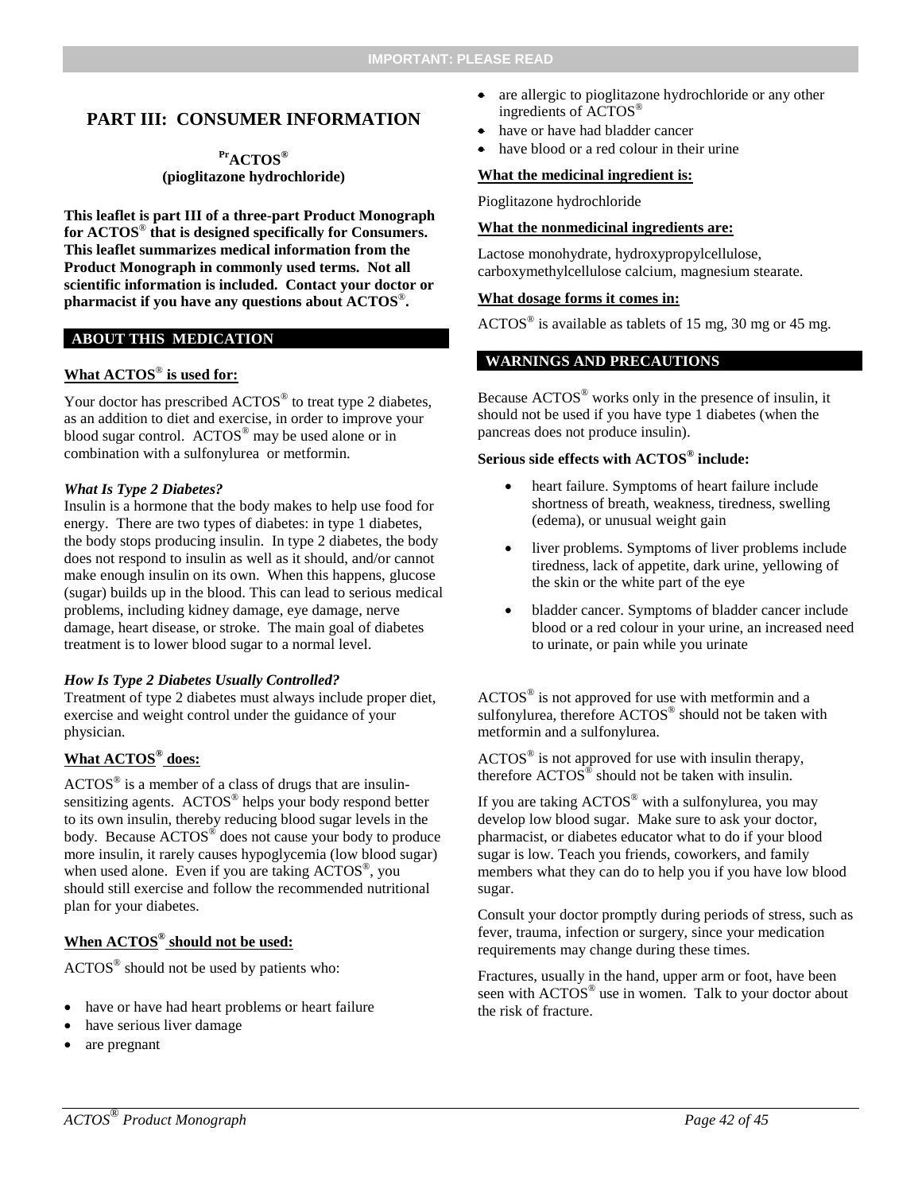IMPORTANT: PLEASE READ

# PART III: CONSUMER INFORMATION

**PrACTOS®**
**(pioglitazone hydrochloride)**

**This leaflet is part III of a three-part Product Monograph for ACTOS® that is designed specifically for Consumers. This leaflet summarizes medical information from the Product Monograph in commonly used terms. Not all scientific information is included. Contact your doctor or pharmacist if you have any questions about ACTOS®.**

## ABOUT THIS MEDICATION

### What ACTOS® is used for:

Your doctor has prescribed ACTOS® to treat type 2 diabetes, as an addition to diet and exercise, in order to improve your blood sugar control. ACTOS® may be used alone or in combination with a sulfonylurea or metformin.

***What Is Type 2 Diabetes?***

Insulin is a hormone that the body makes to help use food for energy. There are two types of diabetes: in type 1 diabetes, the body stops producing insulin. In type 2 diabetes, the body does not respond to insulin as well as it should, and/or cannot make enough insulin on its own. When this happens, glucose (sugar) builds up in the blood. This can lead to serious medical problems, including kidney damage, eye damage, nerve damage, heart disease, or stroke. The main goal of diabetes treatment is to lower blood sugar to a normal level.

***How Is Type 2 Diabetes Usually Controlled?***

Treatment of type 2 diabetes must always include proper diet, exercise and weight control under the guidance of your physician.

### What ACTOS® does:

ACTOS® is a member of a class of drugs that are insulin-sensitizing agents. ACTOS® helps your body respond better to its own insulin, thereby reducing blood sugar levels in the body. Because ACTOS® does not cause your body to produce more insulin, it rarely causes hypoglycemia (low blood sugar) when used alone. Even if you are taking ACTOS®, you should still exercise and follow the recommended nutritional plan for your diabetes.

### When ACTOS® should not be used:

ACTOS® should not be used by patients who:

- have or have had heart problems or heart failure
- have serious liver damage
- are pregnant
- are allergic to pioglitazone hydrochloride or any other ingredients of ACTOS®
- have or have had bladder cancer
- have blood or a red colour in their urine

### What the medicinal ingredient is:

Pioglitazone hydrochloride

### What the nonmedicinal ingredients are:

Lactose monohydrate, hydroxypropylcellulose, carboxymethylcellulose calcium, magnesium stearate.

### What dosage forms it comes in:

ACTOS® is available as tablets of 15 mg, 30 mg or 45 mg.

## WARNINGS AND PRECAUTIONS

Because ACTOS® works only in the presence of insulin, it should not be used if you have type 1 diabetes (when the pancreas does not produce insulin).

**Serious side effects with ACTOS® include:**

- heart failure. Symptoms of heart failure include shortness of breath, weakness, tiredness, swelling (edema), or unusual weight gain
- liver problems. Symptoms of liver problems include tiredness, lack of appetite, dark urine, yellowing of the skin or the white part of the eye
- bladder cancer. Symptoms of bladder cancer include blood or a red colour in your urine, an increased need to urinate, or pain while you urinate

ACTOS® is not approved for use with metformin and a sulfonylurea, therefore ACTOS® should not be taken with metformin and a sulfonylurea.

ACTOS® is not approved for use with insulin therapy, therefore ACTOS® should not be taken with insulin.

If you are taking ACTOS® with a sulfonylurea, you may develop low blood sugar. Make sure to ask your doctor, pharmacist, or diabetes educator what to do if your blood sugar is low. Teach you friends, coworkers, and family members what they can do to help you if you have low blood sugar.

Consult your doctor promptly during periods of stress, such as fever, trauma, infection or surgery, since your medication requirements may change during these times.

Fractures, usually in the hand, upper arm or foot, have been seen with ACTOS® use in women. Talk to your doctor about the risk of fracture.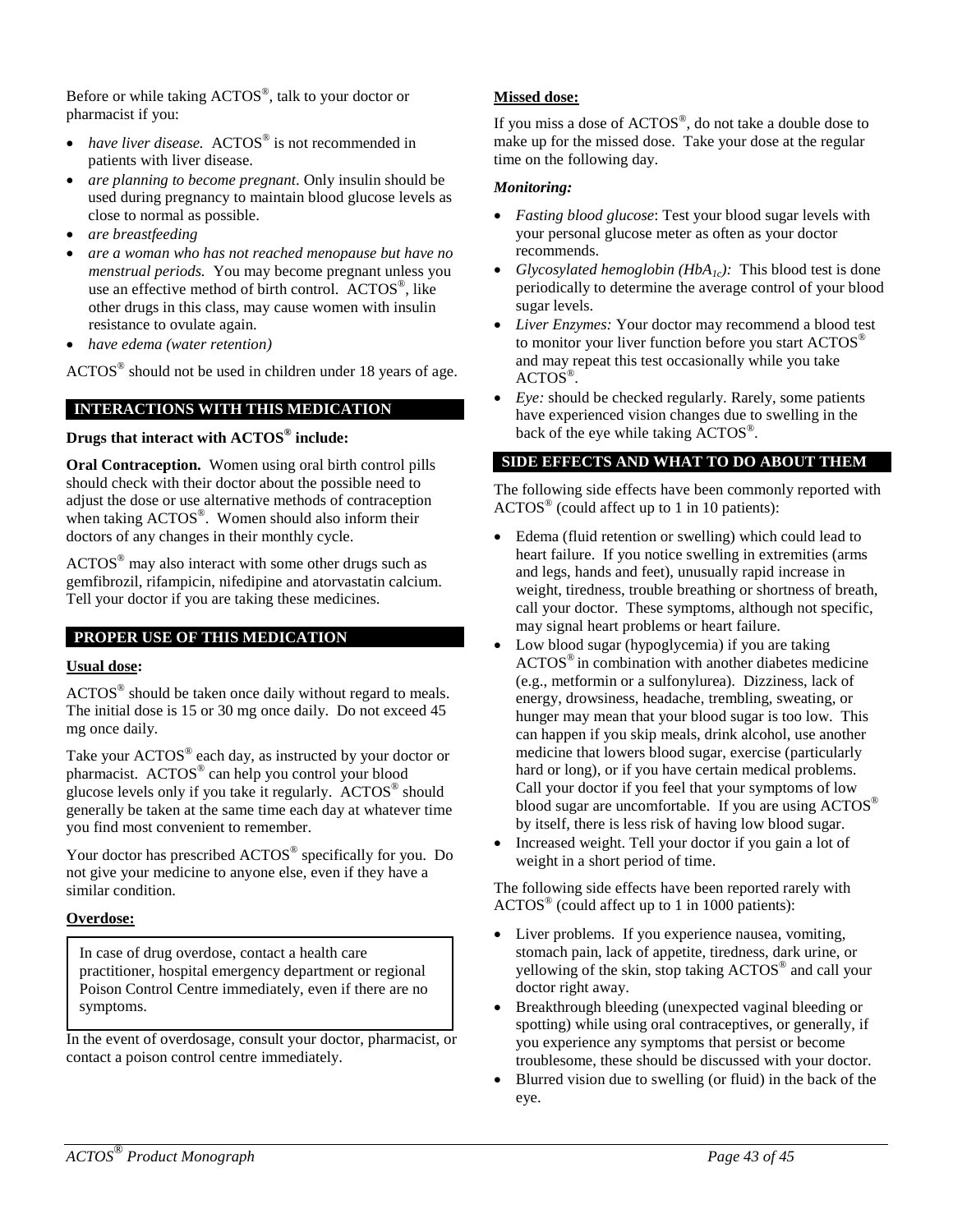Before or while taking ACTOS®, talk to your doctor or pharmacist if you:

- *have liver disease.* ACTOS® is not recommended in patients with liver disease.
- *are planning to become pregnant*. Only insulin should be used during pregnancy to maintain blood glucose levels as close to normal as possible.
- *are breastfeeding*
- *are a woman who has not reached menopause but have no menstrual periods.* You may become pregnant unless you use an effective method of birth control. ACTOS®, like other drugs in this class, may cause women with insulin resistance to ovulate again.
- *have edema (water retention)*

ACTOS® should not be used in children under 18 years of age.

## INTERACTIONS WITH THIS MEDICATION

**Drugs that interact with ACTOS® include:**

**Oral Contraception.** Women using oral birth control pills should check with their doctor about the possible need to adjust the dose or use alternative methods of contraception when taking ACTOS®. Women should also inform their doctors of any changes in their monthly cycle.

ACTOS® may also interact with some other drugs such as gemfibrozil, rifampicin, nifedipine and atorvastatin calcium. Tell your doctor if you are taking these medicines.

## PROPER USE OF THIS MEDICATION

**Usual dose:**

ACTOS® should be taken once daily without regard to meals. The initial dose is 15 or 30 mg once daily. Do not exceed 45 mg once daily.

Take your ACTOS® each day, as instructed by your doctor or pharmacist. ACTOS® can help you control your blood glucose levels only if you take it regularly. ACTOS® should generally be taken at the same time each day at whatever time you find most convenient to remember.

Your doctor has prescribed ACTOS® specifically for you. Do not give your medicine to anyone else, even if they have a similar condition.

**Overdose:**

> In case of drug overdose, contact a health care practitioner, hospital emergency department or regional Poison Control Centre immediately, even if there are no symptoms.

In the event of overdosage, consult your doctor, pharmacist, or contact a poison control centre immediately.

**Missed dose:**

If you miss a dose of ACTOS®, do not take a double dose to make up for the missed dose. Take your dose at the regular time on the following day.

***Monitoring:***

- *Fasting blood glucose*: Test your blood sugar levels with your personal glucose meter as often as your doctor recommends.
- *Glycosylated hemoglobin ($HbA_{1c}$):* This blood test is done periodically to determine the average control of your blood sugar levels.
- *Liver Enzymes:* Your doctor may recommend a blood test to monitor your liver function before you start ACTOS® and may repeat this test occasionally while you take ACTOS®.
- *Eye:* should be checked regularly. Rarely, some patients have experienced vision changes due to swelling in the back of the eye while taking ACTOS®.

## SIDE EFFECTS AND WHAT TO DO ABOUT THEM

The following side effects have been commonly reported with ACTOS® (could affect up to 1 in 10 patients):

- Edema (fluid retention or swelling) which could lead to heart failure. If you notice swelling in extremities (arms and legs, hands and feet), unusually rapid increase in weight, tiredness, trouble breathing or shortness of breath, call your doctor. These symptoms, although not specific, may signal heart problems or heart failure.
- Low blood sugar (hypoglycemia) if you are taking ACTOS® in combination with another diabetes medicine (e.g., metformin or a sulfonylurea). Dizziness, lack of energy, drowsiness, headache, trembling, sweating, or hunger may mean that your blood sugar is too low. This can happen if you skip meals, drink alcohol, use another medicine that lowers blood sugar, exercise (particularly hard or long), or if you have certain medical problems. Call your doctor if you feel that your symptoms of low blood sugar are uncomfortable. If you are using ACTOS® by itself, there is less risk of having low blood sugar.
- Increased weight. Tell your doctor if you gain a lot of weight in a short period of time.

The following side effects have been reported rarely with ACTOS® (could affect up to 1 in 1000 patients):

- Liver problems. If you experience nausea, vomiting, stomach pain, lack of appetite, tiredness, dark urine, or yellowing of the skin, stop taking ACTOS® and call your doctor right away.
- Breakthrough bleeding (unexpected vaginal bleeding or spotting) while using oral contraceptives, or generally, if you experience any symptoms that persist or become troublesome, these should be discussed with your doctor.
- Blurred vision due to swelling (or fluid) in the back of the eye.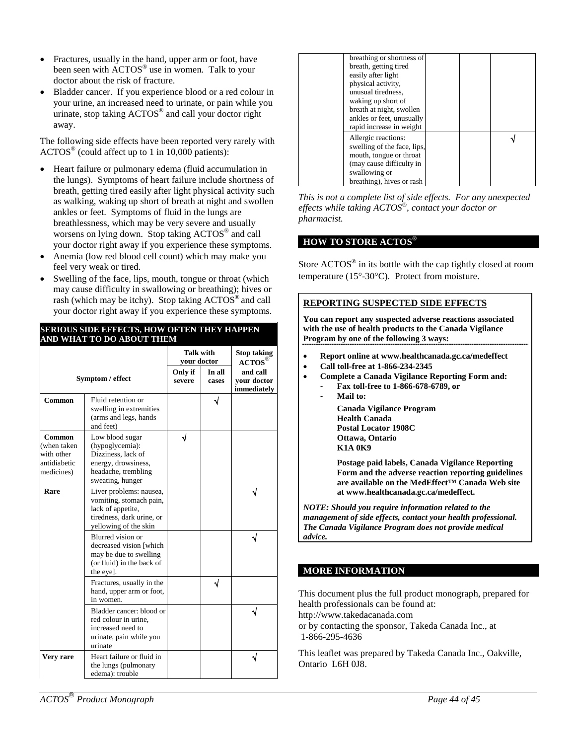- Fractures, usually in the hand, upper arm or foot, have been seen with ACTOS® use in women. Talk to your doctor about the risk of fracture.
- Bladder cancer. If you experience blood or a red colour in your urine, an increased need to urinate, or pain while you urinate, stop taking ACTOS® and call your doctor right away.

The following side effects have been reported very rarely with ACTOS® (could affect up to 1 in 10,000 patients):

- Heart failure or pulmonary edema (fluid accumulation in the lungs). Symptoms of heart failure include shortness of breath, getting tired easily after light physical activity such as walking, waking up short of breath at night and swollen ankles or feet. Symptoms of fluid in the lungs are breathlessness, which may be very severe and usually worsens on lying down. Stop taking ACTOS® and call your doctor right away if you experience these symptoms.
- Anemia (low red blood cell count) which may make you feel very weak or tired.
- Swelling of the face, lips, mouth, tongue or throat (which may cause difficulty in swallowing or breathing); hives or rash (which may be itchy). Stop taking ACTOS® and call your doctor right away if you experience these symptoms.

**SERIOUS SIDE EFFECTS, HOW OFTEN THEY HAPPEN AND WHAT TO DO ABOUT THEM**

| Symptom / effect | | Talk with your doctor | | Stop taking ACTOS® and call your doctor immediately |
|---|---|---|---|---|
| | | Only if severe | In all cases | |
| **Common** | Fluid retention or swelling in extremities (arms and legs, hands and feet) | | √ | |
| **Common** (when taken with other antidiabetic medicines) | Low blood sugar (hypoglycemia): Dizziness, lack of energy, drowsiness, headache, trembling sweating, hunger | √ | | |
| **Rare** | Liver problems: nausea, vomiting, stomach pain, lack of appetite, tiredness, dark urine, or yellowing of the skin | | | √ |
| | Blurred vision or decreased vision [which may be due to swelling (or fluid) in the back of the eye]. | | | √ |
| | Fractures, usually in the hand, upper arm or foot, in women. | | √ | |
| | Bladder cancer: blood or red colour in urine, increased need to urinate, pain while you urinate | | | √ |
| **Very rare** | Heart failure or fluid in the lungs (pulmonary edema): trouble breathing or shortness of breath, getting tired easily after light physical activity, unusual tiredness, waking up short of breath at night, swollen ankles or feet, unusually rapid increase in weight | | | √ |
| | Allergic reactions: swelling of the face, lips, mouth, tongue or throat (may cause difficulty in swallowing or breathing), hives or rash | | | √ |

*This is not a complete list of side effects. For any unexpected effects while taking ACTOS®, contact your doctor or pharmacist.*

## HOW TO STORE ACTOS®

Store ACTOS® in its bottle with the cap tightly closed at room temperature (15°-30°C). Protect from moisture.

**REPORTING SUSPECTED SIDE EFFECTS**

**You can report any suspected adverse reactions associated with the use of health products to the Canada Vigilance Program by one of the following 3 ways:**

- **Report online at www.healthcanada.gc.ca/medeffect**
- **Call toll-free at 1-866-234-2345**
- **Complete a Canada Vigilance Reporting Form and:**
  - **Fax toll-free to 1-866-678-6789, or**
  - **Mail to:**

    **Canada Vigilance Program**
    **Health Canada**
    **Postal Locator 1908C**
    **Ottawa, Ontario**
    **K1A 0K9**

    **Postage paid labels, Canada Vigilance Reporting Form and the adverse reaction reporting guidelines are available on the MedEffect™ Canada Web site at www.healthcanada.gc.ca/medeffect.**

***NOTE: Should you require information related to the management of side effects, contact your health professional. The Canada Vigilance Program does not provide medical advice.***

## MORE INFORMATION

This document plus the full product monograph, prepared for health professionals can be found at:
http://www.takedacanada.com
or by contacting the sponsor, Takeda Canada Inc., at 1-866-295-4636

This leaflet was prepared by Takeda Canada Inc., Oakville, Ontario L6H 0J8.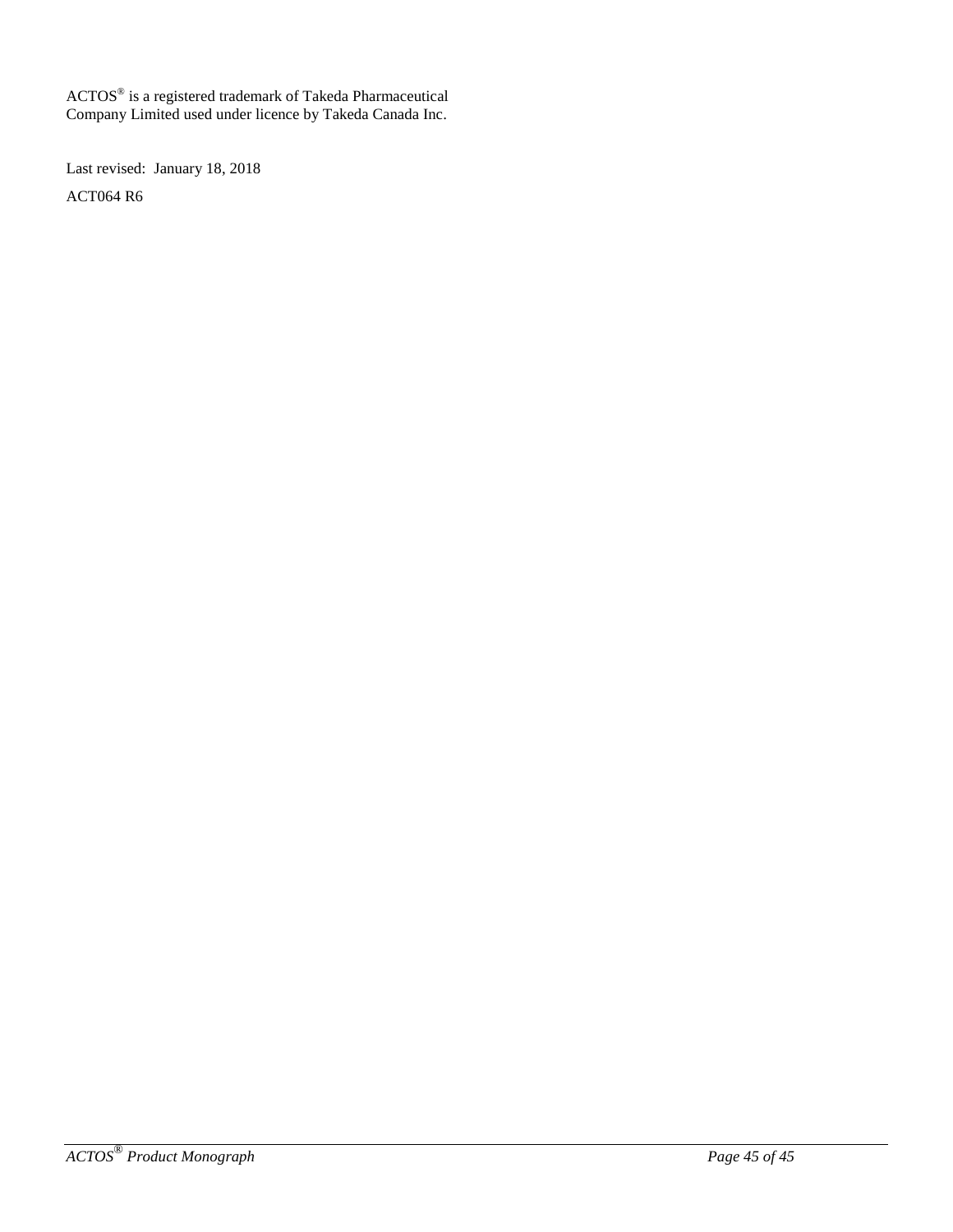ACTOS® is a registered trademark of Takeda Pharmaceutical Company Limited used under licence by Takeda Canada Inc.

Last revised: January 18, 2018

ACT064 R6